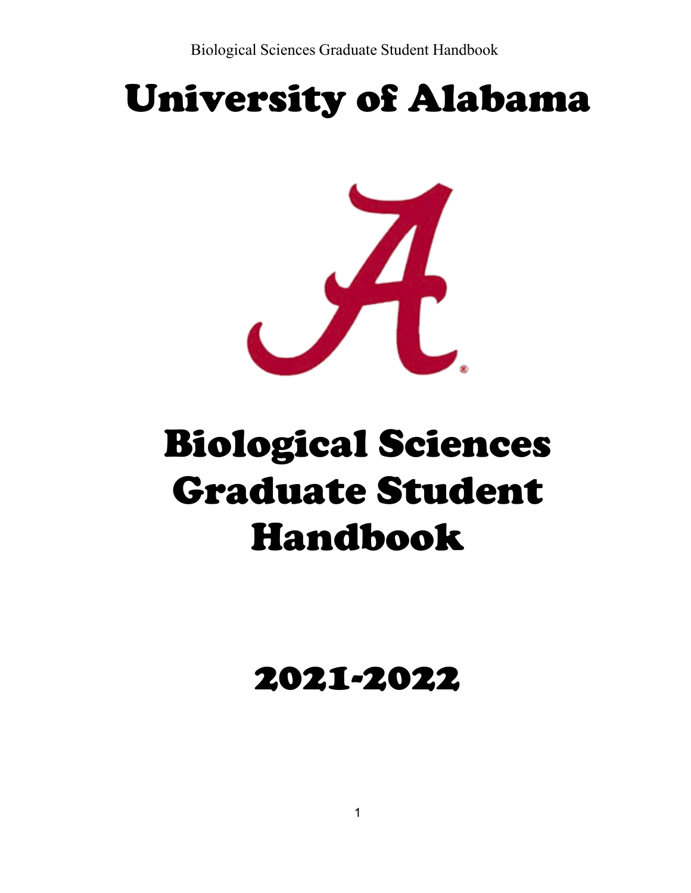# University of Alabama

# Biological Sciences Graduate Student Handbook

# 2021-2022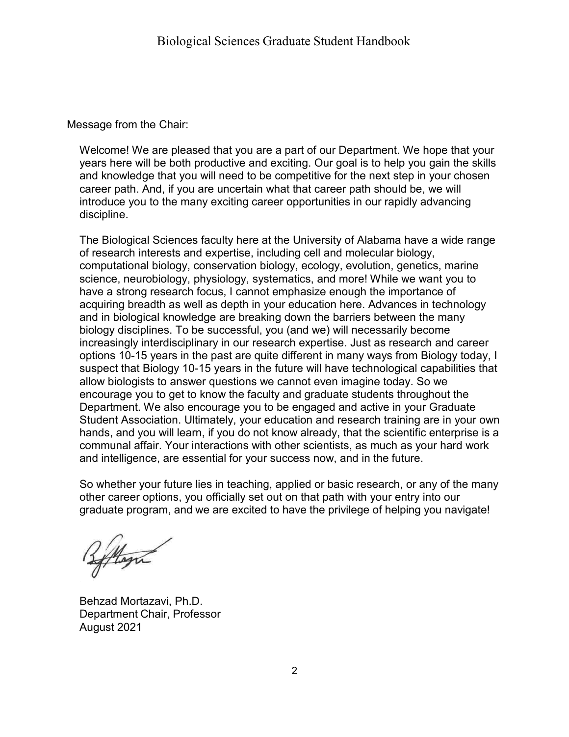Message from the Chair:

Welcome! We are pleased that you are a part of our Department. We hope that your years here will be both productive and exciting. Our goal is to help you gain the skills and knowledge that you will need to be competitive for the next step in your chosen career path. And, if you are uncertain what that career path should be, we will introduce you to the many exciting career opportunities in our rapidly advancing discipline.

The Biological Sciences faculty here at the University of Alabama have a wide range of research interests and expertise, including cell and molecular biology, computational biology, conservation biology, ecology, evolution, genetics, marine science, neurobiology, physiology, systematics, and more! While we want you to have a strong research focus, I cannot emphasize enough the importance of acquiring breadth as well as depth in your education here. Advances in technology and in biological knowledge are breaking down the barriers between the many biology disciplines. To be successful, you (and we) will necessarily become increasingly interdisciplinary in our research expertise. Just as research and career options 10-15 years in the past are quite different in many ways from Biology today, I suspect that Biology 10-15 years in the future will have technological capabilities that allow biologists to answer questions we cannot even imagine today. So we encourage you to get to know the faculty and graduate students throughout the Department. We also encourage you to be engaged and active in your Graduate Student Association. Ultimately, your education and research training are in your own hands, and you will learn, if you do not know already, that the scientific enterprise is a communal affair. Your interactions with other scientists, as much as your hard work and intelligence, are essential for your success now, and in the future.

So whether your future lies in teaching, applied or basic research, or any of the many other career options, you officially set out on that path with your entry into our graduate program, and we are excited to have the privilege of helping you navigate!

Behzad Mortazavi, Ph.D.
Department Chair, Professor
August 2021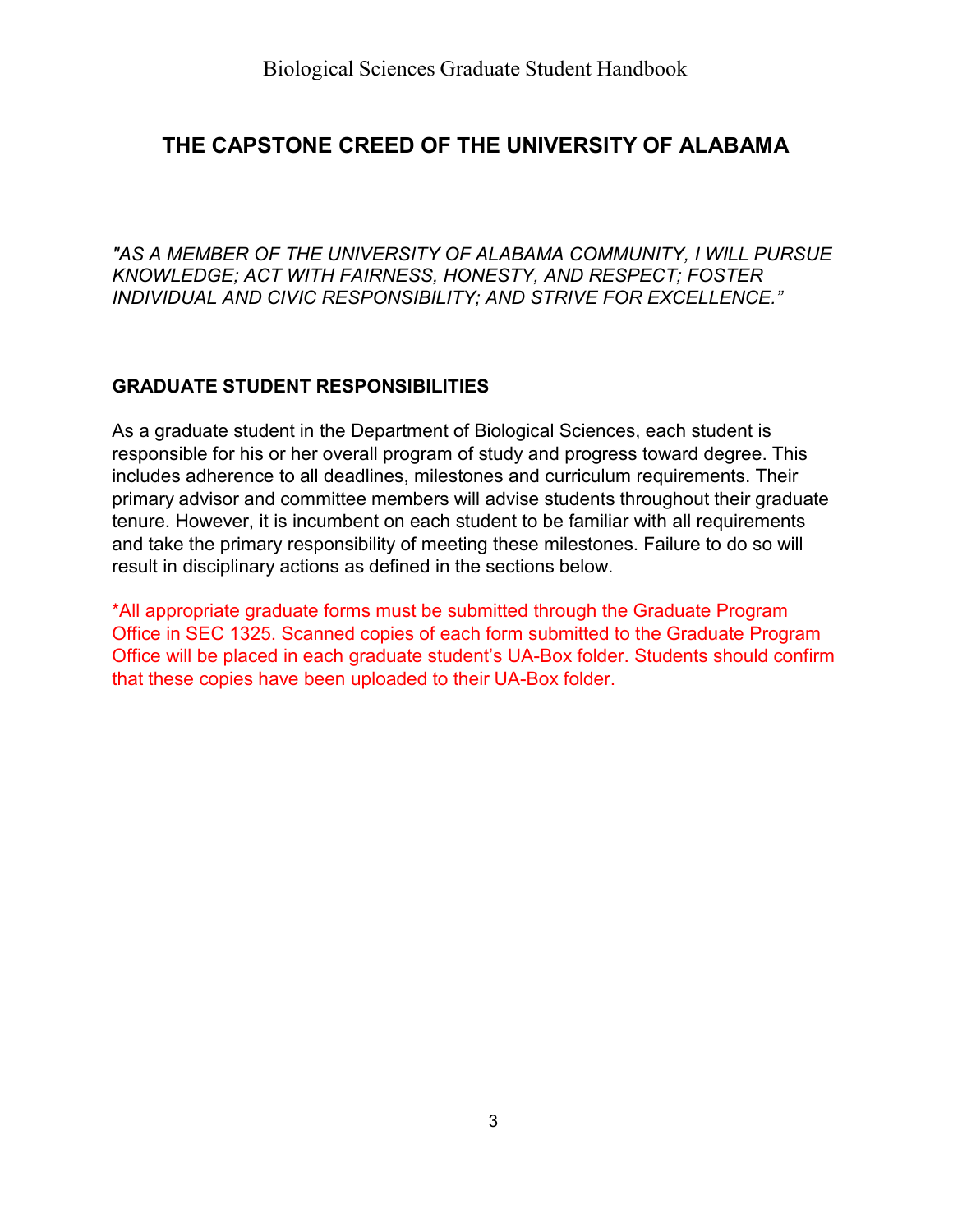# THE CAPSTONE CREED OF THE UNIVERSITY OF ALABAMA

*"AS A MEMBER OF THE UNIVERSITY OF ALABAMA COMMUNITY, I WILL PURSUE KNOWLEDGE; ACT WITH FAIRNESS, HONESTY, AND RESPECT; FOSTER INDIVIDUAL AND CIVIC RESPONSIBILITY; AND STRIVE FOR EXCELLENCE."*

## GRADUATE STUDENT RESPONSIBILITIES

As a graduate student in the Department of Biological Sciences, each student is responsible for his or her overall program of study and progress toward degree. This includes adherence to all deadlines, milestones and curriculum requirements. Their primary advisor and committee members will advise students throughout their graduate tenure. However, it is incumbent on each student to be familiar with all requirements and take the primary responsibility of meeting these milestones. Failure to do so will result in disciplinary actions as defined in the sections below.

*All appropriate graduate forms must be submitted through the Graduate Program Office in SEC 1325. Scanned copies of each form submitted to the Graduate Program Office will be placed in each graduate student's UA-Box folder. Students should confirm that these copies have been uploaded to their UA-Box folder.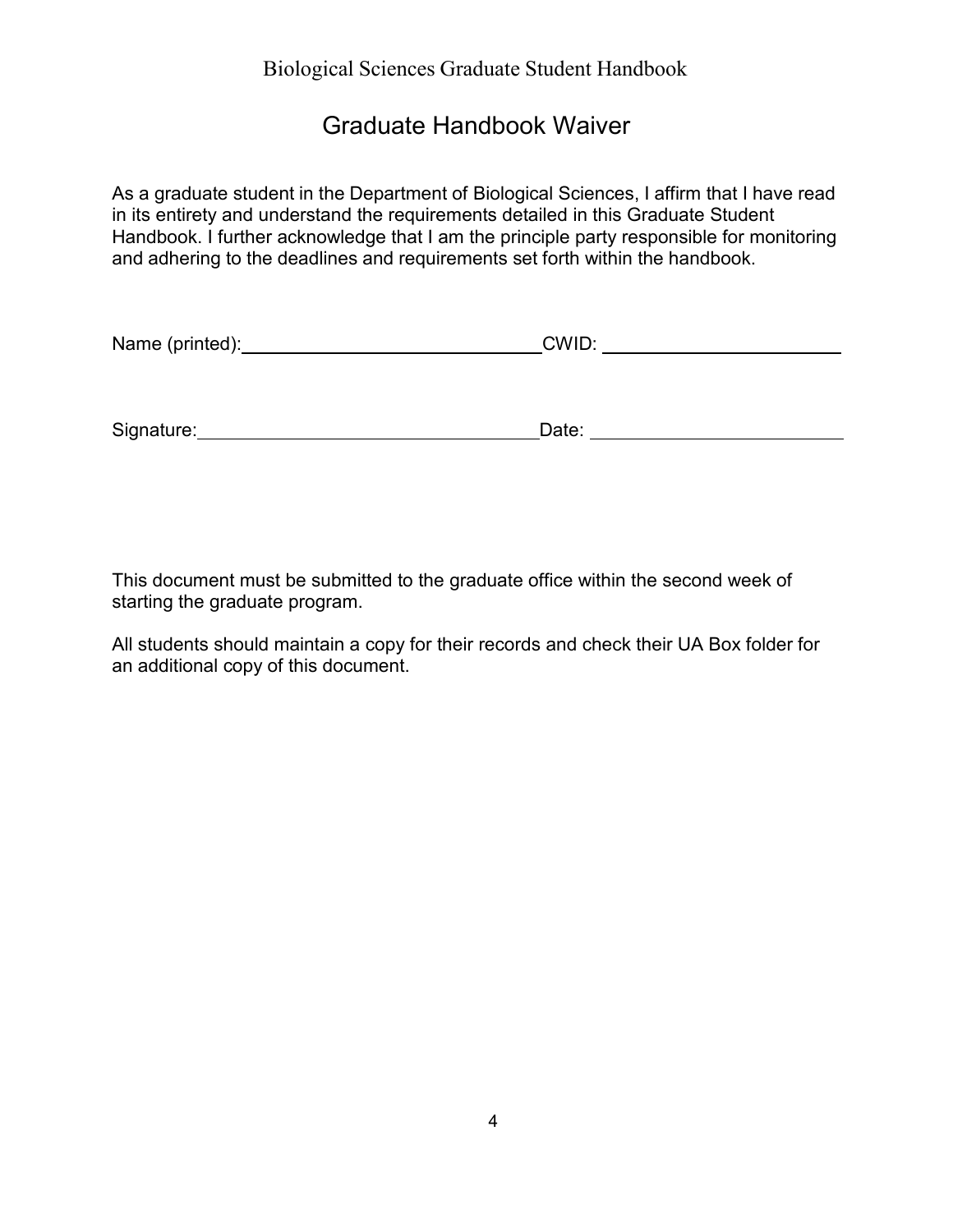# Graduate Handbook Waiver

As a graduate student in the Department of Biological Sciences, I affirm that I have read in its entirety and understand the requirements detailed in this Graduate Student Handbook. I further acknowledge that I am the principle party responsible for monitoring and adhering to the deadlines and requirements set forth within the handbook.

Name (printed):______________________________ CWID: ________________________

Signature:_________________________________ Date: _________________________

This document must be submitted to the graduate office within the second week of starting the graduate program.

All students should maintain a copy for their records and check their UA Box folder for an additional copy of this document.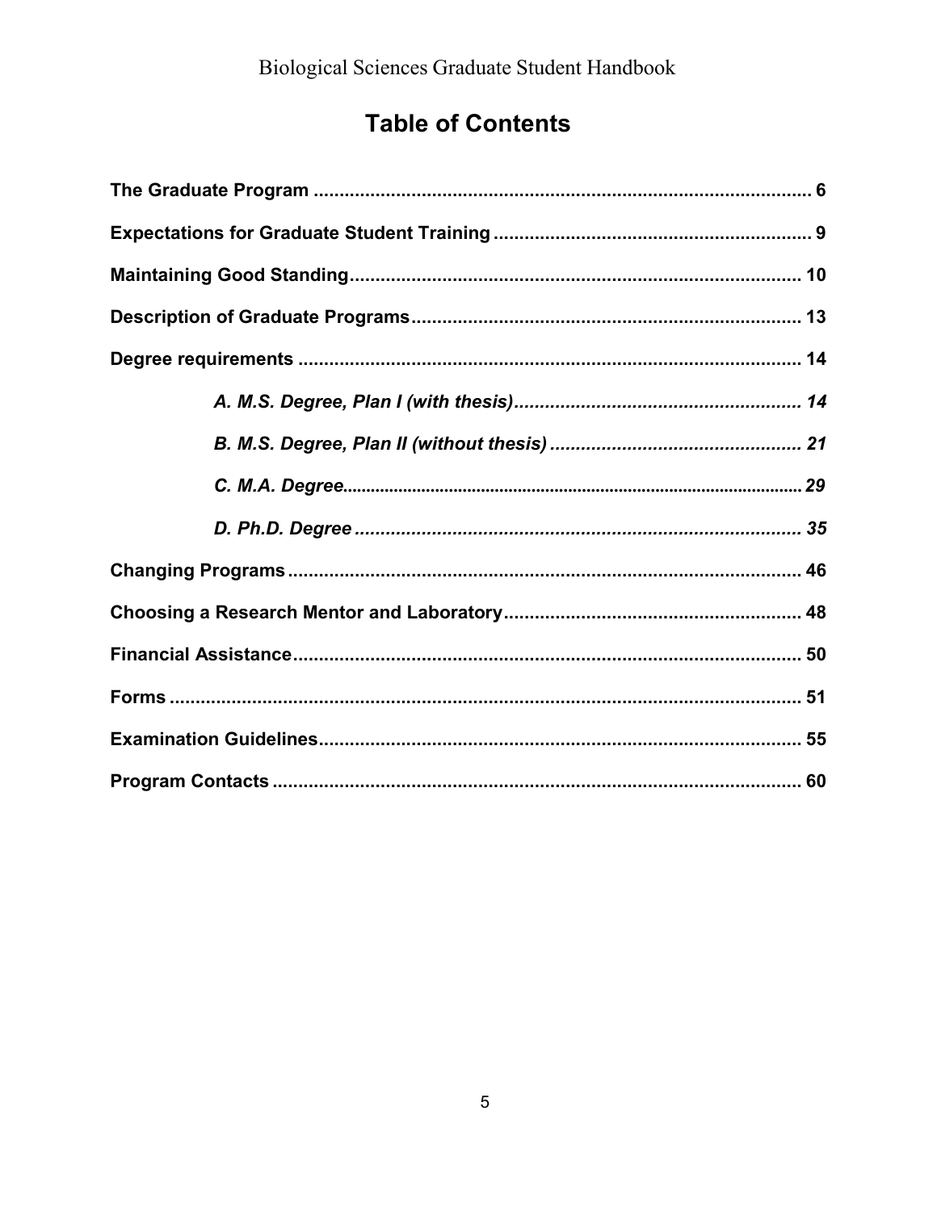# Table of Contents

**The Graduate Program** .................................................................................................. **6**

**Expectations for Graduate Student Training** ............................................................ **9**

**Maintaining Good Standing** ....................................................................................... **10**

**Description of Graduate Programs** ........................................................................... **13**

**Degree requirements** .................................................................................................. **14**

- ***A. M.S. Degree, Plan I (with thesis)*** ....................................................... ***14***
- ***B. M.S. Degree, Plan II (without thesis)*** ................................................ ***21***
- ***C. M.A. Degree*** ......................................................................................... ***29***
- ***D. Ph.D. Degree*** ...................................................................................... ***35***

**Changing Programs** .................................................................................................... **46**

**Choosing a Research Mentor and Laboratory** ......................................................... **48**

**Financial Assistance** .................................................................................................. **50**

**Forms** ........................................................................................................................... **51**

**Examination Guidelines** ............................................................................................. **55**

**Program Contacts** ....................................................................................................... **60**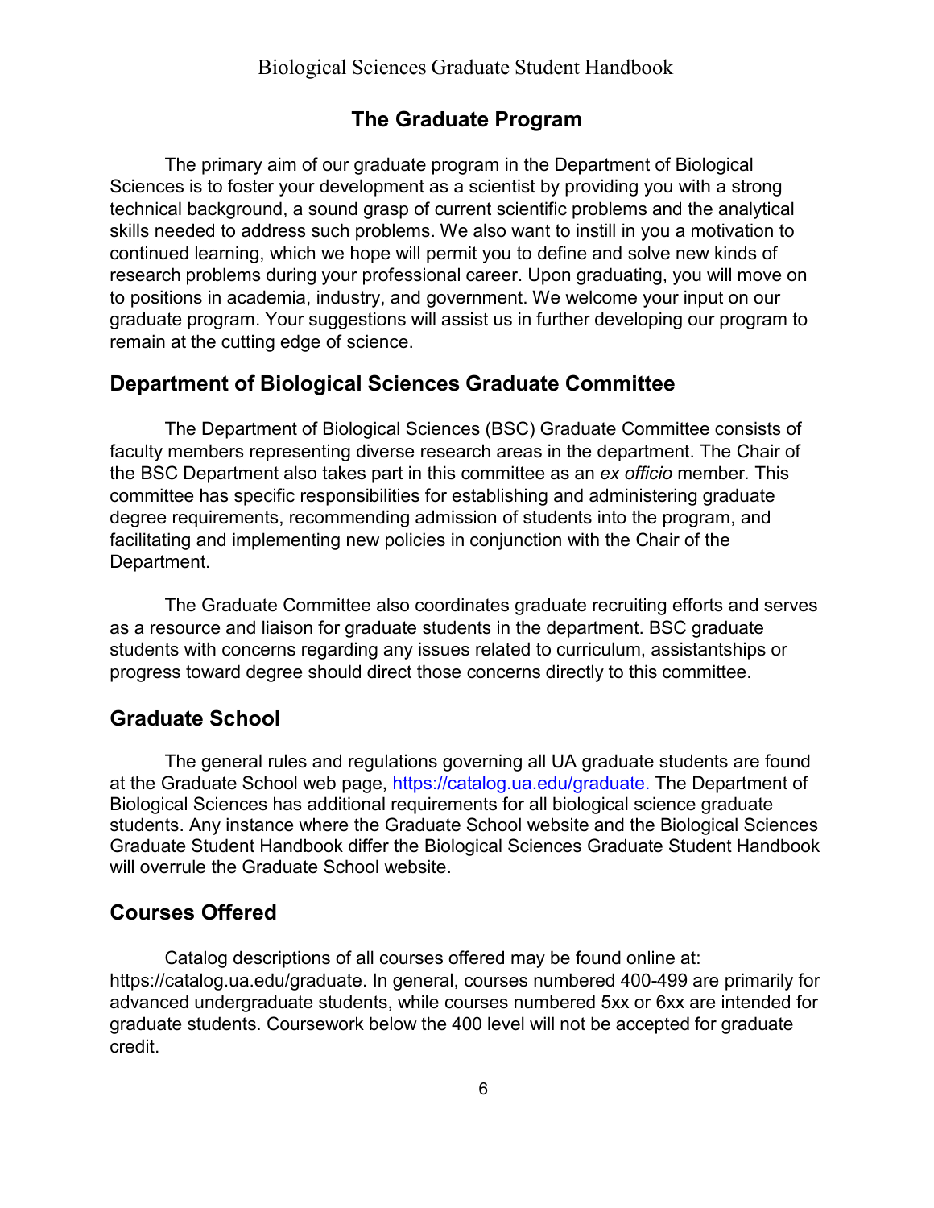## The Graduate Program

The primary aim of our graduate program in the Department of Biological Sciences is to foster your development as a scientist by providing you with a strong technical background, a sound grasp of current scientific problems and the analytical skills needed to address such problems. We also want to instill in you a motivation to continued learning, which we hope will permit you to define and solve new kinds of research problems during your professional career. Upon graduating, you will move on to positions in academia, industry, and government. We welcome your input on our graduate program. Your suggestions will assist us in further developing our program to remain at the cutting edge of science.

### Department of Biological Sciences Graduate Committee

The Department of Biological Sciences (BSC) Graduate Committee consists of faculty members representing diverse research areas in the department. The Chair of the BSC Department also takes part in this committee as an *ex officio* member. This committee has specific responsibilities for establishing and administering graduate degree requirements, recommending admission of students into the program, and facilitating and implementing new policies in conjunction with the Chair of the Department.

The Graduate Committee also coordinates graduate recruiting efforts and serves as a resource and liaison for graduate students in the department. BSC graduate students with concerns regarding any issues related to curriculum, assistantships or progress toward degree should direct those concerns directly to this committee.

### Graduate School

The general rules and regulations governing all UA graduate students are found at the Graduate School web page, https://catalog.ua.edu/graduate. The Department of Biological Sciences has additional requirements for all biological science graduate students. Any instance where the Graduate School website and the Biological Sciences Graduate Student Handbook differ the Biological Sciences Graduate Student Handbook will overrule the Graduate School website.

### Courses Offered

Catalog descriptions of all courses offered may be found online at: https://catalog.ua.edu/graduate. In general, courses numbered 400-499 are primarily for advanced undergraduate students, while courses numbered 5xx or 6xx are intended for graduate students. Coursework below the 400 level will not be accepted for graduate credit.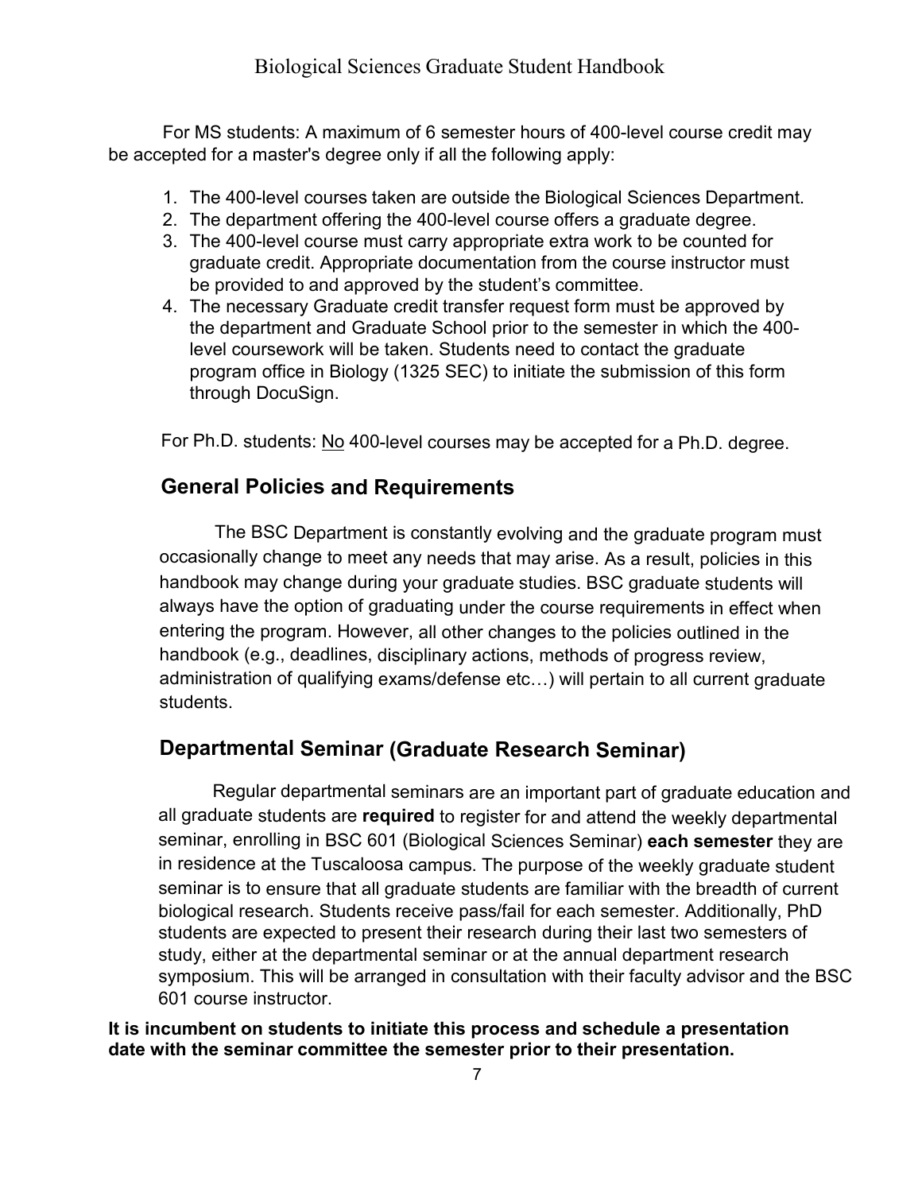For MS students: A maximum of 6 semester hours of 400-level course credit may be accepted for a master's degree only if all the following apply:

1. The 400-level courses taken are outside the Biological Sciences Department.
2. The department offering the 400-level course offers a graduate degree.
3. The 400-level course must carry appropriate extra work to be counted for graduate credit. Appropriate documentation from the course instructor must be provided to and approved by the student's committee.
4. The necessary Graduate credit transfer request form must be approved by the department and Graduate School prior to the semester in which the 400-level coursework will be taken. Students need to contact the graduate program office in Biology (1325 SEC) to initiate the submission of this form through DocuSign.

For Ph.D. students: <u>No</u> 400-level courses may be accepted for a Ph.D. degree.

## General Policies and Requirements

The BSC Department is constantly evolving and the graduate program must occasionally change to meet any needs that may arise. As a result, policies in this handbook may change during your graduate studies. BSC graduate students will always have the option of graduating under the course requirements in effect when entering the program. However, all other changes to the policies outlined in the handbook (e.g., deadlines, disciplinary actions, methods of progress review, administration of qualifying exams/defense etc…) will pertain to all current graduate students.

## Departmental Seminar (Graduate Research Seminar)

Regular departmental seminars are an important part of graduate education and all graduate students are **required** to register for and attend the weekly departmental seminar, enrolling in BSC 601 (Biological Sciences Seminar) **each semester** they are in residence at the Tuscaloosa campus. The purpose of the weekly graduate student seminar is to ensure that all graduate students are familiar with the breadth of current biological research. Students receive pass/fail for each semester. Additionally, PhD students are expected to present their research during their last two semesters of study, either at the departmental seminar or at the annual department research symposium. This will be arranged in consultation with their faculty advisor and the BSC 601 course instructor.

**It is incumbent on students to initiate this process and schedule a presentation date with the seminar committee the semester prior to their presentation.**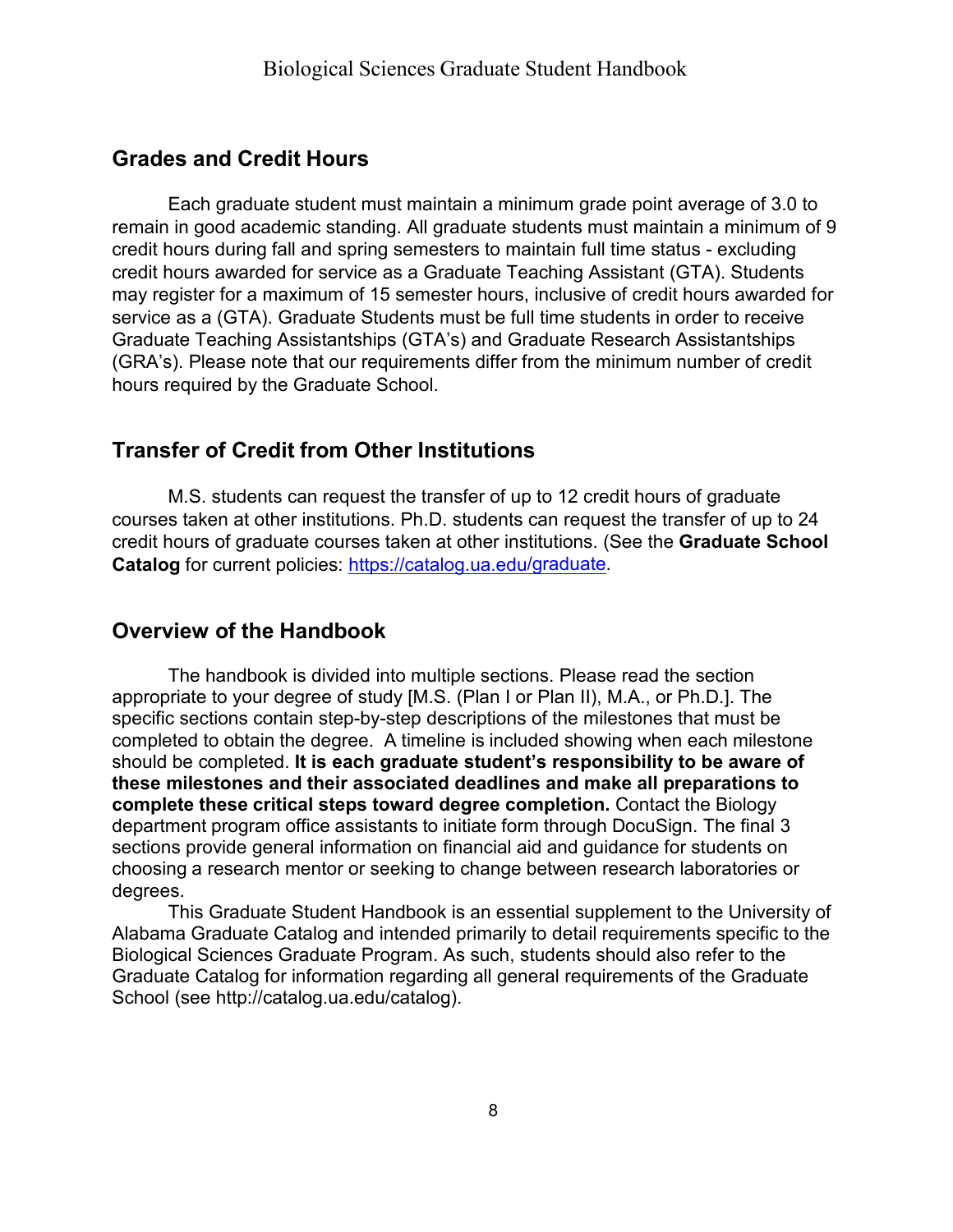## Grades and Credit Hours

Each graduate student must maintain a minimum grade point average of 3.0 to remain in good academic standing. All graduate students must maintain a minimum of 9 credit hours during fall and spring semesters to maintain full time status - excluding credit hours awarded for service as a Graduate Teaching Assistant (GTA). Students may register for a maximum of 15 semester hours, inclusive of credit hours awarded for service as a (GTA). Graduate Students must be full time students in order to receive Graduate Teaching Assistantships (GTA's) and Graduate Research Assistantships (GRA's). Please note that our requirements differ from the minimum number of credit hours required by the Graduate School.

## Transfer of Credit from Other Institutions

M.S. students can request the transfer of up to 12 credit hours of graduate courses taken at other institutions. Ph.D. students can request the transfer of up to 24 credit hours of graduate courses taken at other institutions. (See the **Graduate School Catalog** for current policies: https://catalog.ua.edu/graduate.

## Overview of the Handbook

The handbook is divided into multiple sections. Please read the section appropriate to your degree of study [M.S. (Plan I or Plan II), M.A., or Ph.D.]. The specific sections contain step-by-step descriptions of the milestones that must be completed to obtain the degree. A timeline is included showing when each milestone should be completed. **It is each graduate student's responsibility to be aware of these milestones and their associated deadlines and make all preparations to complete these critical steps toward degree completion.** Contact the Biology department program office assistants to initiate form through DocuSign. The final 3 sections provide general information on financial aid and guidance for students on choosing a research mentor or seeking to change between research laboratories or degrees.

This Graduate Student Handbook is an essential supplement to the University of Alabama Graduate Catalog and intended primarily to detail requirements specific to the Biological Sciences Graduate Program. As such, students should also refer to the Graduate Catalog for information regarding all general requirements of the Graduate School (see http://catalog.ua.edu/catalog).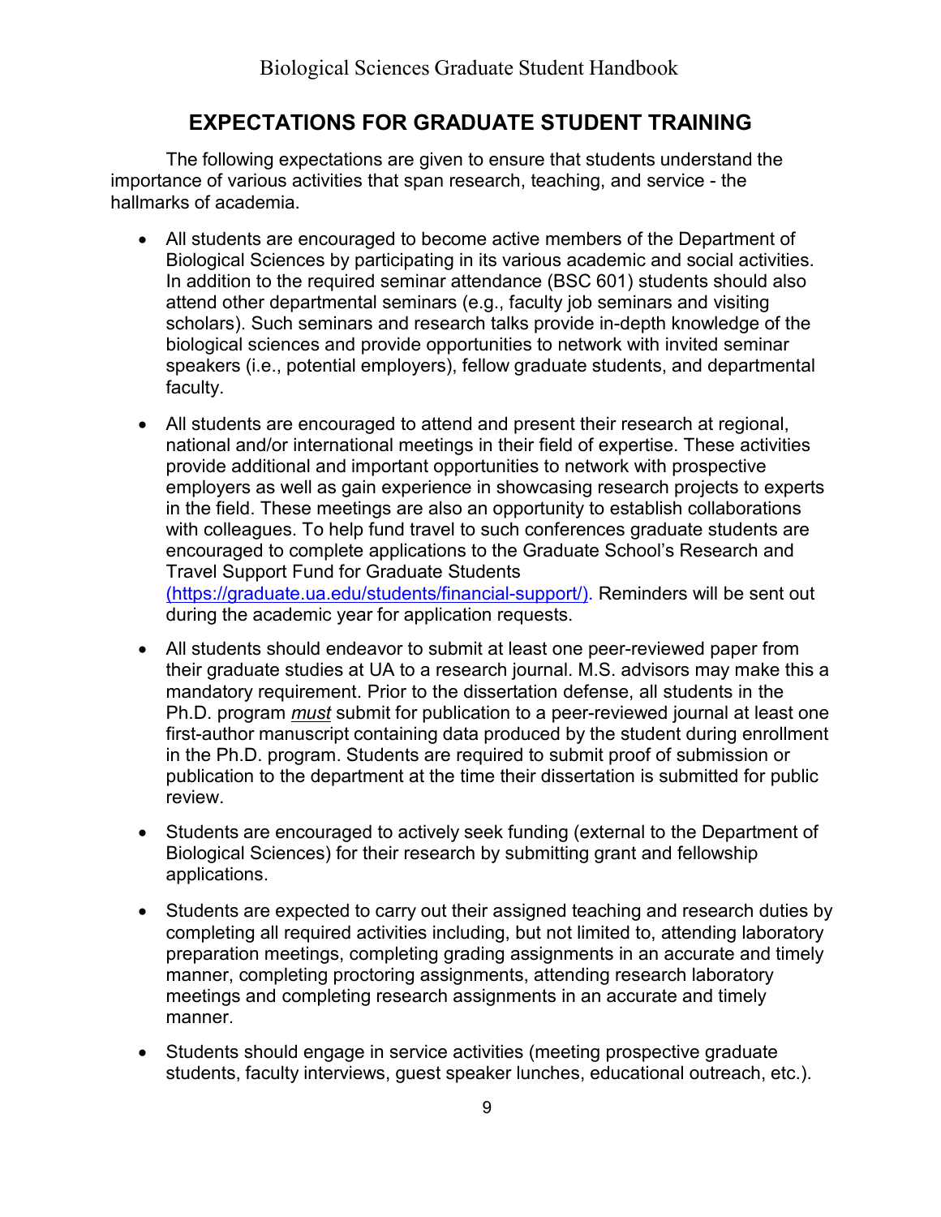## EXPECTATIONS FOR GRADUATE STUDENT TRAINING

The following expectations are given to ensure that students understand the importance of various activities that span research, teaching, and service - the hallmarks of academia.

- All students are encouraged to become active members of the Department of Biological Sciences by participating in its various academic and social activities. In addition to the required seminar attendance (BSC 601) students should also attend other departmental seminars (e.g., faculty job seminars and visiting scholars). Such seminars and research talks provide in-depth knowledge of the biological sciences and provide opportunities to network with invited seminar speakers (i.e., potential employers), fellow graduate students, and departmental faculty.
- All students are encouraged to attend and present their research at regional, national and/or international meetings in their field of expertise. These activities provide additional and important opportunities to network with prospective employers as well as gain experience in showcasing research projects to experts in the field. These meetings are also an opportunity to establish collaborations with colleagues. To help fund travel to such conferences graduate students are encouraged to complete applications to the Graduate School's Research and Travel Support Fund for Graduate Students (https://graduate.ua.edu/students/financial-support/). Reminders will be sent out during the academic year for application requests.
- All students should endeavor to submit at least one peer-reviewed paper from their graduate studies at UA to a research journal. M.S. advisors may make this a mandatory requirement. Prior to the dissertation defense, all students in the Ph.D. program ***must*** submit for publication to a peer-reviewed journal at least one first-author manuscript containing data produced by the student during enrollment in the Ph.D. program. Students are required to submit proof of submission or publication to the department at the time their dissertation is submitted for public review.
- Students are encouraged to actively seek funding (external to the Department of Biological Sciences) for their research by submitting grant and fellowship applications.
- Students are expected to carry out their assigned teaching and research duties by completing all required activities including, but not limited to, attending laboratory preparation meetings, completing grading assignments in an accurate and timely manner, completing proctoring assignments, attending research laboratory meetings and completing research assignments in an accurate and timely manner.
- Students should engage in service activities (meeting prospective graduate students, faculty interviews, guest speaker lunches, educational outreach, etc.).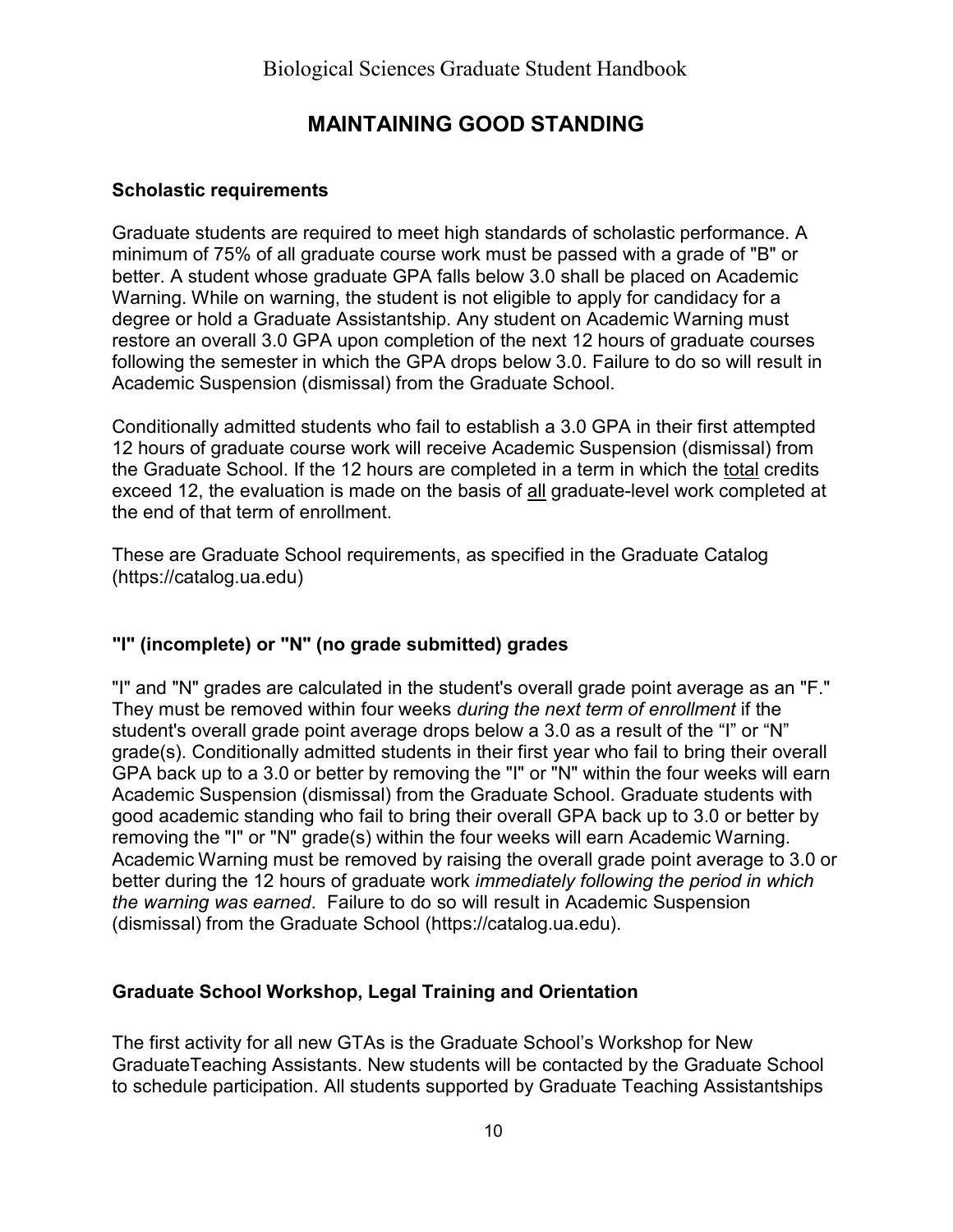# MAINTAINING GOOD STANDING

### Scholastic requirements

Graduate students are required to meet high standards of scholastic performance. A minimum of 75% of all graduate course work must be passed with a grade of "B" or better. A student whose graduate GPA falls below 3.0 shall be placed on Academic Warning. While on warning, the student is not eligible to apply for candidacy for a degree or hold a Graduate Assistantship. Any student on Academic Warning must restore an overall 3.0 GPA upon completion of the next 12 hours of graduate courses following the semester in which the GPA drops below 3.0. Failure to do so will result in Academic Suspension (dismissal) from the Graduate School.

Conditionally admitted students who fail to establish a 3.0 GPA in their first attempted 12 hours of graduate course work will receive Academic Suspension (dismissal) from the Graduate School. If the 12 hours are completed in a term in which the total credits exceed 12, the evaluation is made on the basis of all graduate-level work completed at the end of that term of enrollment.

These are Graduate School requirements, as specified in the Graduate Catalog (https://catalog.ua.edu)

### "I" (incomplete) or "N" (no grade submitted) grades

"I" and "N" grades are calculated in the student's overall grade point average as an "F." They must be removed within four weeks *during the next term of enrollment* if the student's overall grade point average drops below a 3.0 as a result of the "I" or "N" grade(s). Conditionally admitted students in their first year who fail to bring their overall GPA back up to a 3.0 or better by removing the "I" or "N" within the four weeks will earn Academic Suspension (dismissal) from the Graduate School. Graduate students with good academic standing who fail to bring their overall GPA back up to 3.0 or better by removing the "I" or "N" grade(s) within the four weeks will earn Academic Warning. Academic Warning must be removed by raising the overall grade point average to 3.0 or better during the 12 hours of graduate work *immediately following the period in which the warning was earned*. Failure to do so will result in Academic Suspension (dismissal) from the Graduate School (https://catalog.ua.edu).

### Graduate School Workshop, Legal Training and Orientation

The first activity for all new GTAs is the Graduate School's Workshop for New GraduateTeaching Assistants. New students will be contacted by the Graduate School to schedule participation. All students supported by Graduate Teaching Assistantships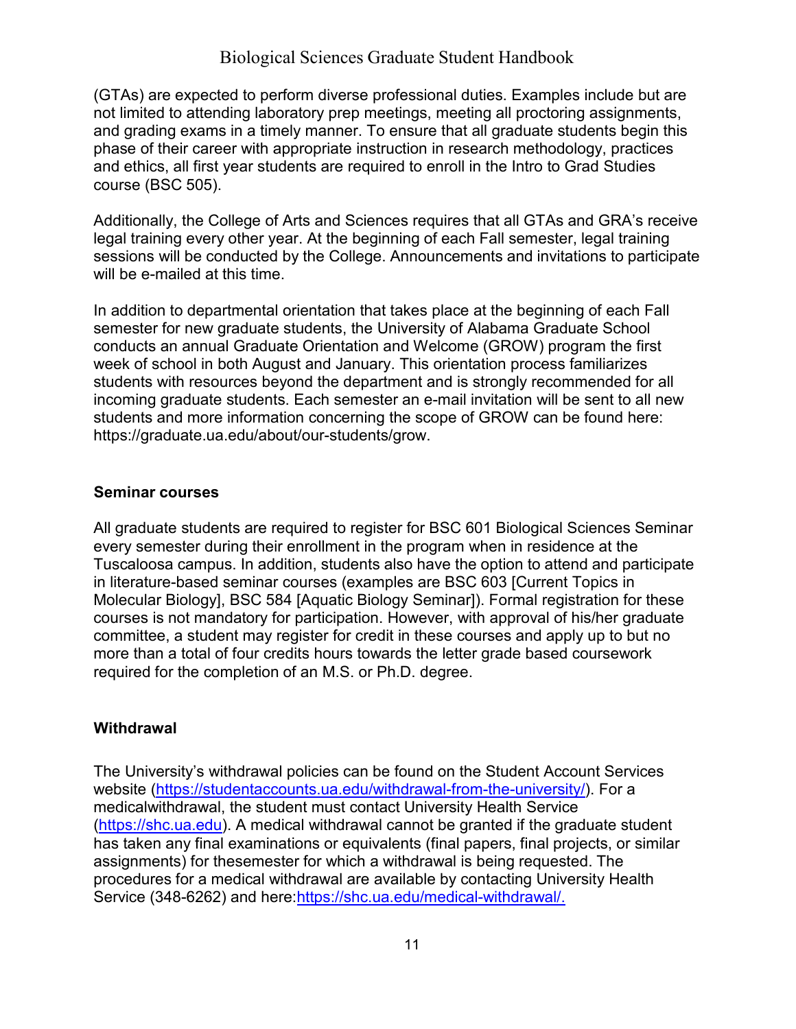(GTAs) are expected to perform diverse professional duties. Examples include but are not limited to attending laboratory prep meetings, meeting all proctoring assignments, and grading exams in a timely manner. To ensure that all graduate students begin this phase of their career with appropriate instruction in research methodology, practices and ethics, all first year students are required to enroll in the Intro to Grad Studies course (BSC 505).

Additionally, the College of Arts and Sciences requires that all GTAs and GRA's receive legal training every other year. At the beginning of each Fall semester, legal training sessions will be conducted by the College. Announcements and invitations to participate will be e-mailed at this time.

In addition to departmental orientation that takes place at the beginning of each Fall semester for new graduate students, the University of Alabama Graduate School conducts an annual Graduate Orientation and Welcome (GROW) program the first week of school in both August and January. This orientation process familiarizes students with resources beyond the department and is strongly recommended for all incoming graduate students. Each semester an e-mail invitation will be sent to all new students and more information concerning the scope of GROW can be found here: https://graduate.ua.edu/about/our-students/grow.

### Seminar courses

All graduate students are required to register for BSC 601 Biological Sciences Seminar every semester during their enrollment in the program when in residence at the Tuscaloosa campus. In addition, students also have the option to attend and participate in literature-based seminar courses (examples are BSC 603 [Current Topics in Molecular Biology], BSC 584 [Aquatic Biology Seminar]). Formal registration for these courses is not mandatory for participation. However, with approval of his/her graduate committee, a student may register for credit in these courses and apply up to but no more than a total of four credits hours towards the letter grade based coursework required for the completion of an M.S. or Ph.D. degree.

### Withdrawal

The University's withdrawal policies can be found on the Student Account Services website (https://studentaccounts.ua.edu/withdrawal-from-the-university/). For a medicalwithdrawal, the student must contact University Health Service (https://shc.ua.edu). A medical withdrawal cannot be granted if the graduate student has taken any final examinations or equivalents (final papers, final projects, or similar assignments) for thesemester for which a withdrawal is being requested. The procedures for a medical withdrawal are available by contacting University Health Service (348-6262) and here:https://shc.ua.edu/medical-withdrawal/.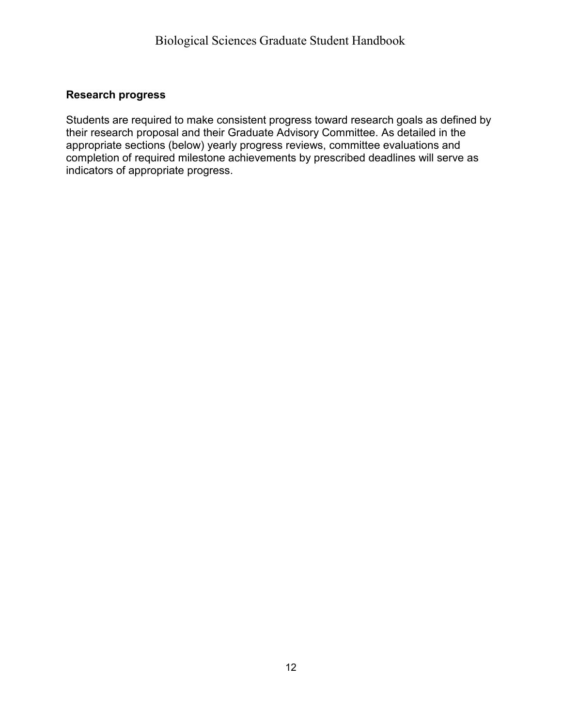## Research progress

Students are required to make consistent progress toward research goals as defined by their research proposal and their Graduate Advisory Committee. As detailed in the appropriate sections (below) yearly progress reviews, committee evaluations and completion of required milestone achievements by prescribed deadlines will serve as indicators of appropriate progress.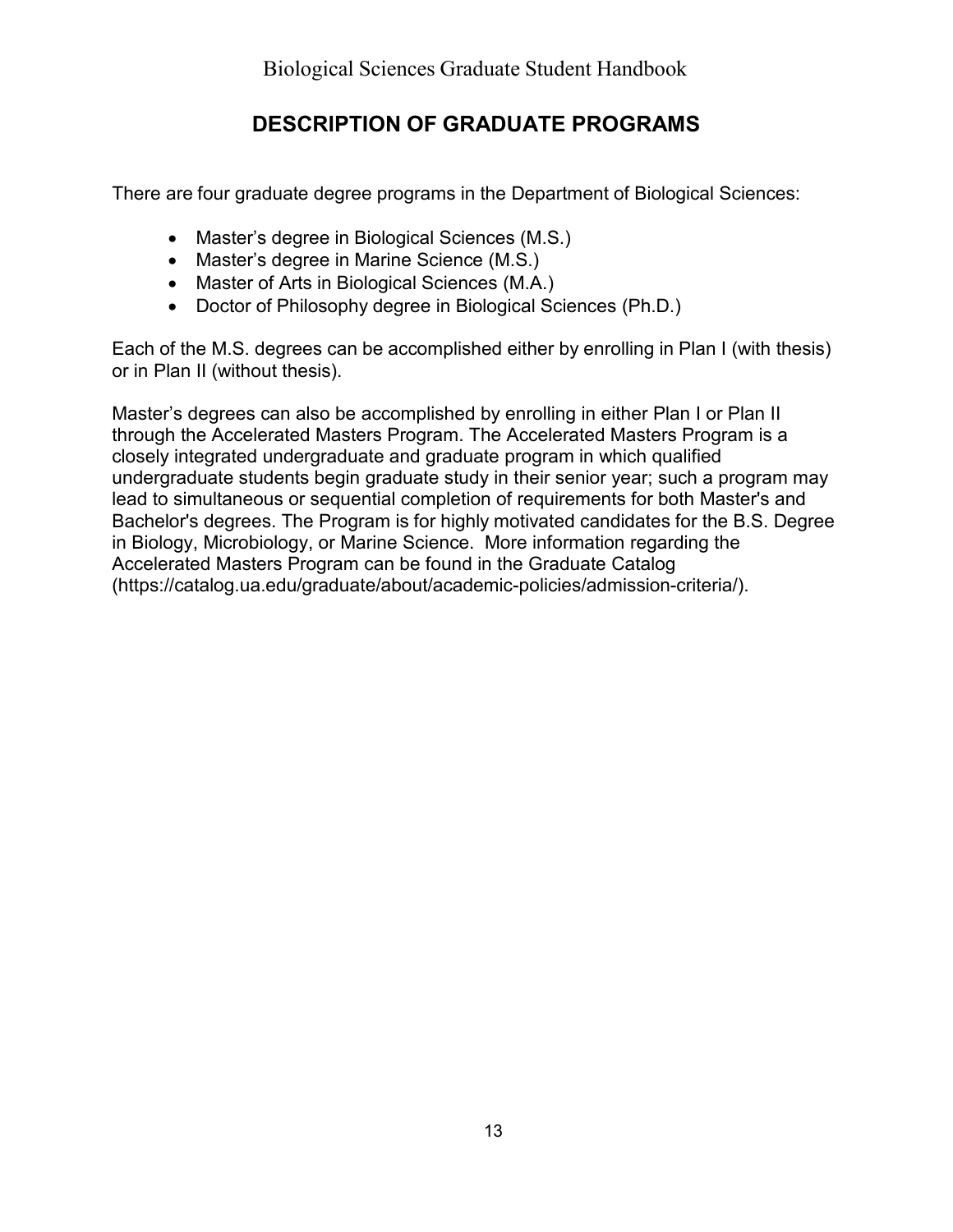# DESCRIPTION OF GRADUATE PROGRAMS

There are four graduate degree programs in the Department of Biological Sciences:

- Master's degree in Biological Sciences (M.S.)
- Master's degree in Marine Science (M.S.)
- Master of Arts in Biological Sciences (M.A.)
- Doctor of Philosophy degree in Biological Sciences (Ph.D.)

Each of the M.S. degrees can be accomplished either by enrolling in Plan I (with thesis) or in Plan II (without thesis).

Master's degrees can also be accomplished by enrolling in either Plan I or Plan II through the Accelerated Masters Program. The Accelerated Masters Program is a closely integrated undergraduate and graduate program in which qualified undergraduate students begin graduate study in their senior year; such a program may lead to simultaneous or sequential completion of requirements for both Master's and Bachelor's degrees. The Program is for highly motivated candidates for the B.S. Degree in Biology, Microbiology, or Marine Science. More information regarding the Accelerated Masters Program can be found in the Graduate Catalog (https://catalog.ua.edu/graduate/about/academic-policies/admission-criteria/).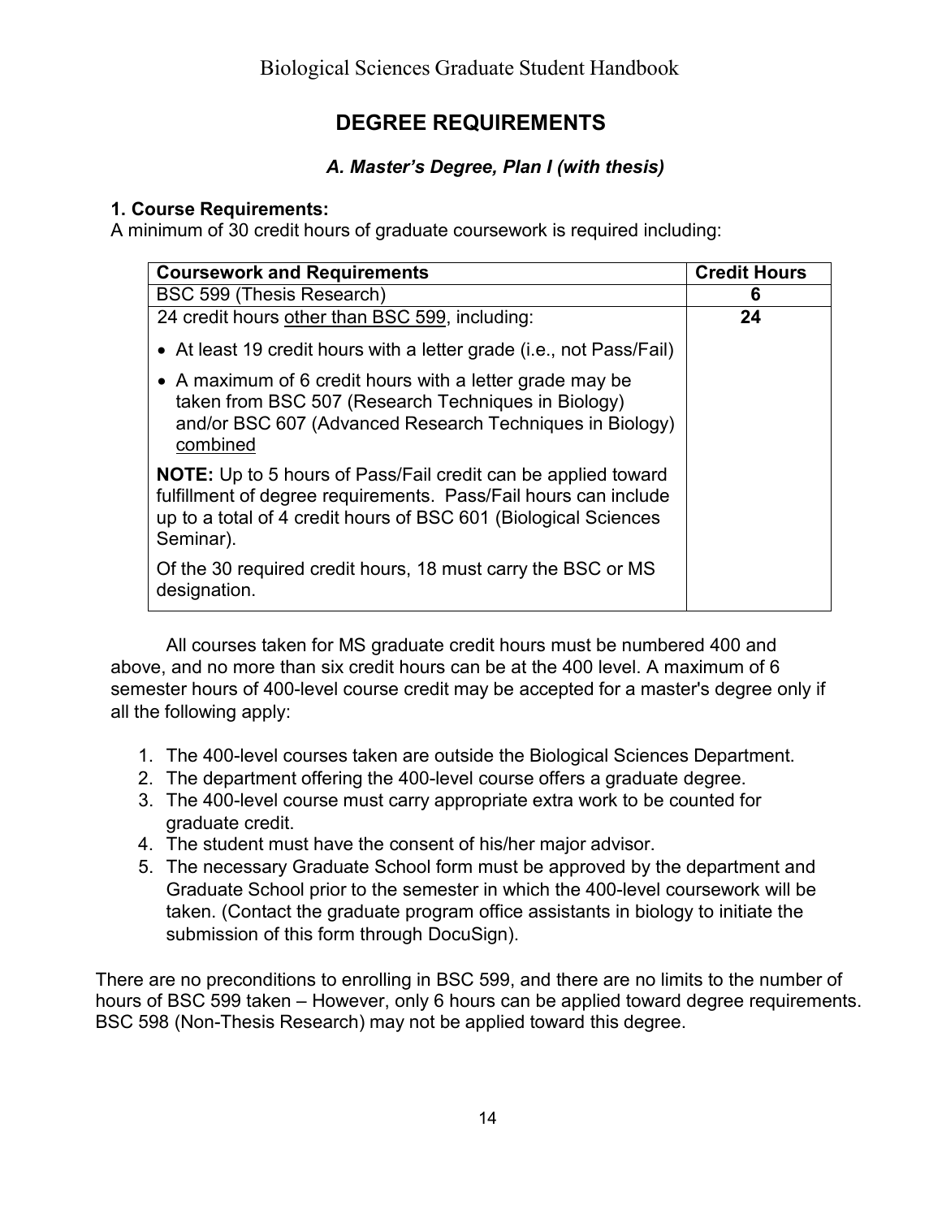## DEGREE REQUIREMENTS

### *A. Master's Degree, Plan I (with thesis)*

**1. Course Requirements:**

A minimum of 30 credit hours of graduate coursework is required including:

| Coursework and Requirements | Credit Hours |
|---|---|
| BSC 599 (Thesis Research) | **6** |
| 24 credit hours <u>other than BSC 599</u>, including:<br>• At least 19 credit hours with a letter grade (i.e., not Pass/Fail)<br>• A maximum of 6 credit hours with a letter grade may be taken from BSC 507 (Research Techniques in Biology) and/or BSC 607 (Advanced Research Techniques in Biology) <u>combined</u><br>**NOTE:** Up to 5 hours of Pass/Fail credit can be applied toward fulfillment of degree requirements. Pass/Fail hours can include up to a total of 4 credit hours of BSC 601 (Biological Sciences Seminar).<br>Of the 30 required credit hours, 18 must carry the BSC or MS designation. | **24** |

All courses taken for MS graduate credit hours must be numbered 400 and above, and no more than six credit hours can be at the 400 level. A maximum of 6 semester hours of 400-level course credit may be accepted for a master's degree only if all the following apply:

1. The 400-level courses taken are outside the Biological Sciences Department.
2. The department offering the 400-level course offers a graduate degree.
3. The 400-level course must carry appropriate extra work to be counted for graduate credit.
4. The student must have the consent of his/her major advisor.
5. The necessary Graduate School form must be approved by the department and Graduate School prior to the semester in which the 400-level coursework will be taken. (Contact the graduate program office assistants in biology to initiate the submission of this form through DocuSign).

There are no preconditions to enrolling in BSC 599, and there are no limits to the number of hours of BSC 599 taken – However, only 6 hours can be applied toward degree requirements. BSC 598 (Non-Thesis Research) may not be applied toward this degree.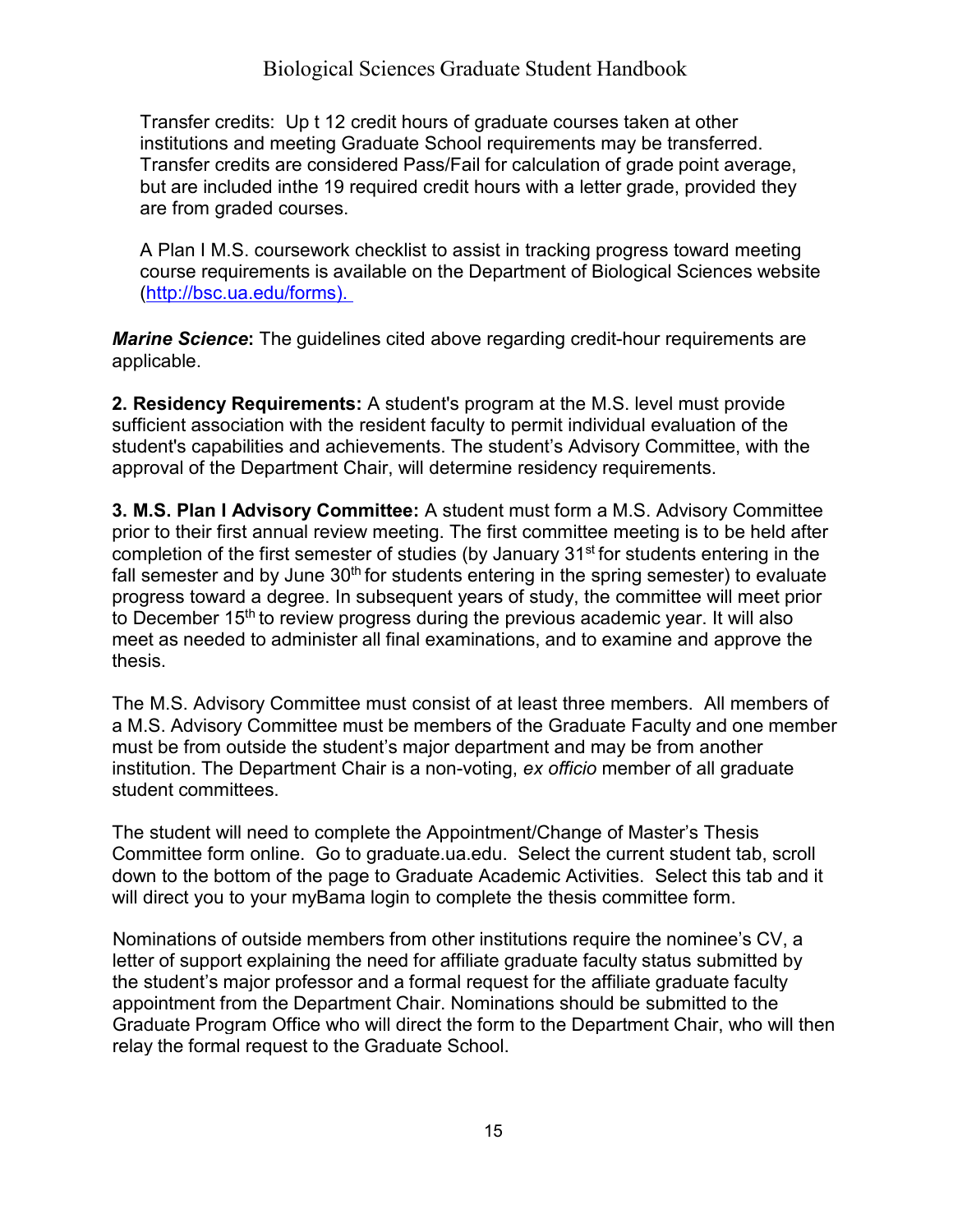Transfer credits: Up t 12 credit hours of graduate courses taken at other institutions and meeting Graduate School requirements may be transferred. Transfer credits are considered Pass/Fail for calculation of grade point average, but are included inthe 19 required credit hours with a letter grade, provided they are from graded courses.

A Plan I M.S. coursework checklist to assist in tracking progress toward meeting course requirements is available on the Department of Biological Sciences website (http://bsc.ua.edu/forms).

***Marine Science*****:** The guidelines cited above regarding credit-hour requirements are applicable.

**2. Residency Requirements:** A student's program at the M.S. level must provide sufficient association with the resident faculty to permit individual evaluation of the student's capabilities and achievements. The student's Advisory Committee, with the approval of the Department Chair, will determine residency requirements.

**3. M.S. Plan I Advisory Committee:** A student must form a M.S. Advisory Committee prior to their first annual review meeting. The first committee meeting is to be held after completion of the first semester of studies (by January 31st for students entering in the fall semester and by June 30th for students entering in the spring semester) to evaluate progress toward a degree. In subsequent years of study, the committee will meet prior to December 15th to review progress during the previous academic year. It will also meet as needed to administer all final examinations, and to examine and approve the thesis.

The M.S. Advisory Committee must consist of at least three members. All members of a M.S. Advisory Committee must be members of the Graduate Faculty and one member must be from outside the student's major department and may be from another institution. The Department Chair is a non-voting, *ex officio* member of all graduate student committees.

The student will need to complete the Appointment/Change of Master's Thesis Committee form online. Go to graduate.ua.edu. Select the current student tab, scroll down to the bottom of the page to Graduate Academic Activities. Select this tab and it will direct you to your myBama login to complete the thesis committee form.

Nominations of outside members from other institutions require the nominee's CV, a letter of support explaining the need for affiliate graduate faculty status submitted by the student's major professor and a formal request for the affiliate graduate faculty appointment from the Department Chair. Nominations should be submitted to the Graduate Program Office who will direct the form to the Department Chair, who will then relay the formal request to the Graduate School.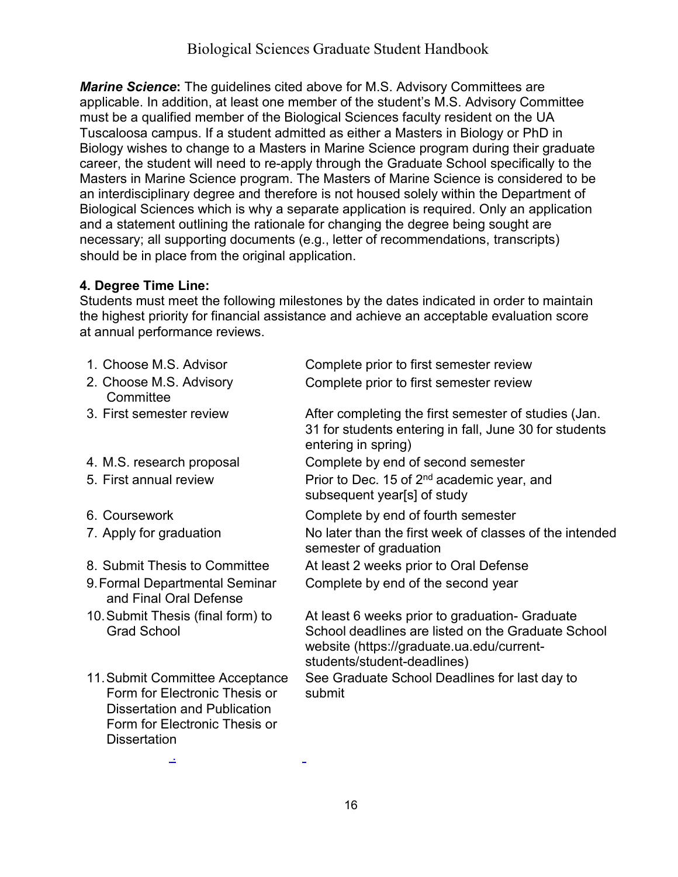***Marine Science***: The guidelines cited above for M.S. Advisory Committees are applicable. In addition, at least one member of the student's M.S. Advisory Committee must be a qualified member of the Biological Sciences faculty resident on the UA Tuscaloosa campus. If a student admitted as either a Masters in Biology or PhD in Biology wishes to change to a Masters in Marine Science program during their graduate career, the student will need to re-apply through the Graduate School specifically to the Masters in Marine Science program. The Masters of Marine Science is considered to be an interdisciplinary degree and therefore is not housed solely within the Department of Biological Sciences which is why a separate application is required. Only an application and a statement outlining the rationale for changing the degree being sought are necessary; all supporting documents (e.g., letter of recommendations, transcripts) should be in place from the original application.

**4. Degree Time Line:**

Students must meet the following milestones by the dates indicated in order to maintain the highest priority for financial assistance and achieve an acceptable evaluation score at annual performance reviews.

| Milestone | Deadline |
|---|---|
| 1. Choose M.S. Advisor | Complete prior to first semester review |
| 2. Choose M.S. Advisory Committee | Complete prior to first semester review |
| 3. First semester review | After completing the first semester of studies (Jan. 31 for students entering in fall, June 30 for students entering in spring) |
| 4. M.S. research proposal | Complete by end of second semester |
| 5. First annual review | Prior to Dec. 15 of 2nd academic year, and subsequent year[s] of study |
| 6. Coursework | Complete by end of fourth semester |
| 7. Apply for graduation | No later than the first week of classes of the intended semester of graduation |
| 8. Submit Thesis to Committee | At least 2 weeks prior to Oral Defense |
| 9. Formal Departmental Seminar and Final Oral Defense | Complete by end of the second year |
| 10. Submit Thesis (final form) to Grad School | At least 6 weeks prior to graduation- Graduate School deadlines are listed on the Graduate School website (https://graduate.ua.edu/current-students/student-deadlines) |
| 11. Submit Committee Acceptance Form for Electronic Thesis or Dissertation and Publication Form for Electronic Thesis or Dissertation | See Graduate School Deadlines for last day to submit |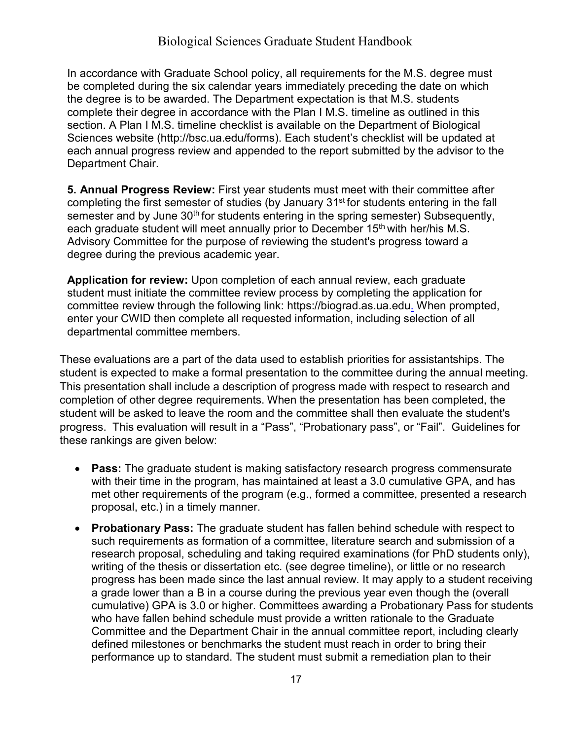In accordance with Graduate School policy, all requirements for the M.S. degree must be completed during the six calendar years immediately preceding the date on which the degree is to be awarded. The Department expectation is that M.S. students complete their degree in accordance with the Plan I M.S. timeline as outlined in this section. A Plan I M.S. timeline checklist is available on the Department of Biological Sciences website (http://bsc.ua.edu/forms). Each student's checklist will be updated at each annual progress review and appended to the report submitted by the advisor to the Department Chair.

**5. Annual Progress Review:** First year students must meet with their committee after completing the first semester of studies (by January 31st for students entering in the fall semester and by June 30th for students entering in the spring semester) Subsequently, each graduate student will meet annually prior to December 15th with her/his M.S. Advisory Committee for the purpose of reviewing the student's progress toward a degree during the previous academic year.

**Application for review:** Upon completion of each annual review, each graduate student must initiate the committee review process by completing the application for committee review through the following link: https://biograd.as.ua.edu. When prompted, enter your CWID then complete all requested information, including selection of all departmental committee members.

These evaluations are a part of the data used to establish priorities for assistantships. The student is expected to make a formal presentation to the committee during the annual meeting. This presentation shall include a description of progress made with respect to research and completion of other degree requirements. When the presentation has been completed, the student will be asked to leave the room and the committee shall then evaluate the student's progress. This evaluation will result in a "Pass", "Probationary pass", or "Fail". Guidelines for these rankings are given below:

- **Pass:** The graduate student is making satisfactory research progress commensurate with their time in the program, has maintained at least a 3.0 cumulative GPA, and has met other requirements of the program (e.g., formed a committee, presented a research proposal, etc.) in a timely manner.
- **Probationary Pass:** The graduate student has fallen behind schedule with respect to such requirements as formation of a committee, literature search and submission of a research proposal, scheduling and taking required examinations (for PhD students only), writing of the thesis or dissertation etc. (see degree timeline), or little or no research progress has been made since the last annual review. It may apply to a student receiving a grade lower than a B in a course during the previous year even though the (overall cumulative) GPA is 3.0 or higher. Committees awarding a Probationary Pass for students who have fallen behind schedule must provide a written rationale to the Graduate Committee and the Department Chair in the annual committee report, including clearly defined milestones or benchmarks the student must reach in order to bring their performance up to standard. The student must submit a remediation plan to their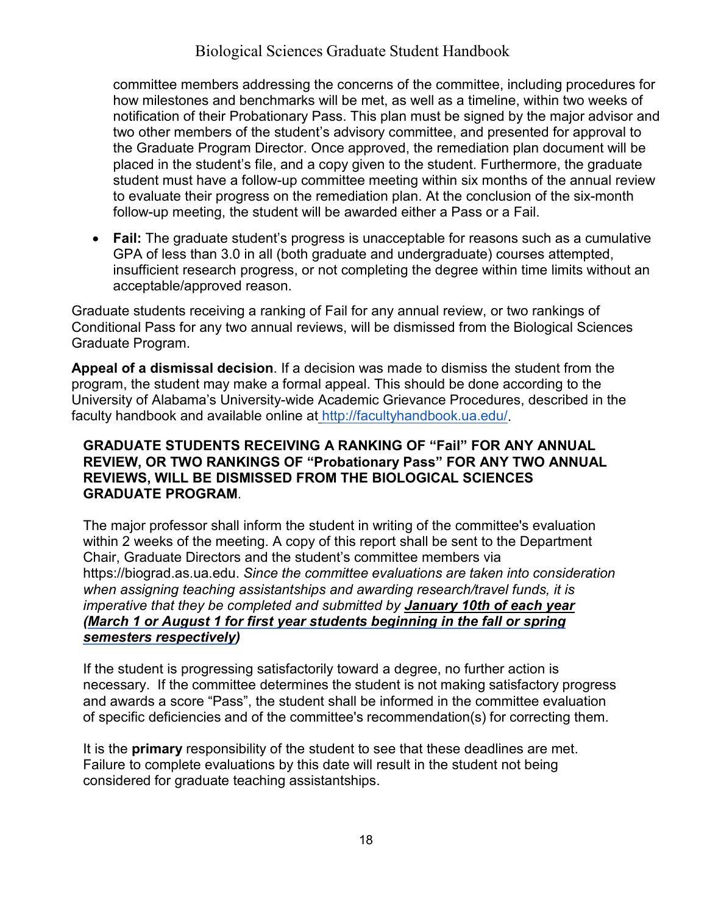committee members addressing the concerns of the committee, including procedures for how milestones and benchmarks will be met, as well as a timeline, within two weeks of notification of their Probationary Pass. This plan must be signed by the major advisor and two other members of the student's advisory committee, and presented for approval to the Graduate Program Director. Once approved, the remediation plan document will be placed in the student's file, and a copy given to the student. Furthermore, the graduate student must have a follow-up committee meeting within six months of the annual review to evaluate their progress on the remediation plan. At the conclusion of the six-month follow-up meeting, the student will be awarded either a Pass or a Fail.

- **Fail:** The graduate student's progress is unacceptable for reasons such as a cumulative GPA of less than 3.0 in all (both graduate and undergraduate) courses attempted, insufficient research progress, or not completing the degree within time limits without an acceptable/approved reason.

Graduate students receiving a ranking of Fail for any annual review, or two rankings of Conditional Pass for any two annual reviews, will be dismissed from the Biological Sciences Graduate Program.

**Appeal of a dismissal decision**. If a decision was made to dismiss the student from the program, the student may make a formal appeal. This should be done according to the University of Alabama's University-wide Academic Grievance Procedures, described in the faculty handbook and available online at http://facultyhandbook.ua.edu/.

**GRADUATE STUDENTS RECEIVING A RANKING OF "Fail" FOR ANY ANNUAL REVIEW, OR TWO RANKINGS OF "Probationary Pass" FOR ANY TWO ANNUAL REVIEWS, WILL BE DISMISSED FROM THE BIOLOGICAL SCIENCES GRADUATE PROGRAM**.

The major professor shall inform the student in writing of the committee's evaluation within 2 weeks of the meeting. A copy of this report shall be sent to the Department Chair, Graduate Directors and the student's committee members via https://biograd.as.ua.edu. *Since the committee evaluations are taken into consideration when assigning teaching assistantships and awarding research/travel funds, it is imperative that they be completed and submitted by* ***January 10th of each year (March 1 or August 1 for first year students beginning in the fall or spring semesters respectively)***

If the student is progressing satisfactorily toward a degree, no further action is necessary. If the committee determines the student is not making satisfactory progress and awards a score "Pass", the student shall be informed in the committee evaluation of specific deficiencies and of the committee's recommendation(s) for correcting them.

It is the **primary** responsibility of the student to see that these deadlines are met. Failure to complete evaluations by this date will result in the student not being considered for graduate teaching assistantships.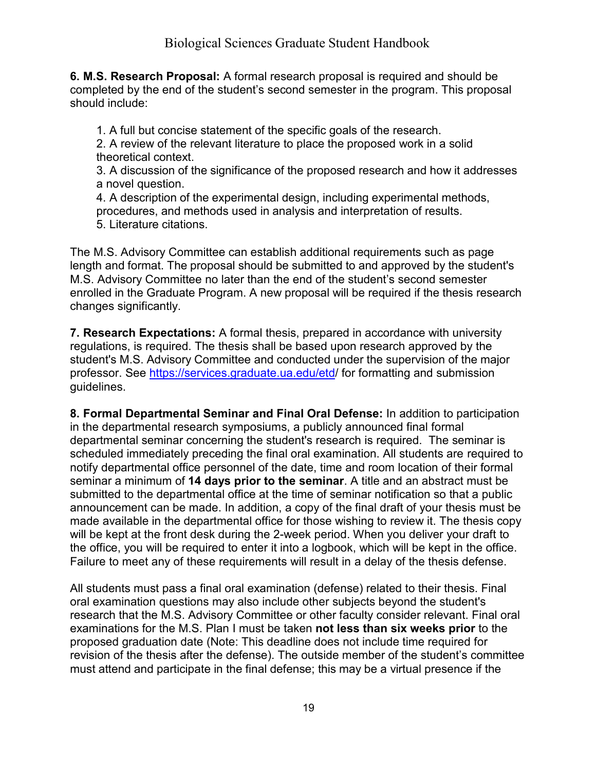**6. M.S. Research Proposal:** A formal research proposal is required and should be completed by the end of the student's second semester in the program. This proposal should include:

1. A full but concise statement of the specific goals of the research.
2. A review of the relevant literature to place the proposed work in a solid theoretical context.
3. A discussion of the significance of the proposed research and how it addresses a novel question.
4. A description of the experimental design, including experimental methods, procedures, and methods used in analysis and interpretation of results.
5. Literature citations.

The M.S. Advisory Committee can establish additional requirements such as page length and format. The proposal should be submitted to and approved by the student's M.S. Advisory Committee no later than the end of the student's second semester enrolled in the Graduate Program. A new proposal will be required if the thesis research changes significantly.

**7. Research Expectations:** A formal thesis, prepared in accordance with university regulations, is required. The thesis shall be based upon research approved by the student's M.S. Advisory Committee and conducted under the supervision of the major professor. See https://services.graduate.ua.edu/etd/ for formatting and submission guidelines.

**8. Formal Departmental Seminar and Final Oral Defense:** In addition to participation in the departmental research symposiums, a publicly announced final formal departmental seminar concerning the student's research is required. The seminar is scheduled immediately preceding the final oral examination. All students are required to notify departmental office personnel of the date, time and room location of their formal seminar a minimum of **14 days prior to the seminar**. A title and an abstract must be submitted to the departmental office at the time of seminar notification so that a public announcement can be made. In addition, a copy of the final draft of your thesis must be made available in the departmental office for those wishing to review it. The thesis copy will be kept at the front desk during the 2-week period. When you deliver your draft to the office, you will be required to enter it into a logbook, which will be kept in the office. Failure to meet any of these requirements will result in a delay of the thesis defense.

All students must pass a final oral examination (defense) related to their thesis. Final oral examination questions may also include other subjects beyond the student's research that the M.S. Advisory Committee or other faculty consider relevant. Final oral examinations for the M.S. Plan I must be taken **not less than six weeks prior** to the proposed graduation date (Note: This deadline does not include time required for revision of the thesis after the defense). The outside member of the student's committee must attend and participate in the final defense; this may be a virtual presence if the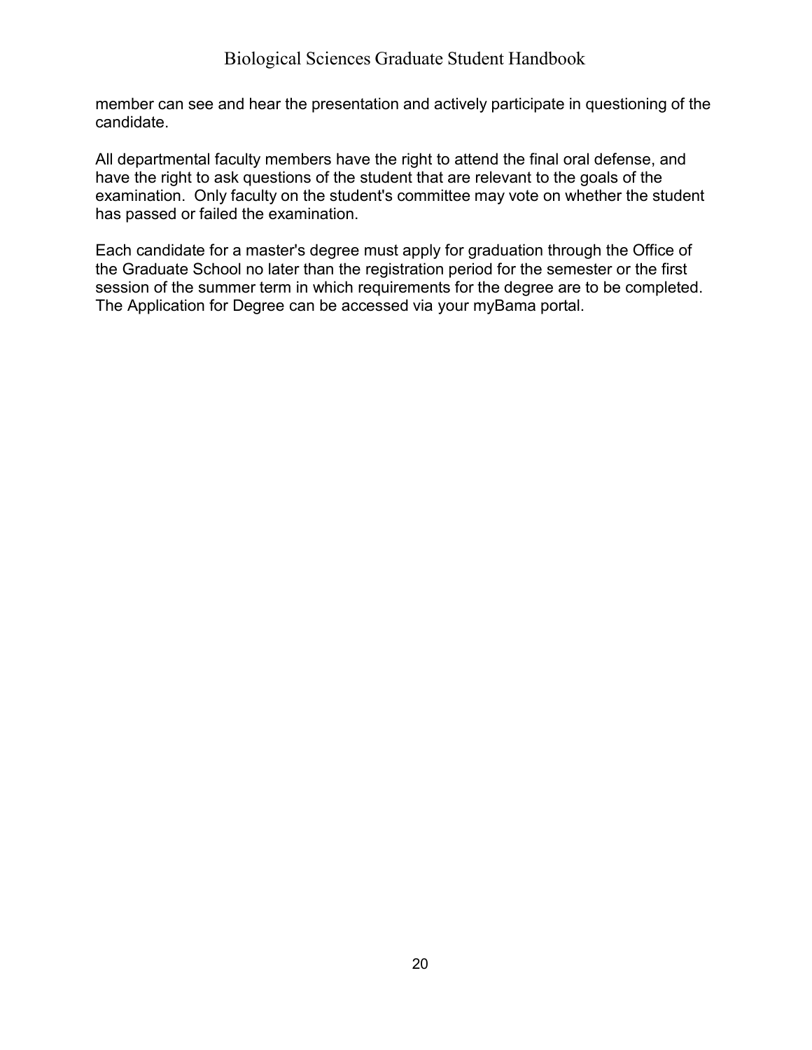member can see and hear the presentation and actively participate in questioning of the candidate.

All departmental faculty members have the right to attend the final oral defense, and have the right to ask questions of the student that are relevant to the goals of the examination. Only faculty on the student's committee may vote on whether the student has passed or failed the examination.

Each candidate for a master's degree must apply for graduation through the Office of the Graduate School no later than the registration period for the semester or the first session of the summer term in which requirements for the degree are to be completed. The Application for Degree can be accessed via your myBama portal.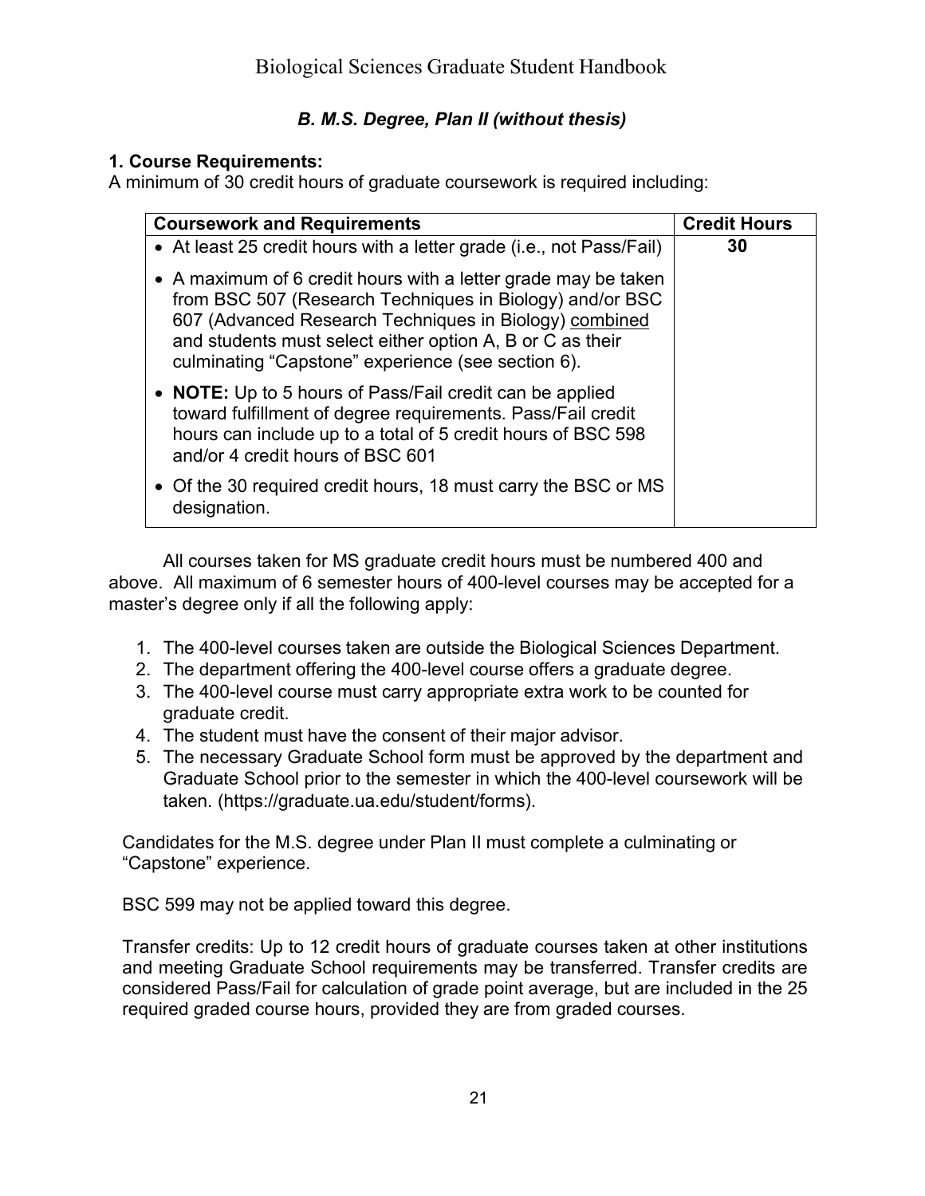### *B. M.S. Degree, Plan II (without thesis)*

**1. Course Requirements:**
A minimum of 30 credit hours of graduate coursework is required including:

| Coursework and Requirements | Credit Hours |
|---|---|
| • At least 25 credit hours with a letter grade (i.e., not Pass/Fail)<br>• A maximum of 6 credit hours with a letter grade may be taken from BSC 507 (Research Techniques in Biology) and/or BSC 607 (Advanced Research Techniques in Biology) combined and students must select either option A, B or C as their culminating "Capstone" experience (see section 6).<br>• **NOTE:** Up to 5 hours of Pass/Fail credit can be applied toward fulfillment of degree requirements. Pass/Fail credit hours can include up to a total of 5 credit hours of BSC 598 and/or 4 credit hours of BSC 601<br>• Of the 30 required credit hours, 18 must carry the BSC or MS designation. | **30** |

All courses taken for MS graduate credit hours must be numbered 400 and above. All maximum of 6 semester hours of 400-level courses may be accepted for a master's degree only if all the following apply:

1. The 400-level courses taken are outside the Biological Sciences Department.
2. The department offering the 400-level course offers a graduate degree.
3. The 400-level course must carry appropriate extra work to be counted for graduate credit.
4. The student must have the consent of their major advisor.
5. The necessary Graduate School form must be approved by the department and Graduate School prior to the semester in which the 400-level coursework will be taken. (https://graduate.ua.edu/student/forms).

Candidates for the M.S. degree under Plan II must complete a culminating or "Capstone" experience.

BSC 599 may not be applied toward this degree.

Transfer credits: Up to 12 credit hours of graduate courses taken at other institutions and meeting Graduate School requirements may be transferred. Transfer credits are considered Pass/Fail for calculation of grade point average, but are included in the 25 required graded course hours, provided they are from graded courses.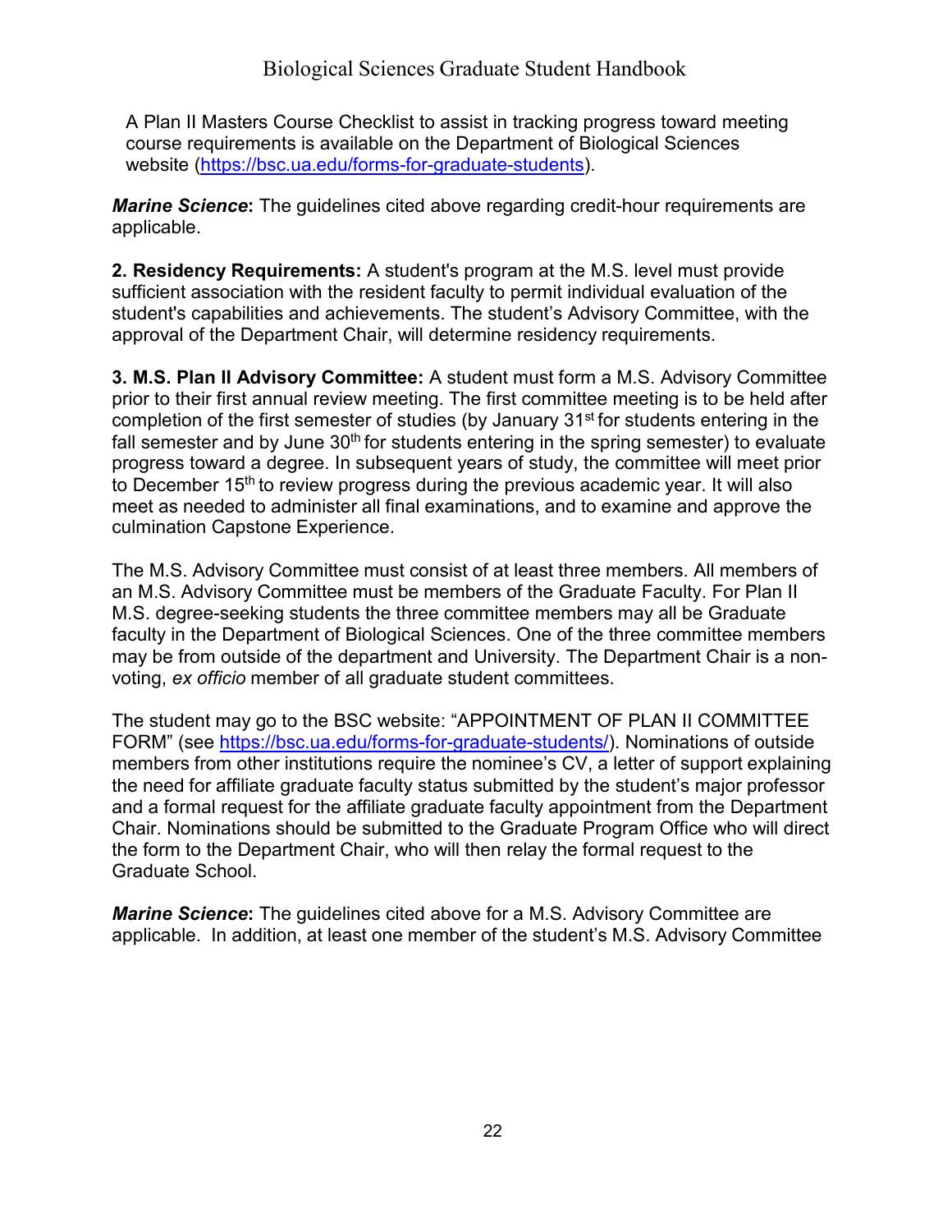A Plan II Masters Course Checklist to assist in tracking progress toward meeting course requirements is available on the Department of Biological Sciences website (https://bsc.ua.edu/forms-for-graduate-students).

***Marine Science*:** The guidelines cited above regarding credit-hour requirements are applicable.

**2. Residency Requirements:** A student's program at the M.S. level must provide sufficient association with the resident faculty to permit individual evaluation of the student's capabilities and achievements. The student's Advisory Committee, with the approval of the Department Chair, will determine residency requirements.

**3. M.S. Plan II Advisory Committee:** A student must form a M.S. Advisory Committee prior to their first annual review meeting. The first committee meeting is to be held after completion of the first semester of studies (by January 31st for students entering in the fall semester and by June 30th for students entering in the spring semester) to evaluate progress toward a degree. In subsequent years of study, the committee will meet prior to December 15th to review progress during the previous academic year. It will also meet as needed to administer all final examinations, and to examine and approve the culmination Capstone Experience.

The M.S. Advisory Committee must consist of at least three members. All members of an M.S. Advisory Committee must be members of the Graduate Faculty. For Plan II M.S. degree-seeking students the three committee members may all be Graduate faculty in the Department of Biological Sciences. One of the three committee members may be from outside of the department and University. The Department Chair is a non-voting, *ex officio* member of all graduate student committees.

The student may go to the BSC website: "APPOINTMENT OF PLAN II COMMITTEE FORM" (see https://bsc.ua.edu/forms-for-graduate-students/). Nominations of outside members from other institutions require the nominee's CV, a letter of support explaining the need for affiliate graduate faculty status submitted by the student's major professor and a formal request for the affiliate graduate faculty appointment from the Department Chair. Nominations should be submitted to the Graduate Program Office who will direct the form to the Department Chair, who will then relay the formal request to the Graduate School.

***Marine Science*:** The guidelines cited above for a M.S. Advisory Committee are applicable. In addition, at least one member of the student's M.S. Advisory Committee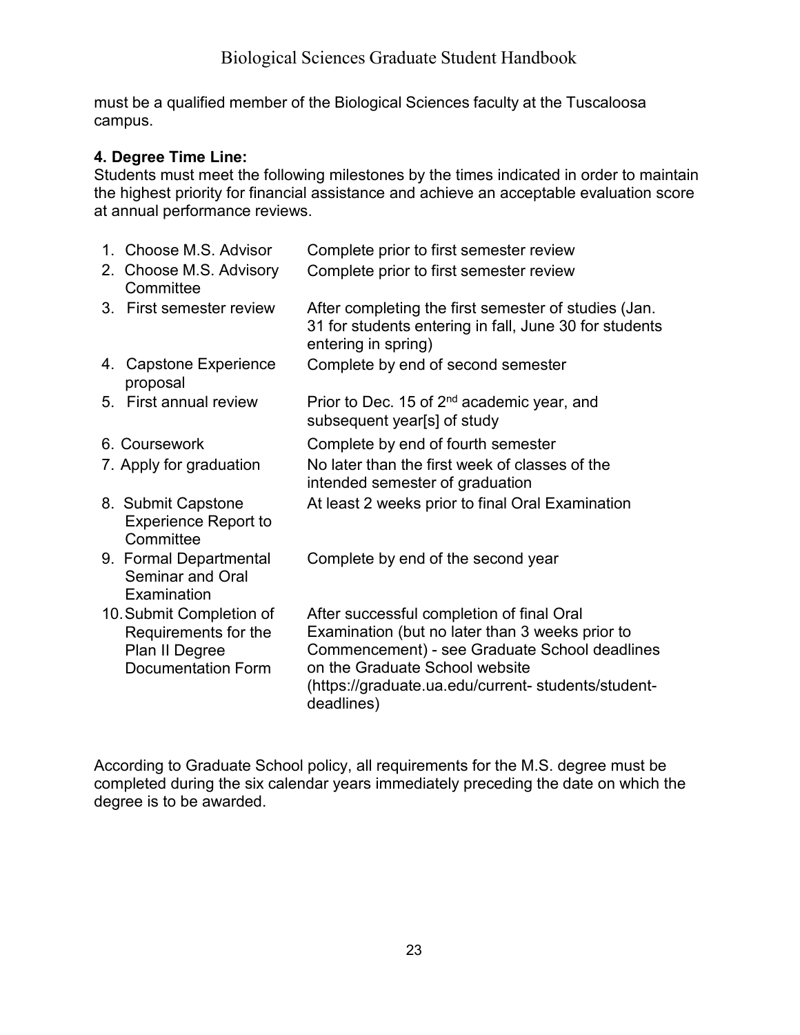must be a qualified member of the Biological Sciences faculty at the Tuscaloosa campus.

### 4. Degree Time Line:

Students must meet the following milestones by the times indicated in order to maintain the highest priority for financial assistance and achieve an acceptable evaluation score at annual performance reviews.

| Milestone | Timing |
|---|---|
| 1. Choose M.S. Advisor | Complete prior to first semester review |
| 2. Choose M.S. Advisory Committee | Complete prior to first semester review |
| 3. First semester review | After completing the first semester of studies (Jan. 31 for students entering in fall, June 30 for students entering in spring) |
| 4. Capstone Experience proposal | Complete by end of second semester |
| 5. First annual review | Prior to Dec. 15 of 2nd academic year, and subsequent year[s] of study |
| 6. Coursework | Complete by end of fourth semester |
| 7. Apply for graduation | No later than the first week of classes of the intended semester of graduation |
| 8. Submit Capstone Experience Report to Committee | At least 2 weeks prior to final Oral Examination |
| 9. Formal Departmental Seminar and Oral Examination | Complete by end of the second year |
| 10. Submit Completion of Requirements for the Plan II Degree Documentation Form | After successful completion of final Oral Examination (but no later than 3 weeks prior to Commencement) - see Graduate School deadlines on the Graduate School website (https://graduate.ua.edu/current- students/student-deadlines) |

According to Graduate School policy, all requirements for the M.S. degree must be completed during the six calendar years immediately preceding the date on which the degree is to be awarded.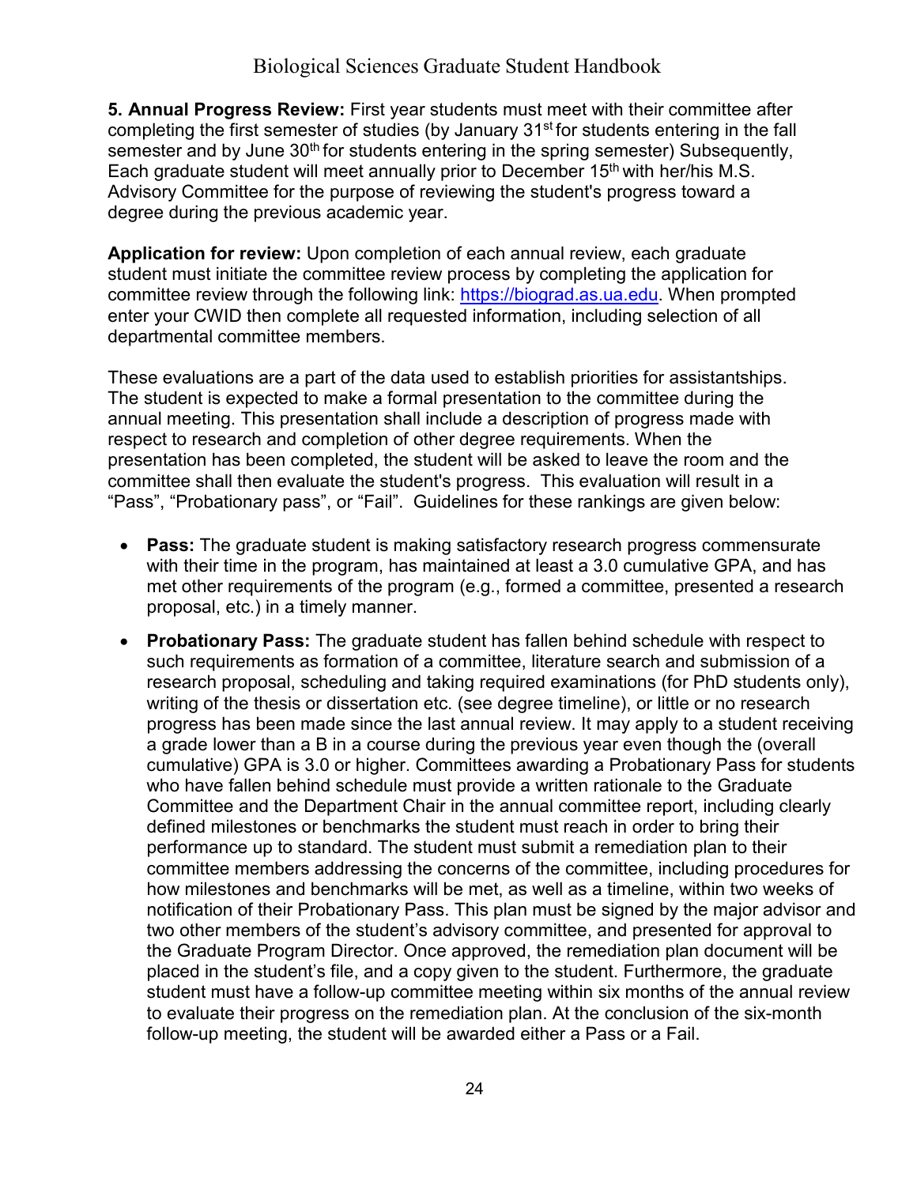**5. Annual Progress Review:** First year students must meet with their committee after completing the first semester of studies (by January 31st for students entering in the fall semester and by June 30th for students entering in the spring semester) Subsequently, Each graduate student will meet annually prior to December 15th with her/his M.S. Advisory Committee for the purpose of reviewing the student's progress toward a degree during the previous academic year.

**Application for review:** Upon completion of each annual review, each graduate student must initiate the committee review process by completing the application for committee review through the following link: [https://biograd.as.ua.edu](https://biograd.as.ua.edu). When prompted enter your CWID then complete all requested information, including selection of all departmental committee members.

These evaluations are a part of the data used to establish priorities for assistantships. The student is expected to make a formal presentation to the committee during the annual meeting. This presentation shall include a description of progress made with respect to research and completion of other degree requirements. When the presentation has been completed, the student will be asked to leave the room and the committee shall then evaluate the student's progress. This evaluation will result in a "Pass", "Probationary pass", or "Fail". Guidelines for these rankings are given below:

- **Pass:** The graduate student is making satisfactory research progress commensurate with their time in the program, has maintained at least a 3.0 cumulative GPA, and has met other requirements of the program (e.g., formed a committee, presented a research proposal, etc.) in a timely manner.
- **Probationary Pass:** The graduate student has fallen behind schedule with respect to such requirements as formation of a committee, literature search and submission of a research proposal, scheduling and taking required examinations (for PhD students only), writing of the thesis or dissertation etc. (see degree timeline), or little or no research progress has been made since the last annual review. It may apply to a student receiving a grade lower than a B in a course during the previous year even though the (overall cumulative) GPA is 3.0 or higher. Committees awarding a Probationary Pass for students who have fallen behind schedule must provide a written rationale to the Graduate Committee and the Department Chair in the annual committee report, including clearly defined milestones or benchmarks the student must reach in order to bring their performance up to standard. The student must submit a remediation plan to their committee members addressing the concerns of the committee, including procedures for how milestones and benchmarks will be met, as well as a timeline, within two weeks of notification of their Probationary Pass. This plan must be signed by the major advisor and two other members of the student's advisory committee, and presented for approval to the Graduate Program Director. Once approved, the remediation plan document will be placed in the student's file, and a copy given to the student. Furthermore, the graduate student must have a follow-up committee meeting within six months of the annual review to evaluate their progress on the remediation plan. At the conclusion of the six-month follow-up meeting, the student will be awarded either a Pass or a Fail.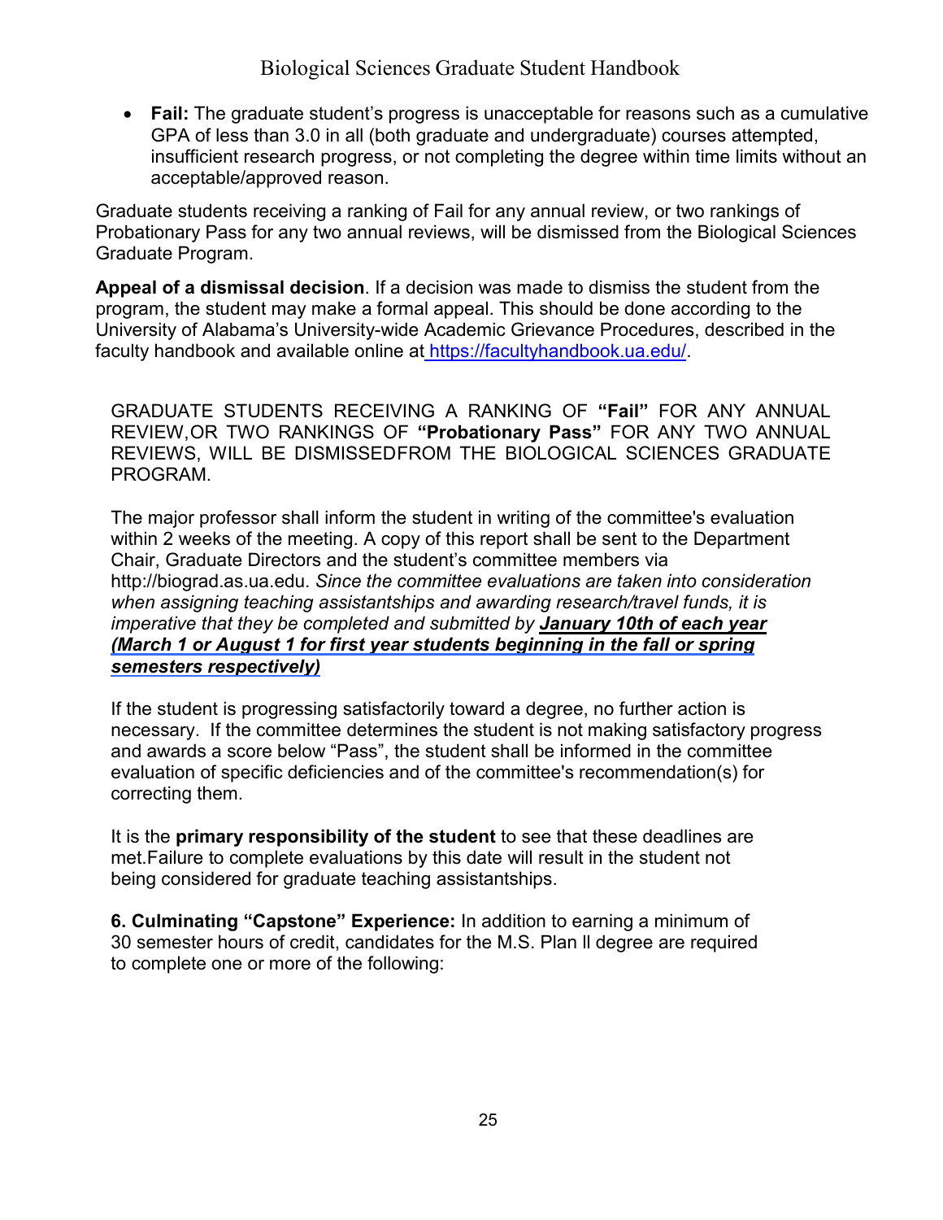- **Fail:** The graduate student's progress is unacceptable for reasons such as a cumulative GPA of less than 3.0 in all (both graduate and undergraduate) courses attempted, insufficient research progress, or not completing the degree within time limits without an acceptable/approved reason.

Graduate students receiving a ranking of Fail for any annual review, or two rankings of Probationary Pass for any two annual reviews, will be dismissed from the Biological Sciences Graduate Program.

**Appeal of a dismissal decision**. If a decision was made to dismiss the student from the program, the student may make a formal appeal. This should be done according to the University of Alabama's University-wide Academic Grievance Procedures, described in the faculty handbook and available online at [https://facultyhandbook.ua.edu/](https://facultyhandbook.ua.edu/).

GRADUATE STUDENTS RECEIVING A RANKING OF **"Fail"** FOR ANY ANNUAL REVIEW,OR TWO RANKINGS OF **"Probationary Pass"** FOR ANY TWO ANNUAL REVIEWS, WILL BE DISMISSEDFROM THE BIOLOGICAL SCIENCES GRADUATE PROGRAM.

The major professor shall inform the student in writing of the committee's evaluation within 2 weeks of the meeting. A copy of this report shall be sent to the Department Chair, Graduate Directors and the student's committee members via http://biograd.as.ua.edu. *Since the committee evaluations are taken into consideration when assigning teaching assistantships and awarding research/travel funds, it is imperative that they be completed and submitted by* ***January 10th of each year (March 1 or August 1 for first year students beginning in the fall or spring semesters respectively)***

If the student is progressing satisfactorily toward a degree, no further action is necessary. If the committee determines the student is not making satisfactory progress and awards a score below "Pass", the student shall be informed in the committee evaluation of specific deficiencies and of the committee's recommendation(s) for correcting them.

It is the **primary responsibility of the student** to see that these deadlines are met.Failure to complete evaluations by this date will result in the student not being considered for graduate teaching assistantships.

**6. Culminating "Capstone" Experience:** In addition to earning a minimum of 30 semester hours of credit, candidates for the M.S. Plan II degree are required to complete one or more of the following: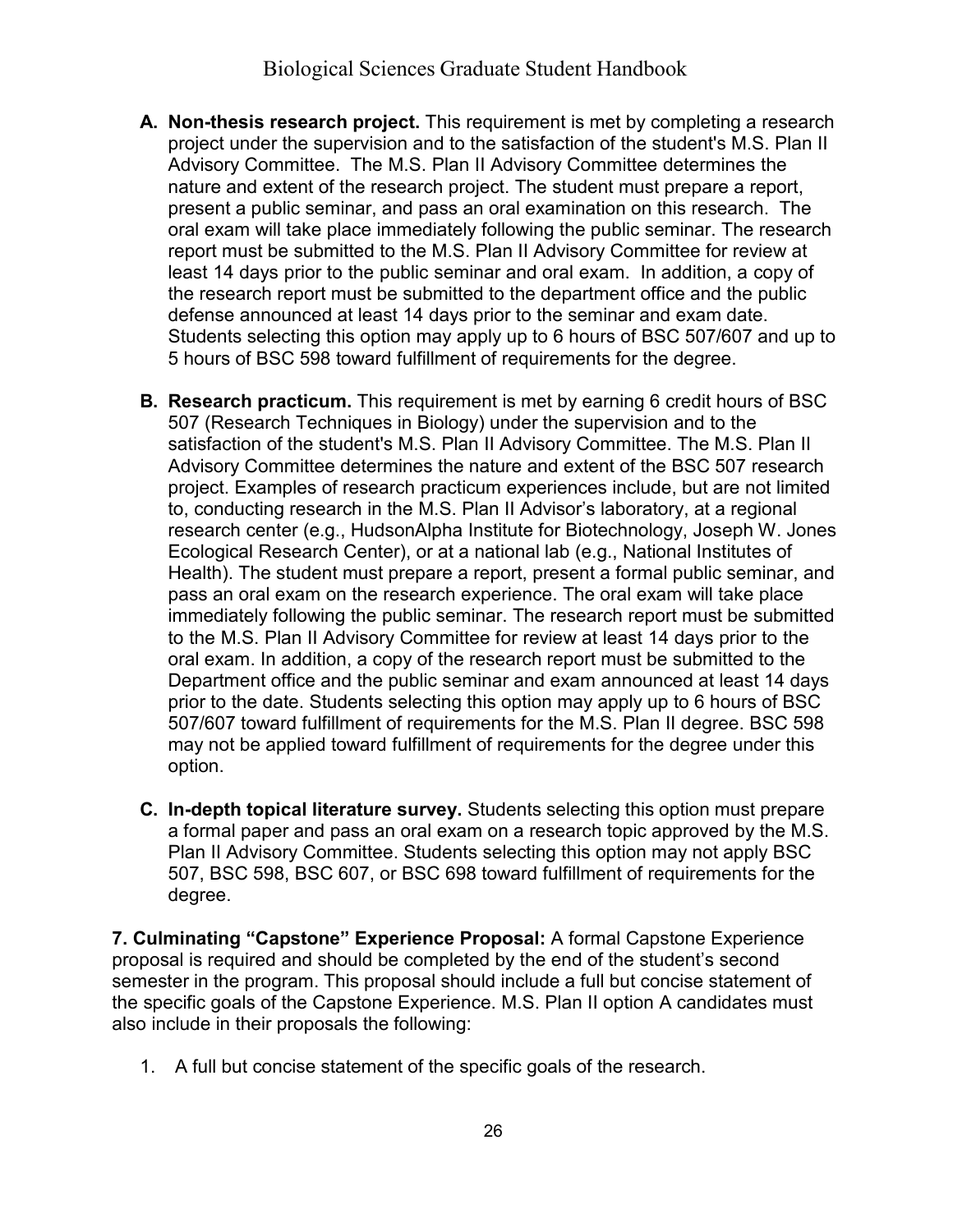**A. Non-thesis research project.** This requirement is met by completing a research project under the supervision and to the satisfaction of the student's M.S. Plan II Advisory Committee. The M.S. Plan II Advisory Committee determines the nature and extent of the research project. The student must prepare a report, present a public seminar, and pass an oral examination on this research. The oral exam will take place immediately following the public seminar. The research report must be submitted to the M.S. Plan II Advisory Committee for review at least 14 days prior to the public seminar and oral exam. In addition, a copy of the research report must be submitted to the department office and the public defense announced at least 14 days prior to the seminar and exam date. Students selecting this option may apply up to 6 hours of BSC 507/607 and up to 5 hours of BSC 598 toward fulfillment of requirements for the degree.

**B. Research practicum.** This requirement is met by earning 6 credit hours of BSC 507 (Research Techniques in Biology) under the supervision and to the satisfaction of the student's M.S. Plan II Advisory Committee. The M.S. Plan II Advisory Committee determines the nature and extent of the BSC 507 research project. Examples of research practicum experiences include, but are not limited to, conducting research in the M.S. Plan II Advisor's laboratory, at a regional research center (e.g., HudsonAlpha Institute for Biotechnology, Joseph W. Jones Ecological Research Center), or at a national lab (e.g., National Institutes of Health). The student must prepare a report, present a formal public seminar, and pass an oral exam on the research experience. The oral exam will take place immediately following the public seminar. The research report must be submitted to the M.S. Plan II Advisory Committee for review at least 14 days prior to the oral exam. In addition, a copy of the research report must be submitted to the Department office and the public seminar and exam announced at least 14 days prior to the date. Students selecting this option may apply up to 6 hours of BSC 507/607 toward fulfillment of requirements for the M.S. Plan II degree. BSC 598 may not be applied toward fulfillment of requirements for the degree under this option.

**C. In-depth topical literature survey.** Students selecting this option must prepare a formal paper and pass an oral exam on a research topic approved by the M.S. Plan II Advisory Committee. Students selecting this option may not apply BSC 507, BSC 598, BSC 607, or BSC 698 toward fulfillment of requirements for the degree.

**7. Culminating "Capstone" Experience Proposal:** A formal Capstone Experience proposal is required and should be completed by the end of the student's second semester in the program. This proposal should include a full but concise statement of the specific goals of the Capstone Experience. M.S. Plan II option A candidates must also include in their proposals the following:

1. A full but concise statement of the specific goals of the research.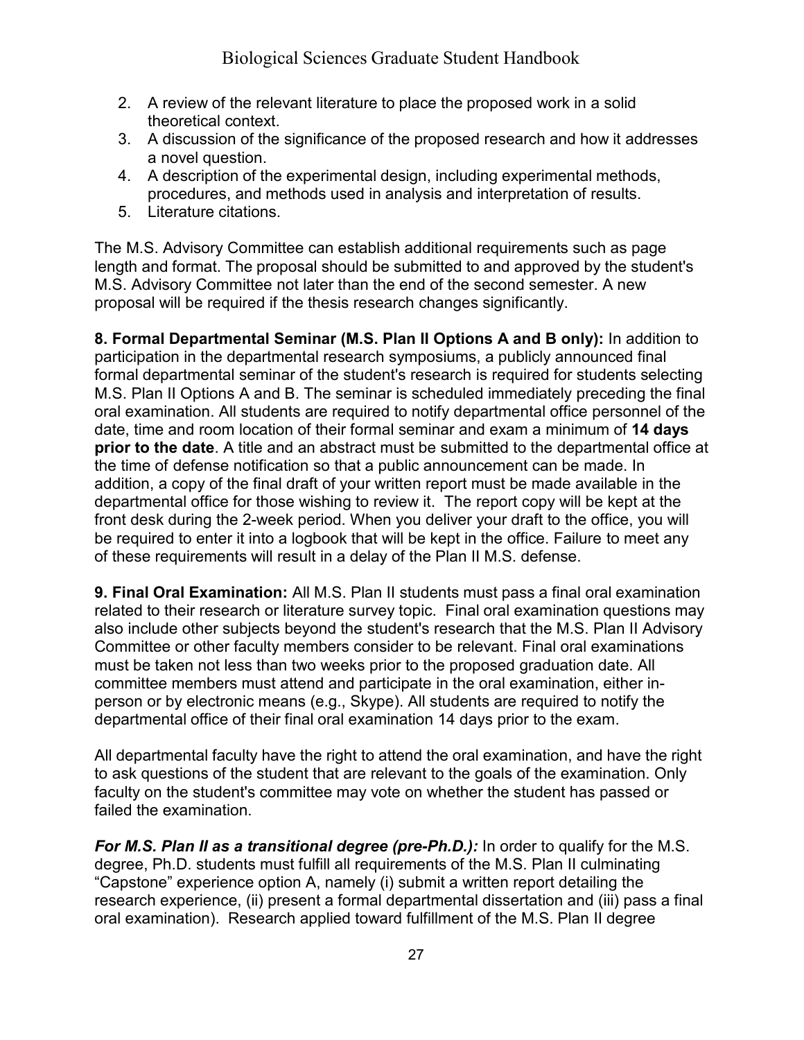2. A review of the relevant literature to place the proposed work in a solid theoretical context.
3. A discussion of the significance of the proposed research and how it addresses a novel question.
4. A description of the experimental design, including experimental methods, procedures, and methods used in analysis and interpretation of results.
5. Literature citations.

The M.S. Advisory Committee can establish additional requirements such as page length and format. The proposal should be submitted to and approved by the student's M.S. Advisory Committee not later than the end of the second semester. A new proposal will be required if the thesis research changes significantly.

**8. Formal Departmental Seminar (M.S. Plan II Options A and B only):** In addition to participation in the departmental research symposiums, a publicly announced final formal departmental seminar of the student's research is required for students selecting M.S. Plan II Options A and B. The seminar is scheduled immediately preceding the final oral examination. All students are required to notify departmental office personnel of the date, time and room location of their formal seminar and exam a minimum of **14 days prior to the date**. A title and an abstract must be submitted to the departmental office at the time of defense notification so that a public announcement can be made. In addition, a copy of the final draft of your written report must be made available in the departmental office for those wishing to review it. The report copy will be kept at the front desk during the 2-week period. When you deliver your draft to the office, you will be required to enter it into a logbook that will be kept in the office. Failure to meet any of these requirements will result in a delay of the Plan II M.S. defense.

**9. Final Oral Examination:** All M.S. Plan II students must pass a final oral examination related to their research or literature survey topic. Final oral examination questions may also include other subjects beyond the student's research that the M.S. Plan II Advisory Committee or other faculty members consider to be relevant. Final oral examinations must be taken not less than two weeks prior to the proposed graduation date. All committee members must attend and participate in the oral examination, either in-person or by electronic means (e.g., Skype). All students are required to notify the departmental office of their final oral examination 14 days prior to the exam.

All departmental faculty have the right to attend the oral examination, and have the right to ask questions of the student that are relevant to the goals of the examination. Only faculty on the student's committee may vote on whether the student has passed or failed the examination.

***For M.S. Plan II as a transitional degree (pre-Ph.D.):*** In order to qualify for the M.S. degree, Ph.D. students must fulfill all requirements of the M.S. Plan II culminating "Capstone" experience option A, namely (i) submit a written report detailing the research experience, (ii) present a formal departmental dissertation and (iii) pass a final oral examination). Research applied toward fulfillment of the M.S. Plan II degree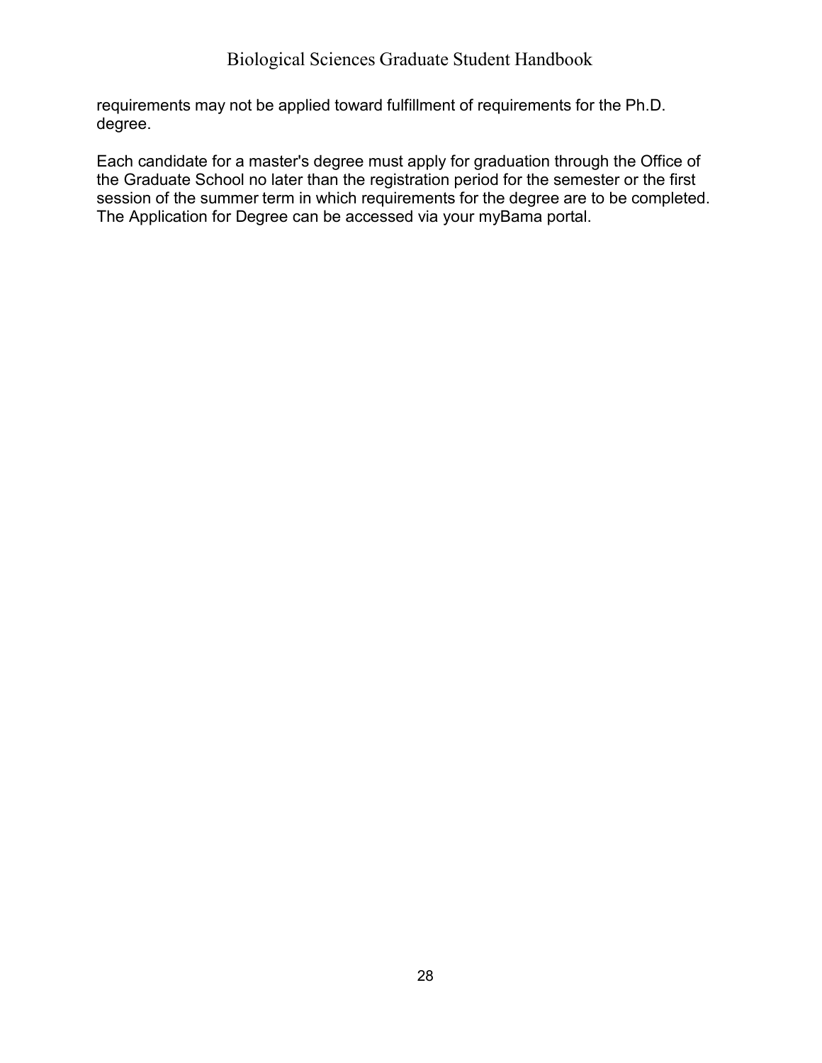requirements may not be applied toward fulfillment of requirements for the Ph.D. degree.

Each candidate for a master's degree must apply for graduation through the Office of the Graduate School no later than the registration period for the semester or the first session of the summer term in which requirements for the degree are to be completed. The Application for Degree can be accessed via your myBama portal.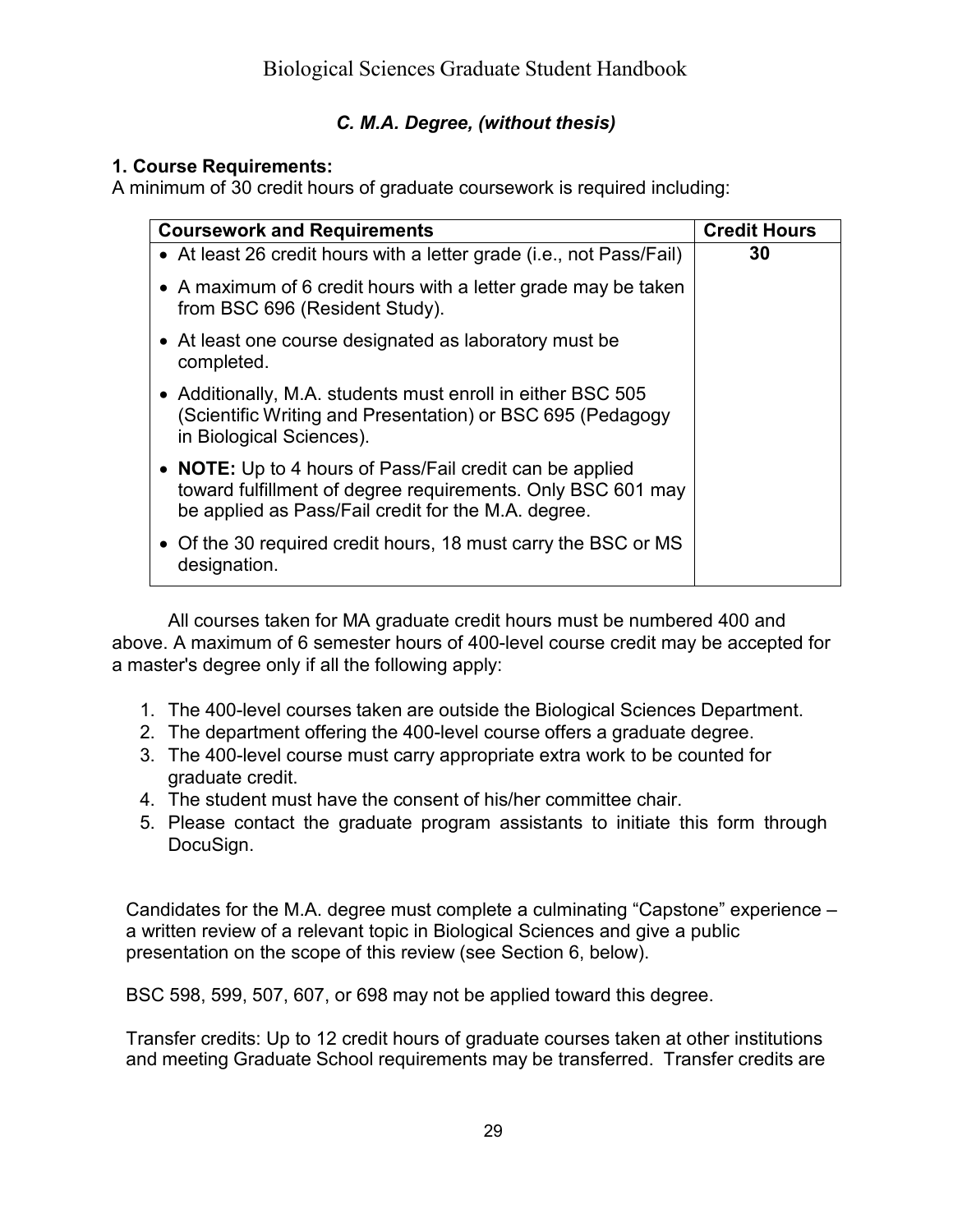### *C. M.A. Degree, (without thesis)*

**1. Course Requirements:**
A minimum of 30 credit hours of graduate coursework is required including:

| Coursework and Requirements | Credit Hours |
|---|---|
| • At least 26 credit hours with a letter grade (i.e., not Pass/Fail)<br>• A maximum of 6 credit hours with a letter grade may be taken from BSC 696 (Resident Study).<br>• At least one course designated as laboratory must be completed.<br>• Additionally, M.A. students must enroll in either BSC 505 (Scientific Writing and Presentation) or BSC 695 (Pedagogy in Biological Sciences).<br>• **NOTE:** Up to 4 hours of Pass/Fail credit can be applied toward fulfillment of degree requirements. Only BSC 601 may be applied as Pass/Fail credit for the M.A. degree.<br>• Of the 30 required credit hours, 18 must carry the BSC or MS designation. | **30** |

All courses taken for MA graduate credit hours must be numbered 400 and above. A maximum of 6 semester hours of 400-level course credit may be accepted for a master's degree only if all the following apply:

1. The 400-level courses taken are outside the Biological Sciences Department.
2. The department offering the 400-level course offers a graduate degree.
3. The 400-level course must carry appropriate extra work to be counted for graduate credit.
4. The student must have the consent of his/her committee chair.
5. Please contact the graduate program assistants to initiate this form through DocuSign.

Candidates for the M.A. degree must complete a culminating "Capstone" experience – a written review of a relevant topic in Biological Sciences and give a public presentation on the scope of this review (see Section 6, below).

BSC 598, 599, 507, 607, or 698 may not be applied toward this degree.

Transfer credits: Up to 12 credit hours of graduate courses taken at other institutions and meeting Graduate School requirements may be transferred. Transfer credits are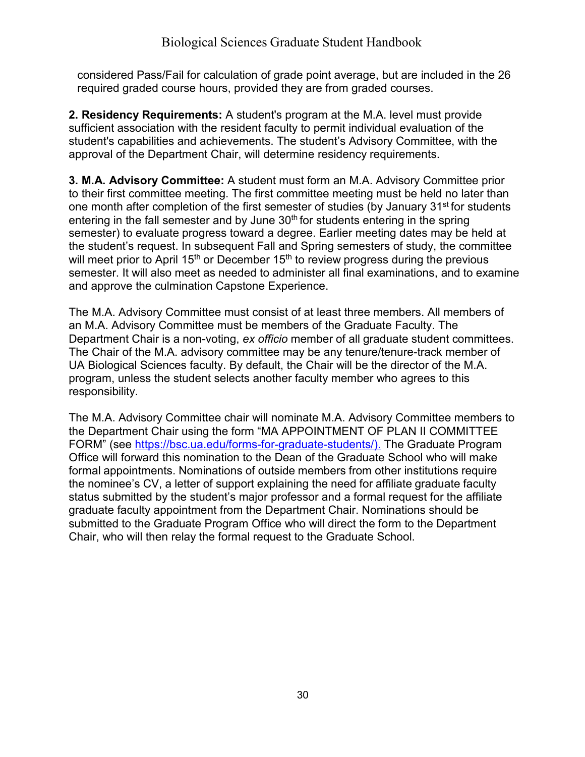considered Pass/Fail for calculation of grade point average, but are included in the 26 required graded course hours, provided they are from graded courses.

**2. Residency Requirements:** A student's program at the M.A. level must provide sufficient association with the resident faculty to permit individual evaluation of the student's capabilities and achievements. The student's Advisory Committee, with the approval of the Department Chair, will determine residency requirements.

**3. M.A. Advisory Committee:** A student must form an M.A. Advisory Committee prior to their first committee meeting. The first committee meeting must be held no later than one month after completion of the first semester of studies (by January 31st for students entering in the fall semester and by June 30th for students entering in the spring semester) to evaluate progress toward a degree. Earlier meeting dates may be held at the student's request. In subsequent Fall and Spring semesters of study, the committee will meet prior to April 15th or December 15th to review progress during the previous semester. It will also meet as needed to administer all final examinations, and to examine and approve the culmination Capstone Experience.

The M.A. Advisory Committee must consist of at least three members. All members of an M.A. Advisory Committee must be members of the Graduate Faculty. The Department Chair is a non-voting, *ex officio* member of all graduate student committees. The Chair of the M.A. advisory committee may be any tenure/tenure-track member of UA Biological Sciences faculty. By default, the Chair will be the director of the M.A. program, unless the student selects another faculty member who agrees to this responsibility.

The M.A. Advisory Committee chair will nominate M.A. Advisory Committee members to the Department Chair using the form "MA APPOINTMENT OF PLAN II COMMITTEE FORM" (see https://bsc.ua.edu/forms-for-graduate-students/). The Graduate Program Office will forward this nomination to the Dean of the Graduate School who will make formal appointments. Nominations of outside members from other institutions require the nominee's CV, a letter of support explaining the need for affiliate graduate faculty status submitted by the student's major professor and a formal request for the affiliate graduate faculty appointment from the Department Chair. Nominations should be submitted to the Graduate Program Office who will direct the form to the Department Chair, who will then relay the formal request to the Graduate School.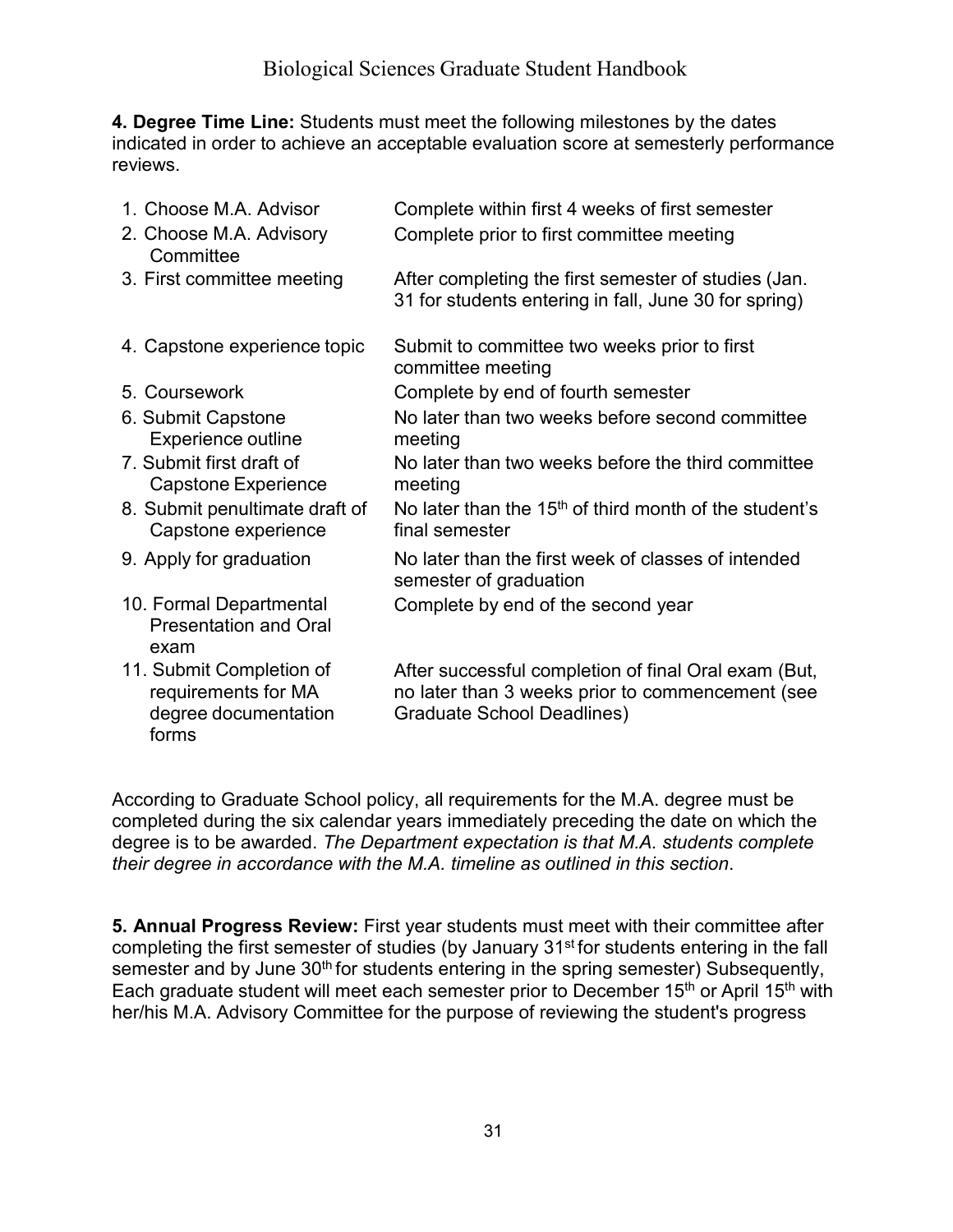**4. Degree Time Line:** Students must meet the following milestones by the dates indicated in order to achieve an acceptable evaluation score at semesterly performance reviews.

| Milestone | Deadline |
| --- | --- |
| 1. Choose M.A. Advisor | Complete within first 4 weeks of first semester |
| 2. Choose M.A. Advisory Committee | Complete prior to first committee meeting |
| 3. First committee meeting | After completing the first semester of studies (Jan. 31 for students entering in fall, June 30 for spring) |
| 4. Capstone experience topic | Submit to committee two weeks prior to first committee meeting |
| 5. Coursework | Complete by end of fourth semester |
| 6. Submit Capstone Experience outline | No later than two weeks before second committee meeting |
| 7. Submit first draft of Capstone Experience | No later than two weeks before the third committee meeting |
| 8. Submit penultimate draft of Capstone experience | No later than the 15th of third month of the student's final semester |
| 9. Apply for graduation | No later than the first week of classes of intended semester of graduation |
| 10. Formal Departmental Presentation and Oral exam | Complete by end of the second year |
| 11. Submit Completion of requirements for MA degree documentation forms | After successful completion of final Oral exam (But, no later than 3 weeks prior to commencement (see Graduate School Deadlines) |

According to Graduate School policy, all requirements for the M.A. degree must be completed during the six calendar years immediately preceding the date on which the degree is to be awarded. *The Department expectation is that M.A. students complete their degree in accordance with the M.A. timeline as outlined in this section*.

**5. Annual Progress Review:** First year students must meet with their committee after completing the first semester of studies (by January 31st for students entering in the fall semester and by June 30th for students entering in the spring semester) Subsequently, Each graduate student will meet each semester prior to December 15th or April 15th with her/his M.A. Advisory Committee for the purpose of reviewing the student's progress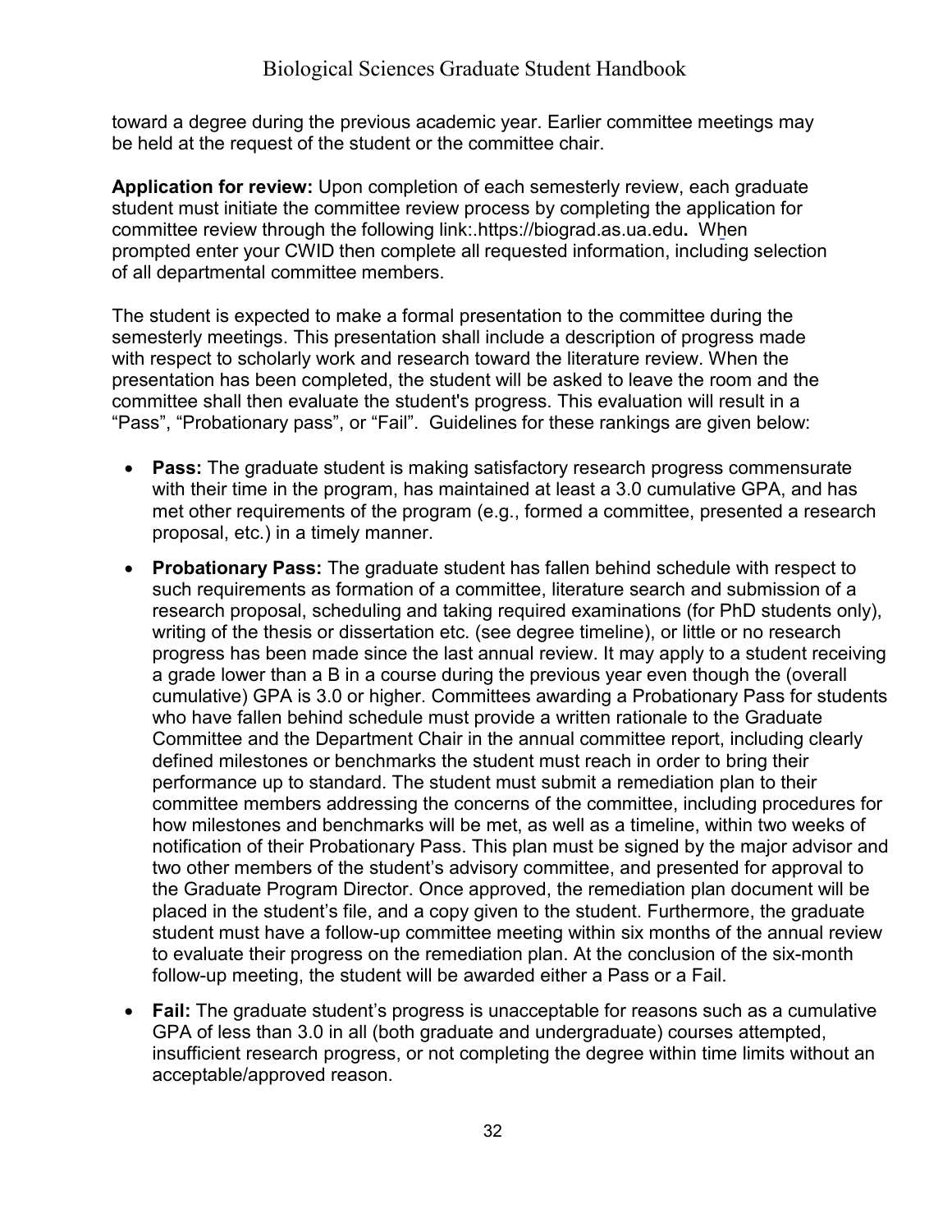toward a degree during the previous academic year. Earlier committee meetings may be held at the request of the student or the committee chair.

**Application for review:** Upon completion of each semesterly review, each graduate student must initiate the committee review process by completing the application for committee review through the following link:.https://biograd.as.ua.edu**.** When prompted enter your CWID then complete all requested information, including selection of all departmental committee members.

The student is expected to make a formal presentation to the committee during the semesterly meetings. This presentation shall include a description of progress made with respect to scholarly work and research toward the literature review. When the presentation has been completed, the student will be asked to leave the room and the committee shall then evaluate the student's progress. This evaluation will result in a "Pass", "Probationary pass", or "Fail". Guidelines for these rankings are given below:

- **Pass:** The graduate student is making satisfactory research progress commensurate with their time in the program, has maintained at least a 3.0 cumulative GPA, and has met other requirements of the program (e.g., formed a committee, presented a research proposal, etc.) in a timely manner.
- **Probationary Pass:** The graduate student has fallen behind schedule with respect to such requirements as formation of a committee, literature search and submission of a research proposal, scheduling and taking required examinations (for PhD students only), writing of the thesis or dissertation etc. (see degree timeline), or little or no research progress has been made since the last annual review. It may apply to a student receiving a grade lower than a B in a course during the previous year even though the (overall cumulative) GPA is 3.0 or higher. Committees awarding a Probationary Pass for students who have fallen behind schedule must provide a written rationale to the Graduate Committee and the Department Chair in the annual committee report, including clearly defined milestones or benchmarks the student must reach in order to bring their performance up to standard. The student must submit a remediation plan to their committee members addressing the concerns of the committee, including procedures for how milestones and benchmarks will be met, as well as a timeline, within two weeks of notification of their Probationary Pass. This plan must be signed by the major advisor and two other members of the student's advisory committee, and presented for approval to the Graduate Program Director. Once approved, the remediation plan document will be placed in the student's file, and a copy given to the student. Furthermore, the graduate student must have a follow-up committee meeting within six months of the annual review to evaluate their progress on the remediation plan. At the conclusion of the six-month follow-up meeting, the student will be awarded either a Pass or a Fail.
- **Fail:** The graduate student's progress is unacceptable for reasons such as a cumulative GPA of less than 3.0 in all (both graduate and undergraduate) courses attempted, insufficient research progress, or not completing the degree within time limits without an acceptable/approved reason.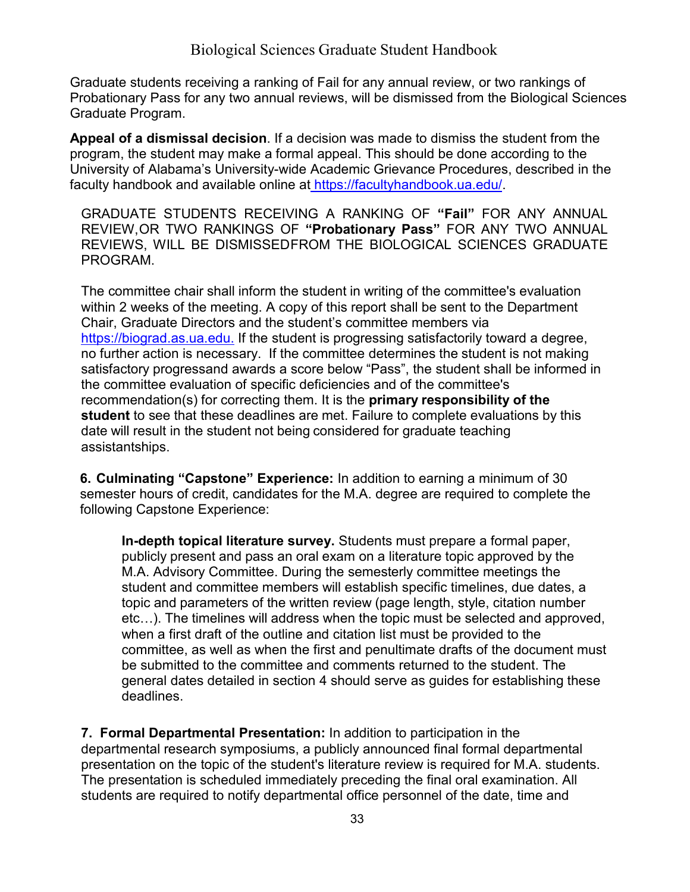Graduate students receiving a ranking of Fail for any annual review, or two rankings of Probationary Pass for any two annual reviews, will be dismissed from the Biological Sciences Graduate Program.

**Appeal of a dismissal decision**. If a decision was made to dismiss the student from the program, the student may make a formal appeal. This should be done according to the University of Alabama's University-wide Academic Grievance Procedures, described in the faculty handbook and available online at https://facultyhandbook.ua.edu/.

GRADUATE STUDENTS RECEIVING A RANKING OF **"Fail"** FOR ANY ANNUAL REVIEW,OR TWO RANKINGS OF **"Probationary Pass"** FOR ANY TWO ANNUAL REVIEWS, WILL BE DISMISSEDFROM THE BIOLOGICAL SCIENCES GRADUATE PROGRAM.

The committee chair shall inform the student in writing of the committee's evaluation within 2 weeks of the meeting. A copy of this report shall be sent to the Department Chair, Graduate Directors and the student's committee members via https://biograd.as.ua.edu. If the student is progressing satisfactorily toward a degree, no further action is necessary. If the committee determines the student is not making satisfactory progressand awards a score below "Pass", the student shall be informed in the committee evaluation of specific deficiencies and of the committee's recommendation(s) for correcting them. It is the **primary responsibility of the student** to see that these deadlines are met. Failure to complete evaluations by this date will result in the student not being considered for graduate teaching assistantships.

**6. Culminating "Capstone" Experience:** In addition to earning a minimum of 30 semester hours of credit, candidates for the M.A. degree are required to complete the following Capstone Experience:

**In-depth topical literature survey.** Students must prepare a formal paper, publicly present and pass an oral exam on a literature topic approved by the M.A. Advisory Committee. During the semesterly committee meetings the student and committee members will establish specific timelines, due dates, a topic and parameters of the written review (page length, style, citation number etc…). The timelines will address when the topic must be selected and approved, when a first draft of the outline and citation list must be provided to the committee, as well as when the first and penultimate drafts of the document must be submitted to the committee and comments returned to the student. The general dates detailed in section 4 should serve as guides for establishing these deadlines.

**7. Formal Departmental Presentation:** In addition to participation in the departmental research symposiums, a publicly announced final formal departmental presentation on the topic of the student's literature review is required for M.A. students. The presentation is scheduled immediately preceding the final oral examination. All students are required to notify departmental office personnel of the date, time and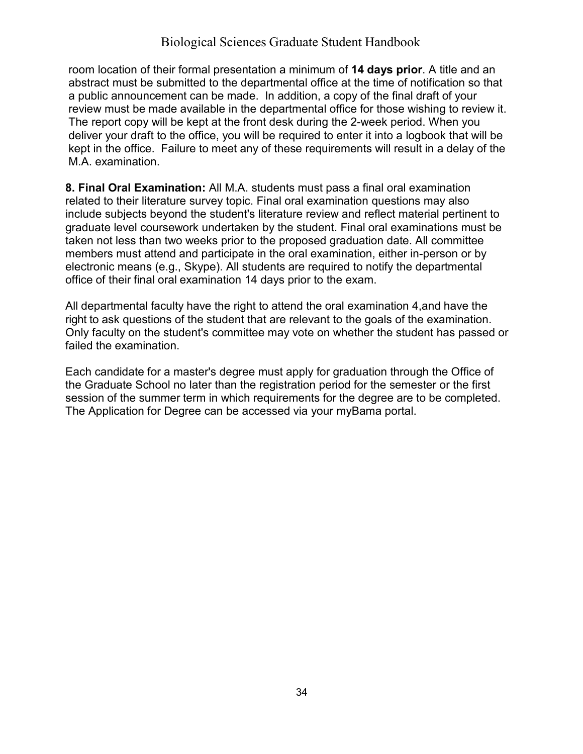room location of their formal presentation a minimum of **14 days prior**. A title and an abstract must be submitted to the departmental office at the time of notification so that a public announcement can be made. In addition, a copy of the final draft of your review must be made available in the departmental office for those wishing to review it. The report copy will be kept at the front desk during the 2-week period. When you deliver your draft to the office, you will be required to enter it into a logbook that will be kept in the office. Failure to meet any of these requirements will result in a delay of the M.A. examination.

**8. Final Oral Examination:** All M.A. students must pass a final oral examination related to their literature survey topic. Final oral examination questions may also include subjects beyond the student's literature review and reflect material pertinent to graduate level coursework undertaken by the student. Final oral examinations must be taken not less than two weeks prior to the proposed graduation date. All committee members must attend and participate in the oral examination, either in-person or by electronic means (e.g., Skype). All students are required to notify the departmental office of their final oral examination 14 days prior to the exam.

All departmental faculty have the right to attend the oral examination 4,and have the right to ask questions of the student that are relevant to the goals of the examination. Only faculty on the student's committee may vote on whether the student has passed or failed the examination.

Each candidate for a master's degree must apply for graduation through the Office of the Graduate School no later than the registration period for the semester or the first session of the summer term in which requirements for the degree are to be completed. The Application for Degree can be accessed via your myBama portal.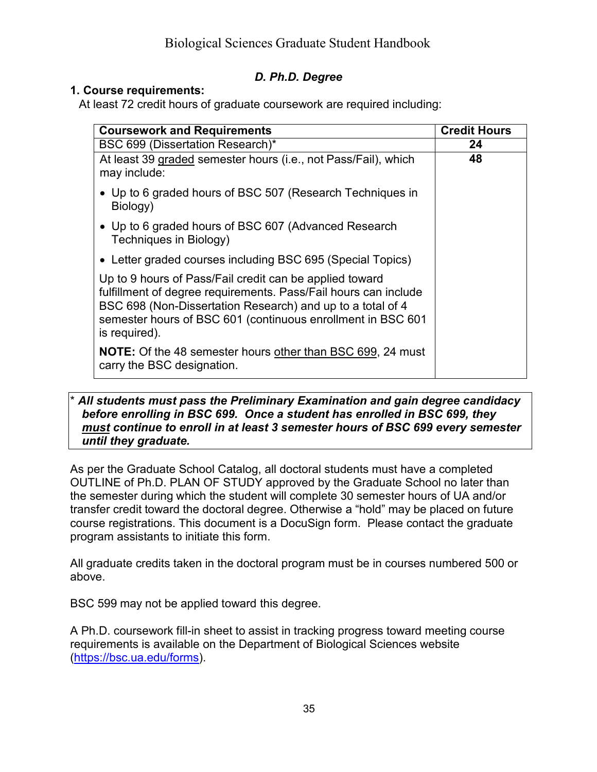### *D. Ph.D. Degree*

**1. Course requirements:**

At least 72 credit hours of graduate coursework are required including:

| Coursework and Requirements | Credit Hours |
|---|---|
| BSC 699 (Dissertation Research)* | **24** |
| At least 39 graded semester hours (i.e., not Pass/Fail), which may include:<br>• Up to 6 graded hours of BSC 507 (Research Techniques in Biology)<br>• Up to 6 graded hours of BSC 607 (Advanced Research Techniques in Biology)<br>• Letter graded courses including BSC 695 (Special Topics)<br>Up to 9 hours of Pass/Fail credit can be applied toward fulfillment of degree requirements. Pass/Fail hours can include BSC 698 (Non-Dissertation Research) and up to a total of 4 semester hours of BSC 601 (continuous enrollment in BSC 601 is required).<br>**NOTE:** Of the 48 semester hours other than BSC 699, 24 must carry the BSC designation. | **48** |

\* ***All students must pass the Preliminary Examination and gain degree candidacy before enrolling in BSC 699. Once a student has enrolled in BSC 699, they must continue to enroll in at least 3 semester hours of BSC 699 every semester until they graduate.***

As per the Graduate School Catalog, all doctoral students must have a completed OUTLINE of Ph.D. PLAN OF STUDY approved by the Graduate School no later than the semester during which the student will complete 30 semester hours of UA and/or transfer credit toward the doctoral degree. Otherwise a "hold" may be placed on future course registrations. This document is a DocuSign form. Please contact the graduate program assistants to initiate this form.

All graduate credits taken in the doctoral program must be in courses numbered 500 or above.

BSC 599 may not be applied toward this degree.

A Ph.D. coursework fill-in sheet to assist in tracking progress toward meeting course requirements is available on the Department of Biological Sciences website (https://bsc.ua.edu/forms).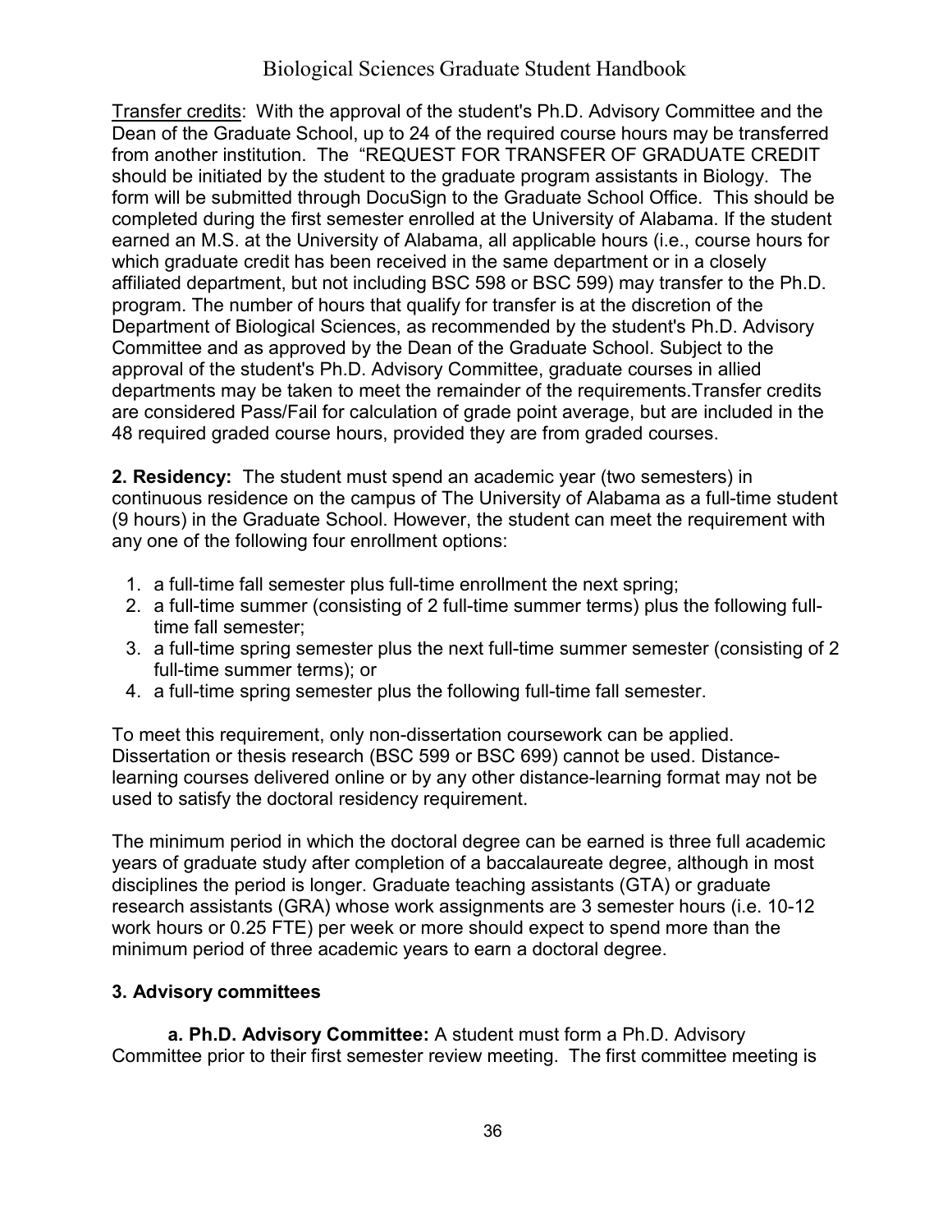Transfer credits: With the approval of the student's Ph.D. Advisory Committee and the Dean of the Graduate School, up to 24 of the required course hours may be transferred from another institution. The "REQUEST FOR TRANSFER OF GRADUATE CREDIT should be initiated by the student to the graduate program assistants in Biology. The form will be submitted through DocuSign to the Graduate School Office. This should be completed during the first semester enrolled at the University of Alabama. If the student earned an M.S. at the University of Alabama, all applicable hours (i.e., course hours for which graduate credit has been received in the same department or in a closely affiliated department, but not including BSC 598 or BSC 599) may transfer to the Ph.D. program. The number of hours that qualify for transfer is at the discretion of the Department of Biological Sciences, as recommended by the student's Ph.D. Advisory Committee and as approved by the Dean of the Graduate School. Subject to the approval of the student's Ph.D. Advisory Committee, graduate courses in allied departments may be taken to meet the remainder of the requirements.Transfer credits are considered Pass/Fail for calculation of grade point average, but are included in the 48 required graded course hours, provided they are from graded courses.

**2. Residency:** The student must spend an academic year (two semesters) in continuous residence on the campus of The University of Alabama as a full-time student (9 hours) in the Graduate School. However, the student can meet the requirement with any one of the following four enrollment options:

1. a full-time fall semester plus full-time enrollment the next spring;
2. a full-time summer (consisting of 2 full-time summer terms) plus the following full-time fall semester;
3. a full-time spring semester plus the next full-time summer semester (consisting of 2 full-time summer terms); or
4. a full-time spring semester plus the following full-time fall semester.

To meet this requirement, only non-dissertation coursework can be applied. Dissertation or thesis research (BSC 599 or BSC 699) cannot be used. Distance-learning courses delivered online or by any other distance-learning format may not be used to satisfy the doctoral residency requirement.

The minimum period in which the doctoral degree can be earned is three full academic years of graduate study after completion of a baccalaureate degree, although in most disciplines the period is longer. Graduate teaching assistants (GTA) or graduate research assistants (GRA) whose work assignments are 3 semester hours (i.e. 10-12 work hours or 0.25 FTE) per week or more should expect to spend more than the minimum period of three academic years to earn a doctoral degree.

### 3. Advisory committees

**a. Ph.D. Advisory Committee:** A student must form a Ph.D. Advisory Committee prior to their first semester review meeting. The first committee meeting is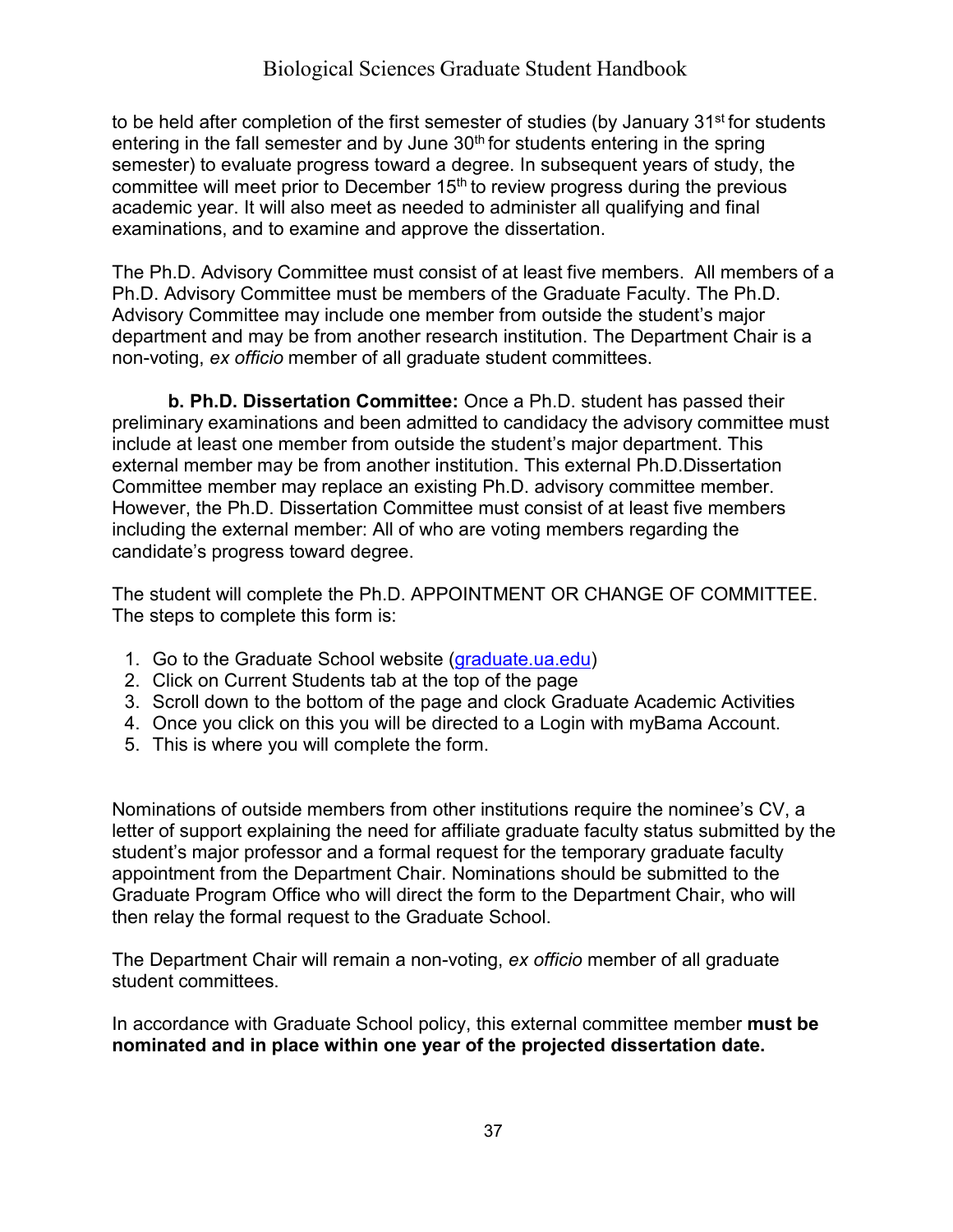to be held after completion of the first semester of studies (by January 31st for students entering in the fall semester and by June 30th for students entering in the spring semester) to evaluate progress toward a degree. In subsequent years of study, the committee will meet prior to December 15th to review progress during the previous academic year. It will also meet as needed to administer all qualifying and final examinations, and to examine and approve the dissertation.

The Ph.D. Advisory Committee must consist of at least five members. All members of a Ph.D. Advisory Committee must be members of the Graduate Faculty. The Ph.D. Advisory Committee may include one member from outside the student's major department and may be from another research institution. The Department Chair is a non-voting, *ex officio* member of all graduate student committees.

**b. Ph.D. Dissertation Committee:** Once a Ph.D. student has passed their preliminary examinations and been admitted to candidacy the advisory committee must include at least one member from outside the student's major department. This external member may be from another institution. This external Ph.D.Dissertation Committee member may replace an existing Ph.D. advisory committee member. However, the Ph.D. Dissertation Committee must consist of at least five members including the external member: All of who are voting members regarding the candidate's progress toward degree.

The student will complete the Ph.D. APPOINTMENT OR CHANGE OF COMMITTEE. The steps to complete this form is:

1. Go to the Graduate School website (graduate.ua.edu)
2. Click on Current Students tab at the top of the page
3. Scroll down to the bottom of the page and clock Graduate Academic Activities
4. Once you click on this you will be directed to a Login with myBama Account.
5. This is where you will complete the form.

Nominations of outside members from other institutions require the nominee's CV, a letter of support explaining the need for affiliate graduate faculty status submitted by the student's major professor and a formal request for the temporary graduate faculty appointment from the Department Chair. Nominations should be submitted to the Graduate Program Office who will direct the form to the Department Chair, who will then relay the formal request to the Graduate School.

The Department Chair will remain a non-voting, *ex officio* member of all graduate student committees.

In accordance with Graduate School policy, this external committee member **must be nominated and in place within one year of the projected dissertation date.**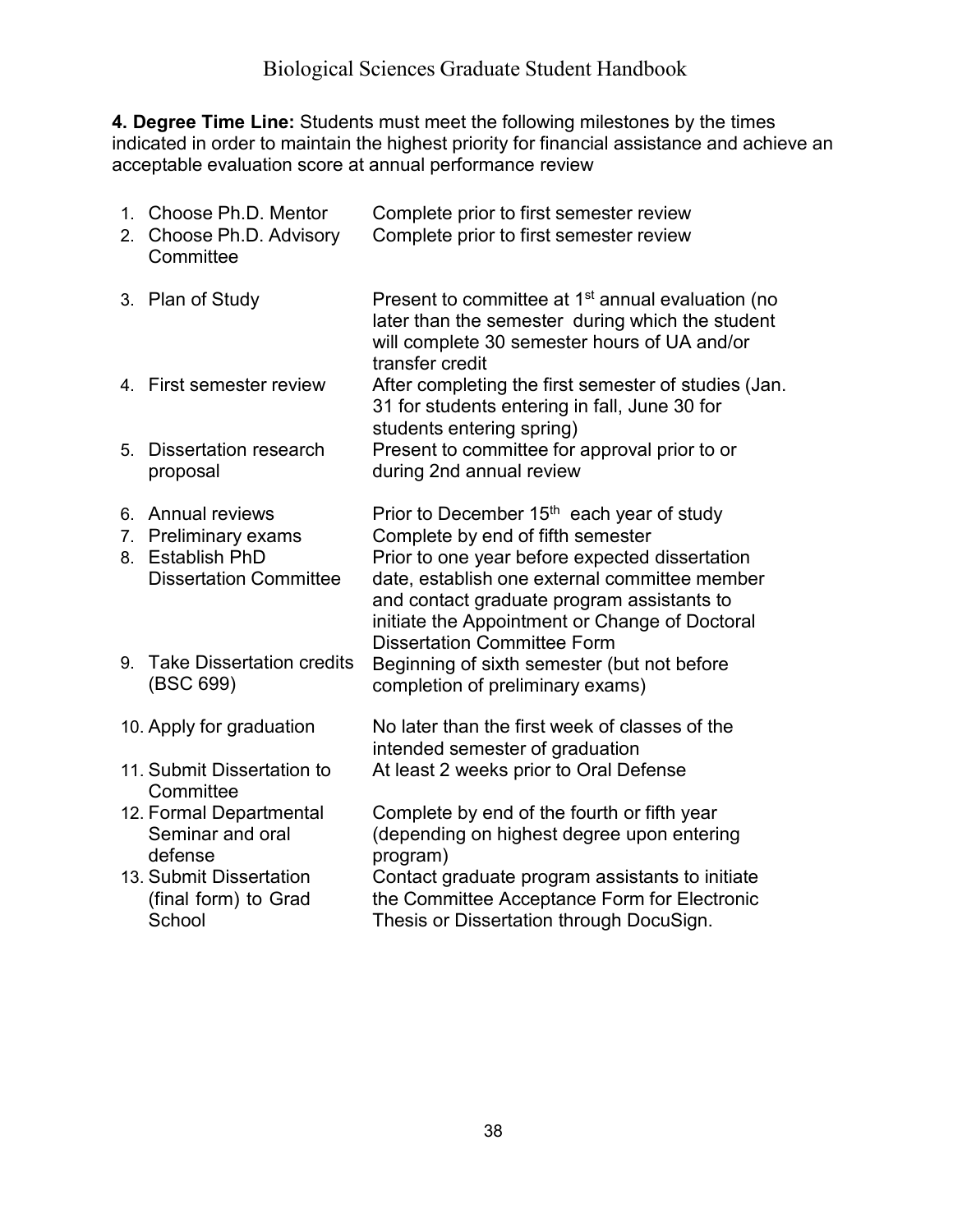**4. Degree Time Line:** Students must meet the following milestones by the times indicated in order to maintain the highest priority for financial assistance and achieve an acceptable evaluation score at annual performance review

| Milestone | Timing |
|---|---|
| 1. Choose Ph.D. Mentor | Complete prior to first semester review |
| 2. Choose Ph.D. Advisory Committee | Complete prior to first semester review |
| 3. Plan of Study | Present to committee at 1st annual evaluation (no later than the semester during which the student will complete 30 semester hours of UA and/or transfer credit |
| 4. First semester review | After completing the first semester of studies (Jan. 31 for students entering in fall, June 30 for students entering spring) |
| 5. Dissertation research proposal | Present to committee for approval prior to or during 2nd annual review |
| 6. Annual reviews | Prior to December 15th each year of study |
| 7. Preliminary exams | Complete by end of fifth semester |
| 8. Establish PhD Dissertation Committee | Prior to one year before expected dissertation date, establish one external committee member and contact graduate program assistants to initiate the Appointment or Change of Doctoral Dissertation Committee Form |
| 9. Take Dissertation credits (BSC 699) | Beginning of sixth semester (but not before completion of preliminary exams) |
| 10. Apply for graduation | No later than the first week of classes of the intended semester of graduation |
| 11. Submit Dissertation to Committee | At least 2 weeks prior to Oral Defense |
| 12. Formal Departmental Seminar and oral defense | Complete by end of the fourth or fifth year (depending on highest degree upon entering program) |
| 13. Submit Dissertation (final form) to Grad School | Contact graduate program assistants to initiate the Committee Acceptance Form for Electronic Thesis or Dissertation through DocuSign. |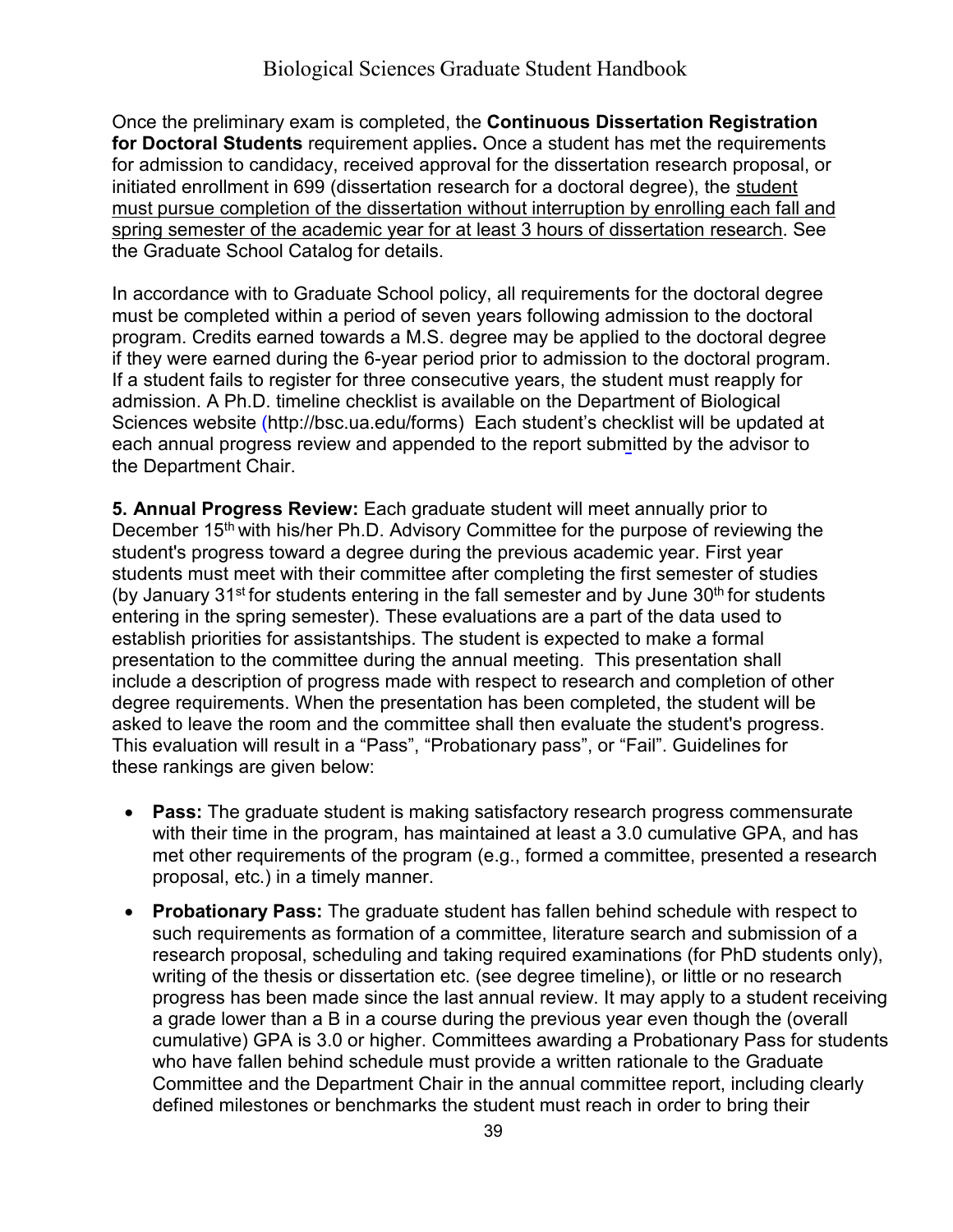Once the preliminary exam is completed, the **Continuous Dissertation Registration for Doctoral Students** requirement applies**.** Once a student has met the requirements for admission to candidacy, received approval for the dissertation research proposal, or initiated enrollment in 699 (dissertation research for a doctoral degree), the <u>student must pursue completion of the dissertation without interruption by enrolling each fall and spring semester of the academic year for at least 3 hours of dissertation research</u>. See the Graduate School Catalog for details.

In accordance with to Graduate School policy, all requirements for the doctoral degree must be completed within a period of seven years following admission to the doctoral program. Credits earned towards a M.S. degree may be applied to the doctoral degree if they were earned during the 6-year period prior to admission to the doctoral program. If a student fails to register for three consecutive years, the student must reapply for admission. A Ph.D. timeline checklist is available on the Department of Biological Sciences website (http://bsc.ua.edu/forms) Each student's checklist will be updated at each annual progress review and appended to the report submitted by the advisor to the Department Chair.

**5. Annual Progress Review:** Each graduate student will meet annually prior to December 15th with his/her Ph.D. Advisory Committee for the purpose of reviewing the student's progress toward a degree during the previous academic year. First year students must meet with their committee after completing the first semester of studies (by January 31st for students entering in the fall semester and by June 30th for students entering in the spring semester). These evaluations are a part of the data used to establish priorities for assistantships. The student is expected to make a formal presentation to the committee during the annual meeting. This presentation shall include a description of progress made with respect to research and completion of other degree requirements. When the presentation has been completed, the student will be asked to leave the room and the committee shall then evaluate the student's progress. This evaluation will result in a "Pass", "Probationary pass", or "Fail". Guidelines for these rankings are given below:

- **Pass:** The graduate student is making satisfactory research progress commensurate with their time in the program, has maintained at least a 3.0 cumulative GPA, and has met other requirements of the program (e.g., formed a committee, presented a research proposal, etc.) in a timely manner.
- **Probationary Pass:** The graduate student has fallen behind schedule with respect to such requirements as formation of a committee, literature search and submission of a research proposal, scheduling and taking required examinations (for PhD students only), writing of the thesis or dissertation etc. (see degree timeline), or little or no research progress has been made since the last annual review. It may apply to a student receiving a grade lower than a B in a course during the previous year even though the (overall cumulative) GPA is 3.0 or higher. Committees awarding a Probationary Pass for students who have fallen behind schedule must provide a written rationale to the Graduate Committee and the Department Chair in the annual committee report, including clearly defined milestones or benchmarks the student must reach in order to bring their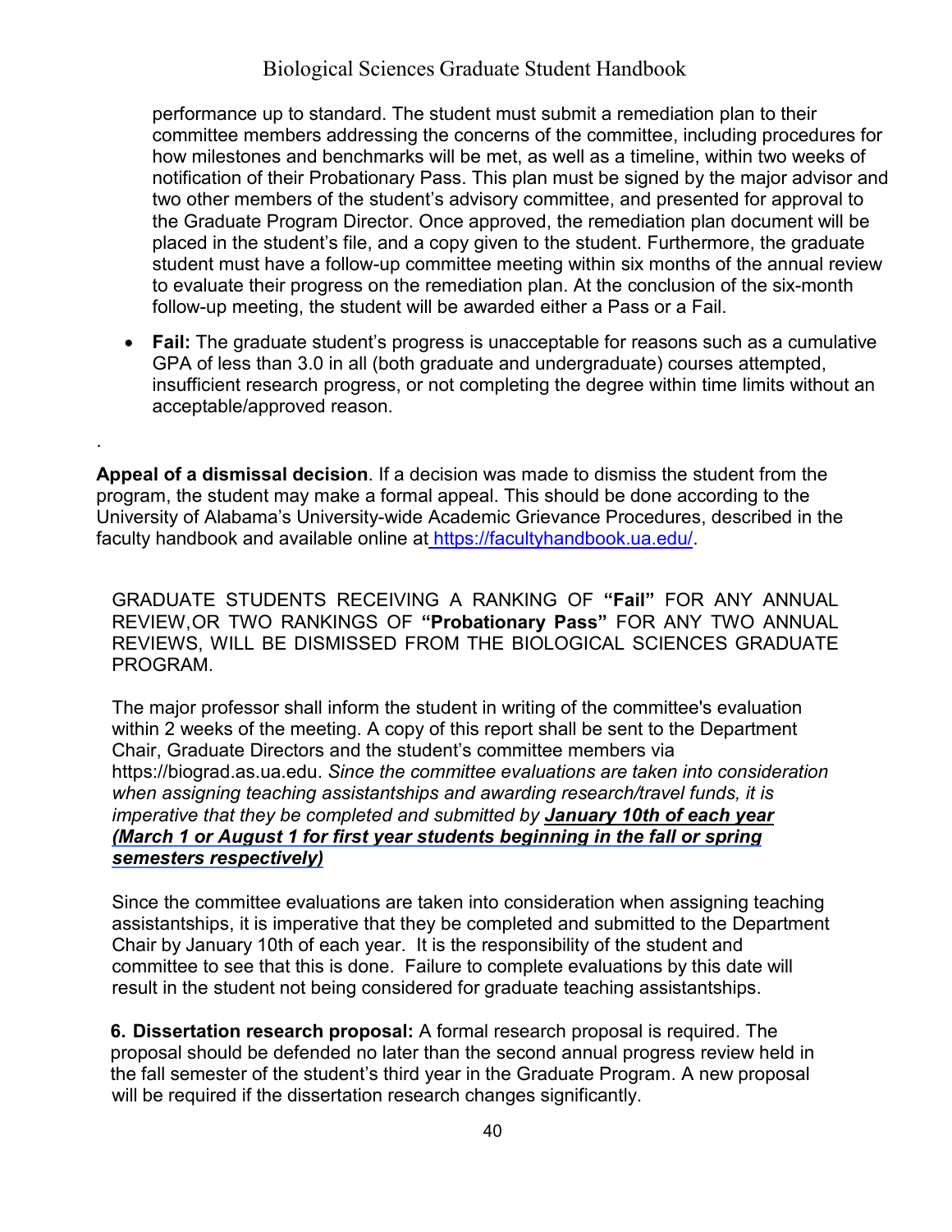performance up to standard. The student must submit a remediation plan to their committee members addressing the concerns of the committee, including procedures for how milestones and benchmarks will be met, as well as a timeline, within two weeks of notification of their Probationary Pass. This plan must be signed by the major advisor and two other members of the student's advisory committee, and presented for approval to the Graduate Program Director. Once approved, the remediation plan document will be placed in the student's file, and a copy given to the student. Furthermore, the graduate student must have a follow-up committee meeting within six months of the annual review to evaluate their progress on the remediation plan. At the conclusion of the six-month follow-up meeting, the student will be awarded either a Pass or a Fail.

- **Fail:** The graduate student's progress is unacceptable for reasons such as a cumulative GPA of less than 3.0 in all (both graduate and undergraduate) courses attempted, insufficient research progress, or not completing the degree within time limits without an acceptable/approved reason.

.

**Appeal of a dismissal decision**. If a decision was made to dismiss the student from the program, the student may make a formal appeal. This should be done according to the University of Alabama's University-wide Academic Grievance Procedures, described in the faculty handbook and available online at https://facultyhandbook.ua.edu/.

GRADUATE STUDENTS RECEIVING A RANKING OF **"Fail"** FOR ANY ANNUAL REVIEW,OR TWO RANKINGS OF **"Probationary Pass"** FOR ANY TWO ANNUAL REVIEWS, WILL BE DISMISSED FROM THE BIOLOGICAL SCIENCES GRADUATE PROGRAM.

The major professor shall inform the student in writing of the committee's evaluation within 2 weeks of the meeting. A copy of this report shall be sent to the Department Chair, Graduate Directors and the student's committee members via https://biograd.as.ua.edu. *Since the committee evaluations are taken into consideration when assigning teaching assistantships and awarding research/travel funds, it is imperative that they be completed and submitted by **January 10th of each year (March 1 or August 1 for first year students beginning in the fall or spring semesters respectively)***

Since the committee evaluations are taken into consideration when assigning teaching assistantships, it is imperative that they be completed and submitted to the Department Chair by January 10th of each year. It is the responsibility of the student and committee to see that this is done. Failure to complete evaluations by this date will result in the student not being considered for graduate teaching assistantships.

**6. Dissertation research proposal:** A formal research proposal is required. The proposal should be defended no later than the second annual progress review held in the fall semester of the student's third year in the Graduate Program. A new proposal will be required if the dissertation research changes significantly.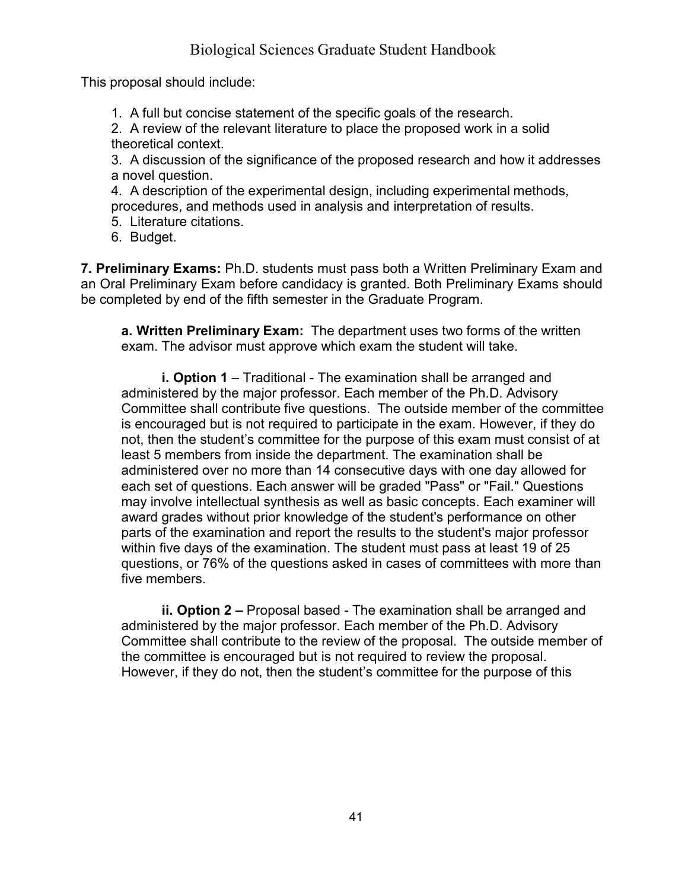This proposal should include:

1. A full but concise statement of the specific goals of the research.
2. A review of the relevant literature to place the proposed work in a solid theoretical context.
3. A discussion of the significance of the proposed research and how it addresses a novel question.
4. A description of the experimental design, including experimental methods, procedures, and methods used in analysis and interpretation of results.
5. Literature citations.
6. Budget.

**7. Preliminary Exams:** Ph.D. students must pass both a Written Preliminary Exam and an Oral Preliminary Exam before candidacy is granted. Both Preliminary Exams should be completed by end of the fifth semester in the Graduate Program.

**a. Written Preliminary Exam:** The department uses two forms of the written exam. The advisor must approve which exam the student will take.

**i. Option 1** – Traditional - The examination shall be arranged and administered by the major professor. Each member of the Ph.D. Advisory Committee shall contribute five questions. The outside member of the committee is encouraged but is not required to participate in the exam. However, if they do not, then the student's committee for the purpose of this exam must consist of at least 5 members from inside the department. The examination shall be administered over no more than 14 consecutive days with one day allowed for each set of questions. Each answer will be graded "Pass" or "Fail." Questions may involve intellectual synthesis as well as basic concepts. Each examiner will award grades without prior knowledge of the student's performance on other parts of the examination and report the results to the student's major professor within five days of the examination. The student must pass at least 19 of 25 questions, or 76% of the questions asked in cases of committees with more than five members.

**ii. Option 2 –** Proposal based - The examination shall be arranged and administered by the major professor. Each member of the Ph.D. Advisory Committee shall contribute to the review of the proposal. The outside member of the committee is encouraged but is not required to review the proposal. However, if they do not, then the student's committee for the purpose of this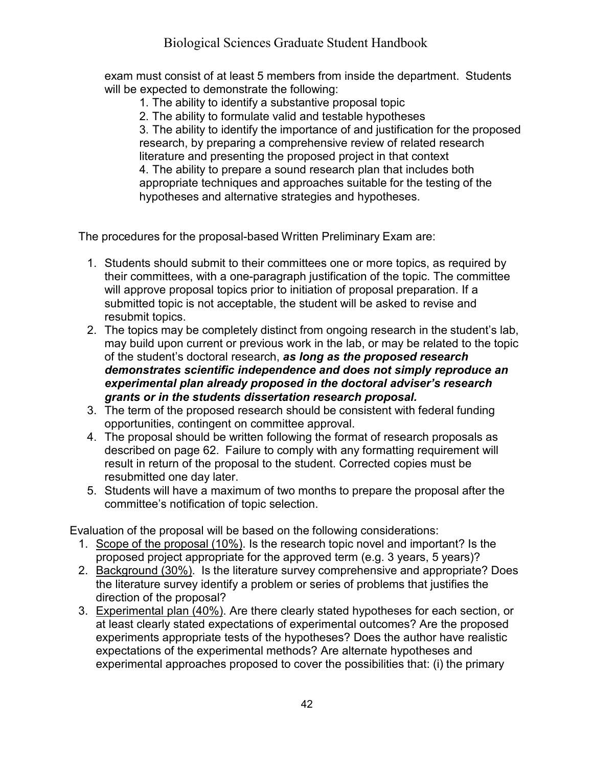exam must consist of at least 5 members from inside the department. Students will be expected to demonstrate the following:

1. The ability to identify a substantive proposal topic
2. The ability to formulate valid and testable hypotheses
3. The ability to identify the importance of and justification for the proposed research, by preparing a comprehensive review of related research literature and presenting the proposed project in that context
4. The ability to prepare a sound research plan that includes both appropriate techniques and approaches suitable for the testing of the hypotheses and alternative strategies and hypotheses.

The procedures for the proposal-based Written Preliminary Exam are:

1. Students should submit to their committees one or more topics, as required by their committees, with a one-paragraph justification of the topic. The committee will approve proposal topics prior to initiation of proposal preparation. If a submitted topic is not acceptable, the student will be asked to revise and resubmit topics.
2. The topics may be completely distinct from ongoing research in the student's lab, may build upon current or previous work in the lab, or may be related to the topic of the student's doctoral research, ***as long as the proposed research demonstrates scientific independence and does not simply reproduce an experimental plan already proposed in the doctoral adviser's research grants or in the students dissertation research proposal.***
3. The term of the proposed research should be consistent with federal funding opportunities, contingent on committee approval.
4. The proposal should be written following the format of research proposals as described on page 62. Failure to comply with any formatting requirement will result in return of the proposal to the student. Corrected copies must be resubmitted one day later.
5. Students will have a maximum of two months to prepare the proposal after the committee's notification of topic selection.

Evaluation of the proposal will be based on the following considerations:

1. <u>Scope of the proposal (10%)</u>. Is the research topic novel and important? Is the proposed project appropriate for the approved term (e.g. 3 years, 5 years)?
2. <u>Background (30%)</u>. Is the literature survey comprehensive and appropriate? Does the literature survey identify a problem or series of problems that justifies the direction of the proposal?
3. <u>Experimental plan (40%)</u>. Are there clearly stated hypotheses for each section, or at least clearly stated expectations of experimental outcomes? Are the proposed experiments appropriate tests of the hypotheses? Does the author have realistic expectations of the experimental methods? Are alternate hypotheses and experimental approaches proposed to cover the possibilities that: (i) the primary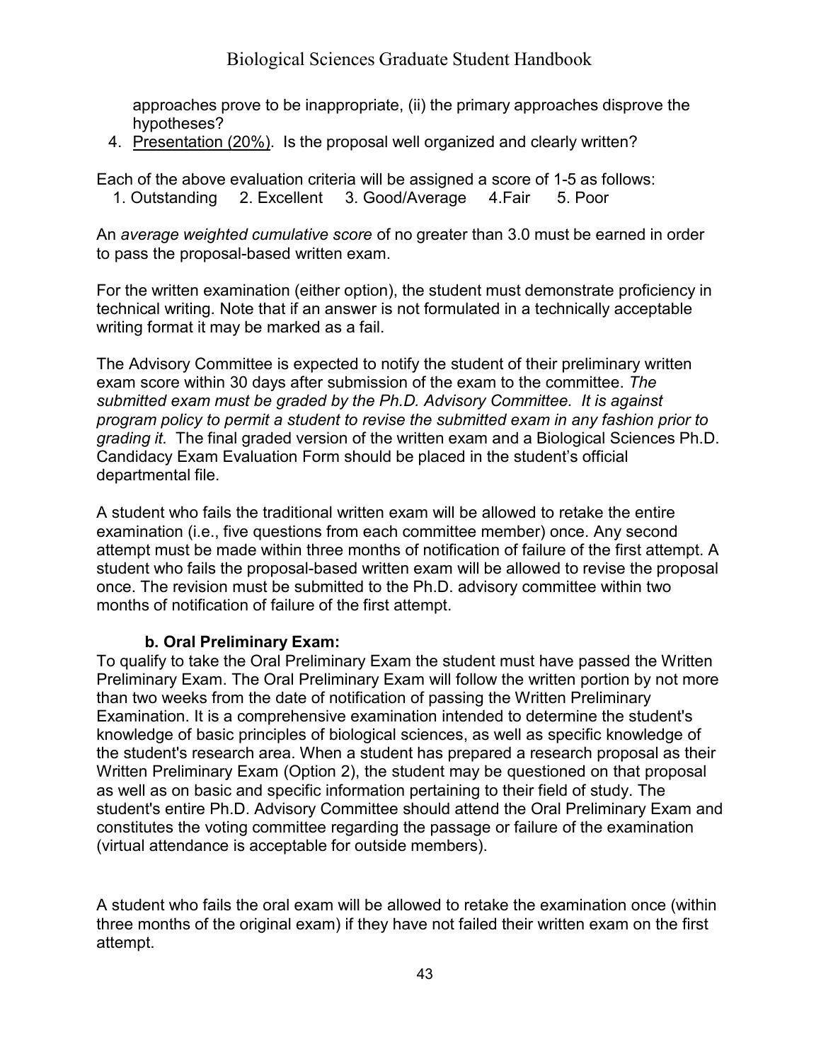approaches prove to be inappropriate, (ii) the primary approaches disprove the hypotheses?

4. Presentation (20%). Is the proposal well organized and clearly written?

Each of the above evaluation criteria will be assigned a score of 1-5 as follows:
1. Outstanding 2. Excellent 3. Good/Average 4.Fair 5. Poor

An *average weighted cumulative score* of no greater than 3.0 must be earned in order to pass the proposal-based written exam.

For the written examination (either option), the student must demonstrate proficiency in technical writing. Note that if an answer is not formulated in a technically acceptable writing format it may be marked as a fail.

The Advisory Committee is expected to notify the student of their preliminary written exam score within 30 days after submission of the exam to the committee. *The submitted exam must be graded by the Ph.D. Advisory Committee. It is against program policy to permit a student to revise the submitted exam in any fashion prior to grading it.* The final graded version of the written exam and a Biological Sciences Ph.D. Candidacy Exam Evaluation Form should be placed in the student's official departmental file.

A student who fails the traditional written exam will be allowed to retake the entire examination (i.e., five questions from each committee member) once. Any second attempt must be made within three months of notification of failure of the first attempt. A student who fails the proposal-based written exam will be allowed to revise the proposal once. The revision must be submitted to the Ph.D. advisory committee within two months of notification of failure of the first attempt.

**b. Oral Preliminary Exam:**

To qualify to take the Oral Preliminary Exam the student must have passed the Written Preliminary Exam. The Oral Preliminary Exam will follow the written portion by not more than two weeks from the date of notification of passing the Written Preliminary Examination. It is a comprehensive examination intended to determine the student's knowledge of basic principles of biological sciences, as well as specific knowledge of the student's research area. When a student has prepared a research proposal as their Written Preliminary Exam (Option 2), the student may be questioned on that proposal as well as on basic and specific information pertaining to their field of study. The student's entire Ph.D. Advisory Committee should attend the Oral Preliminary Exam and constitutes the voting committee regarding the passage or failure of the examination (virtual attendance is acceptable for outside members).

A student who fails the oral exam will be allowed to retake the examination once (within three months of the original exam) if they have not failed their written exam on the first attempt.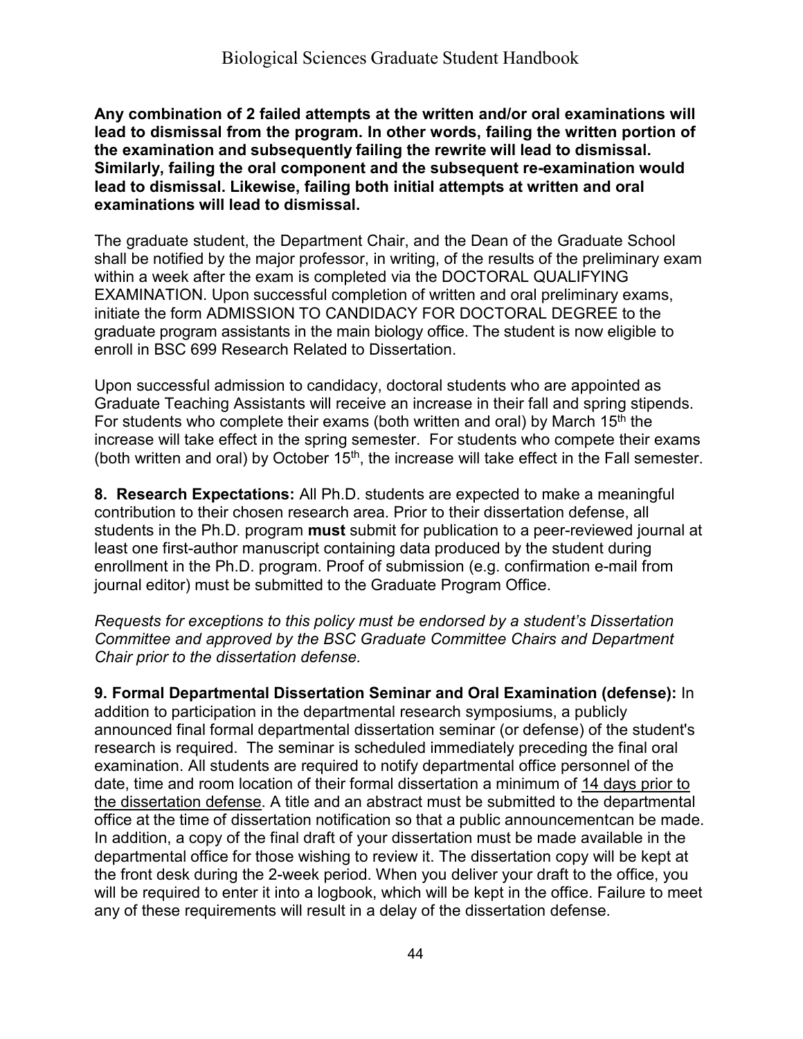**Any combination of 2 failed attempts at the written and/or oral examinations will lead to dismissal from the program. In other words, failing the written portion of the examination and subsequently failing the rewrite will lead to dismissal. Similarly, failing the oral component and the subsequent re-examination would lead to dismissal. Likewise, failing both initial attempts at written and oral examinations will lead to dismissal.**

The graduate student, the Department Chair, and the Dean of the Graduate School shall be notified by the major professor, in writing, of the results of the preliminary exam within a week after the exam is completed via the DOCTORAL QUALIFYING EXAMINATION. Upon successful completion of written and oral preliminary exams, initiate the form ADMISSION TO CANDIDACY FOR DOCTORAL DEGREE to the graduate program assistants in the main biology office. The student is now eligible to enroll in BSC 699 Research Related to Dissertation.

Upon successful admission to candidacy, doctoral students who are appointed as Graduate Teaching Assistants will receive an increase in their fall and spring stipends. For students who complete their exams (both written and oral) by March 15th the increase will take effect in the spring semester. For students who compete their exams (both written and oral) by October 15th, the increase will take effect in the Fall semester.

**8. Research Expectations:** All Ph.D. students are expected to make a meaningful contribution to their chosen research area. Prior to their dissertation defense, all students in the Ph.D. program **must** submit for publication to a peer-reviewed journal at least one first-author manuscript containing data produced by the student during enrollment in the Ph.D. program. Proof of submission (e.g. confirmation e-mail from journal editor) must be submitted to the Graduate Program Office.

*Requests for exceptions to this policy must be endorsed by a student's Dissertation Committee and approved by the BSC Graduate Committee Chairs and Department Chair prior to the dissertation defense.*

**9. Formal Departmental Dissertation Seminar and Oral Examination (defense):** In addition to participation in the departmental research symposiums, a publicly announced final formal departmental dissertation seminar (or defense) of the student's research is required. The seminar is scheduled immediately preceding the final oral examination. All students are required to notify departmental office personnel of the date, time and room location of their formal dissertation a minimum of 14 days prior to the dissertation defense. A title and an abstract must be submitted to the departmental office at the time of dissertation notification so that a public announcementcan be made. In addition, a copy of the final draft of your dissertation must be made available in the departmental office for those wishing to review it. The dissertation copy will be kept at the front desk during the 2-week period. When you deliver your draft to the office, you will be required to enter it into a logbook, which will be kept in the office. Failure to meet any of these requirements will result in a delay of the dissertation defense.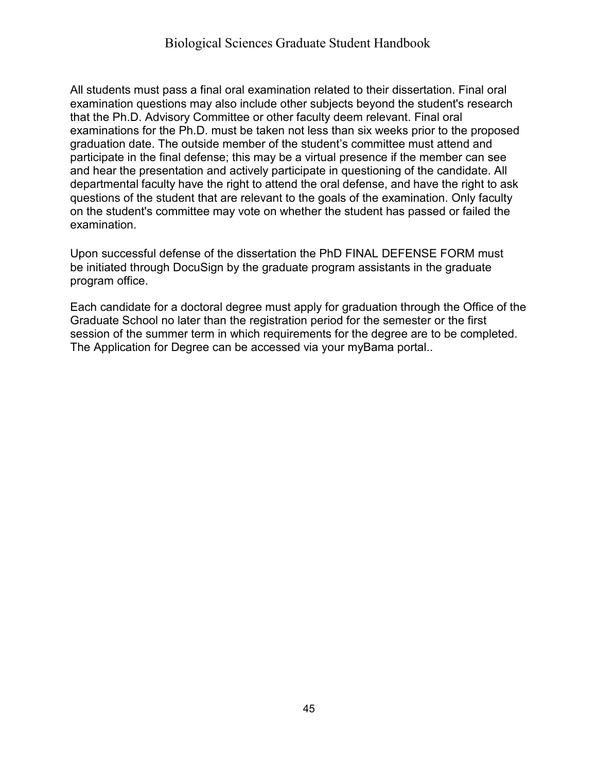All students must pass a final oral examination related to their dissertation. Final oral examination questions may also include other subjects beyond the student's research that the Ph.D. Advisory Committee or other faculty deem relevant. Final oral examinations for the Ph.D. must be taken not less than six weeks prior to the proposed graduation date. The outside member of the student's committee must attend and participate in the final defense; this may be a virtual presence if the member can see and hear the presentation and actively participate in questioning of the candidate. All departmental faculty have the right to attend the oral defense, and have the right to ask questions of the student that are relevant to the goals of the examination. Only faculty on the student's committee may vote on whether the student has passed or failed the examination.

Upon successful defense of the dissertation the PhD FINAL DEFENSE FORM must be initiated through DocuSign by the graduate program assistants in the graduate program office.

Each candidate for a doctoral degree must apply for graduation through the Office of the Graduate School no later than the registration period for the semester or the first session of the summer term in which requirements for the degree are to be completed. The Application for Degree can be accessed via your myBama portal..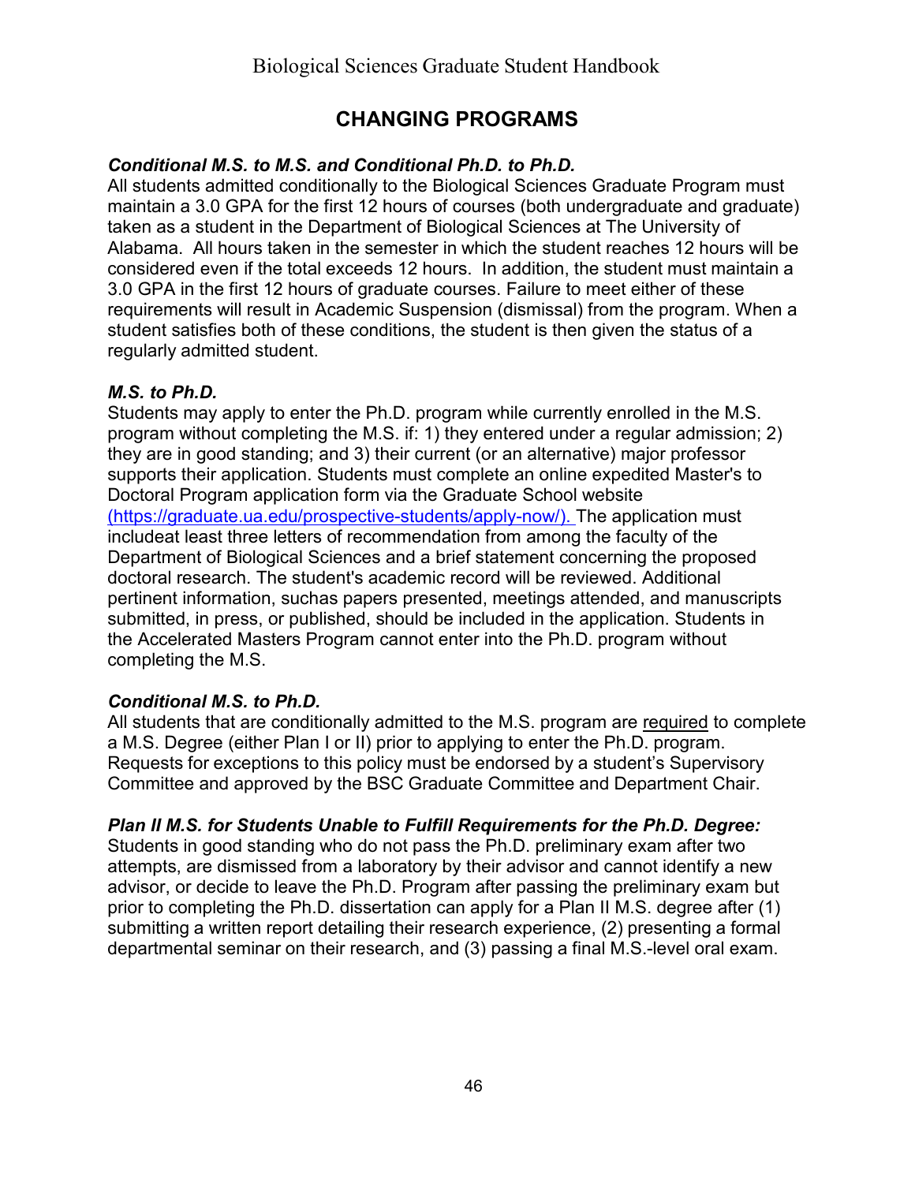## CHANGING PROGRAMS

### *Conditional M.S. to M.S. and Conditional Ph.D. to Ph.D.*

All students admitted conditionally to the Biological Sciences Graduate Program must maintain a 3.0 GPA for the first 12 hours of courses (both undergraduate and graduate) taken as a student in the Department of Biological Sciences at The University of Alabama. All hours taken in the semester in which the student reaches 12 hours will be considered even if the total exceeds 12 hours. In addition, the student must maintain a 3.0 GPA in the first 12 hours of graduate courses. Failure to meet either of these requirements will result in Academic Suspension (dismissal) from the program. When a student satisfies both of these conditions, the student is then given the status of a regularly admitted student.

### *M.S. to Ph.D.*

Students may apply to enter the Ph.D. program while currently enrolled in the M.S. program without completing the M.S. if: 1) they entered under a regular admission; 2) they are in good standing; and 3) their current (or an alternative) major professor supports their application. Students must complete an online expedited Master's to Doctoral Program application form via the Graduate School website (https://graduate.ua.edu/prospective-students/apply-now/). The application must includeat least three letters of recommendation from among the faculty of the Department of Biological Sciences and a brief statement concerning the proposed doctoral research. The student's academic record will be reviewed. Additional pertinent information, suchas papers presented, meetings attended, and manuscripts submitted, in press, or published, should be included in the application. Students in the Accelerated Masters Program cannot enter into the Ph.D. program without completing the M.S.

### *Conditional M.S. to Ph.D.*

All students that are conditionally admitted to the M.S. program are <u>required</u> to complete a M.S. Degree (either Plan I or II) prior to applying to enter the Ph.D. program. Requests for exceptions to this policy must be endorsed by a student's Supervisory Committee and approved by the BSC Graduate Committee and Department Chair.

### *Plan II M.S. for Students Unable to Fulfill Requirements for the Ph.D. Degree:*

Students in good standing who do not pass the Ph.D. preliminary exam after two attempts, are dismissed from a laboratory by their advisor and cannot identify a new advisor, or decide to leave the Ph.D. Program after passing the preliminary exam but prior to completing the Ph.D. dissertation can apply for a Plan II M.S. degree after (1) submitting a written report detailing their research experience, (2) presenting a formal departmental seminar on their research, and (3) passing a final M.S.-level oral exam.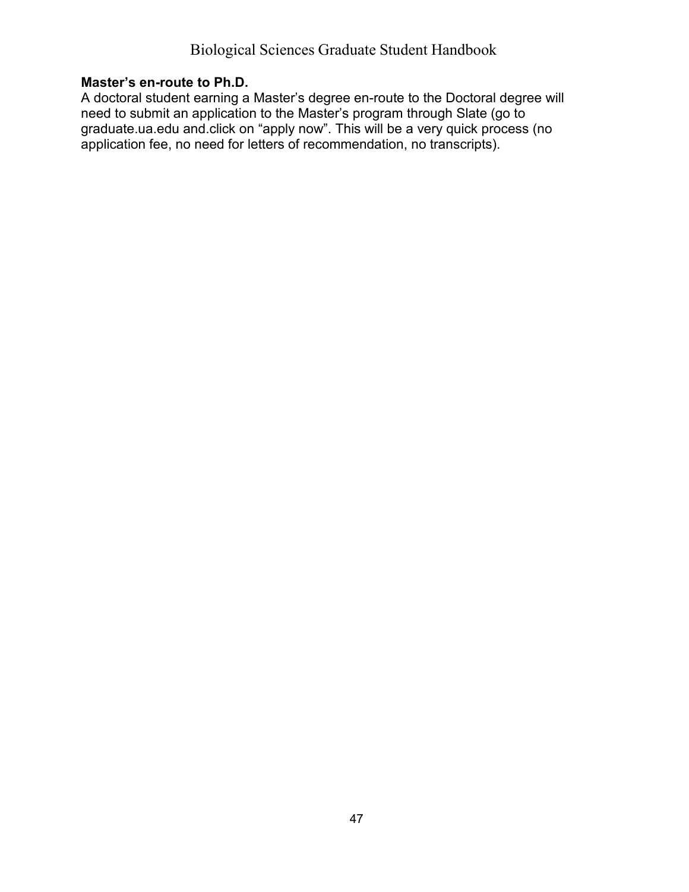**Master’s en-route to Ph.D.**

A doctoral student earning a Master’s degree en-route to the Doctoral degree will need to submit an application to the Master’s program through Slate (go to graduate.ua.edu and.click on “apply now”. This will be a very quick process (no application fee, no need for letters of recommendation, no transcripts).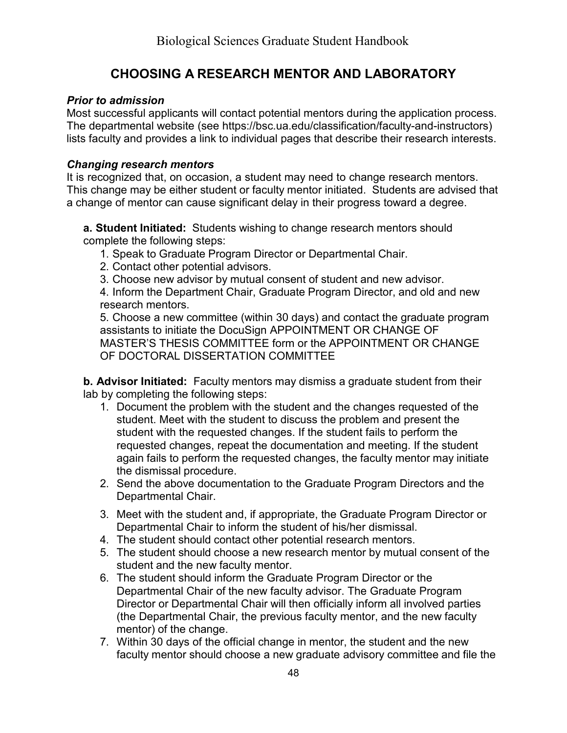# CHOOSING A RESEARCH MENTOR AND LABORATORY

***Prior to admission***

Most successful applicants will contact potential mentors during the application process. The departmental website (see https://bsc.ua.edu/classification/faculty-and-instructors) lists faculty and provides a link to individual pages that describe their research interests.

***Changing research mentors***

It is recognized that, on occasion, a student may need to change research mentors. This change may be either student or faculty mentor initiated. Students are advised that a change of mentor can cause significant delay in their progress toward a degree.

**a. Student Initiated:** Students wishing to change research mentors should complete the following steps:

1. Speak to Graduate Program Director or Departmental Chair.
2. Contact other potential advisors.
3. Choose new advisor by mutual consent of student and new advisor.
4. Inform the Department Chair, Graduate Program Director, and old and new research mentors.
5. Choose a new committee (within 30 days) and contact the graduate program assistants to initiate the DocuSign APPOINTMENT OR CHANGE OF MASTER'S THESIS COMMITTEE form or the APPOINTMENT OR CHANGE OF DOCTORAL DISSERTATION COMMITTEE

**b. Advisor Initiated:** Faculty mentors may dismiss a graduate student from their lab by completing the following steps:

1. Document the problem with the student and the changes requested of the student. Meet with the student to discuss the problem and present the student with the requested changes. If the student fails to perform the requested changes, repeat the documentation and meeting. If the student again fails to perform the requested changes, the faculty mentor may initiate the dismissal procedure.
2. Send the above documentation to the Graduate Program Directors and the Departmental Chair.
3. Meet with the student and, if appropriate, the Graduate Program Director or Departmental Chair to inform the student of his/her dismissal.
4. The student should contact other potential research mentors.
5. The student should choose a new research mentor by mutual consent of the student and the new faculty mentor.
6. The student should inform the Graduate Program Director or the Departmental Chair of the new faculty advisor. The Graduate Program Director or Departmental Chair will then officially inform all involved parties (the Departmental Chair, the previous faculty mentor, and the new faculty mentor) of the change.
7. Within 30 days of the official change in mentor, the student and the new faculty mentor should choose a new graduate advisory committee and file the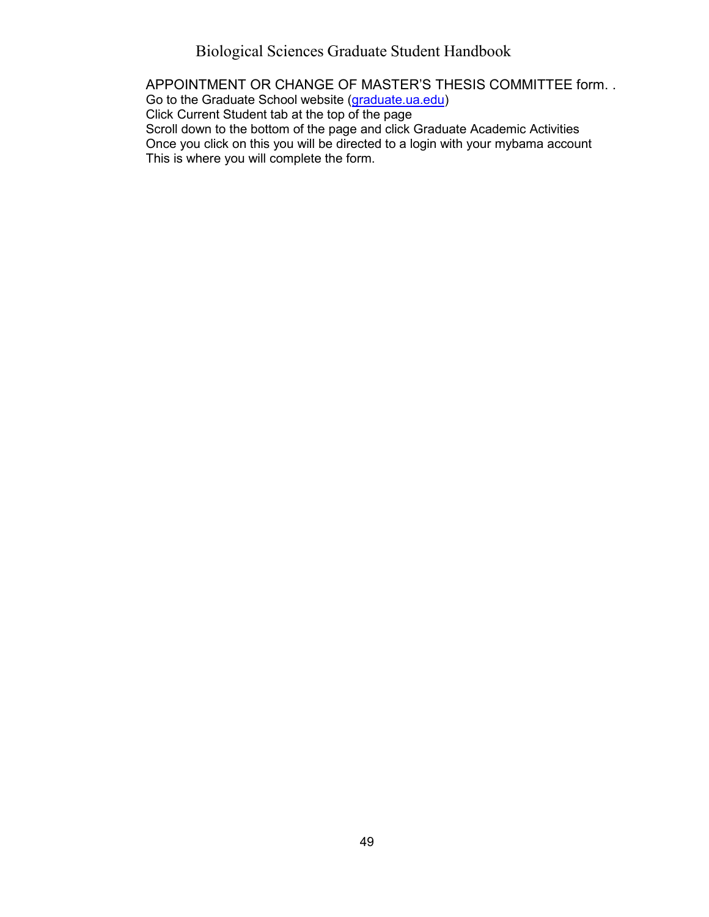APPOINTMENT OR CHANGE OF MASTER'S THESIS COMMITTEE form. .
Go to the Graduate School website ([graduate.ua.edu](graduate.ua.edu))
Click Current Student tab at the top of the page
Scroll down to the bottom of the page and click Graduate Academic Activities
Once you click on this you will be directed to a login with your mybama account
This is where you will complete the form.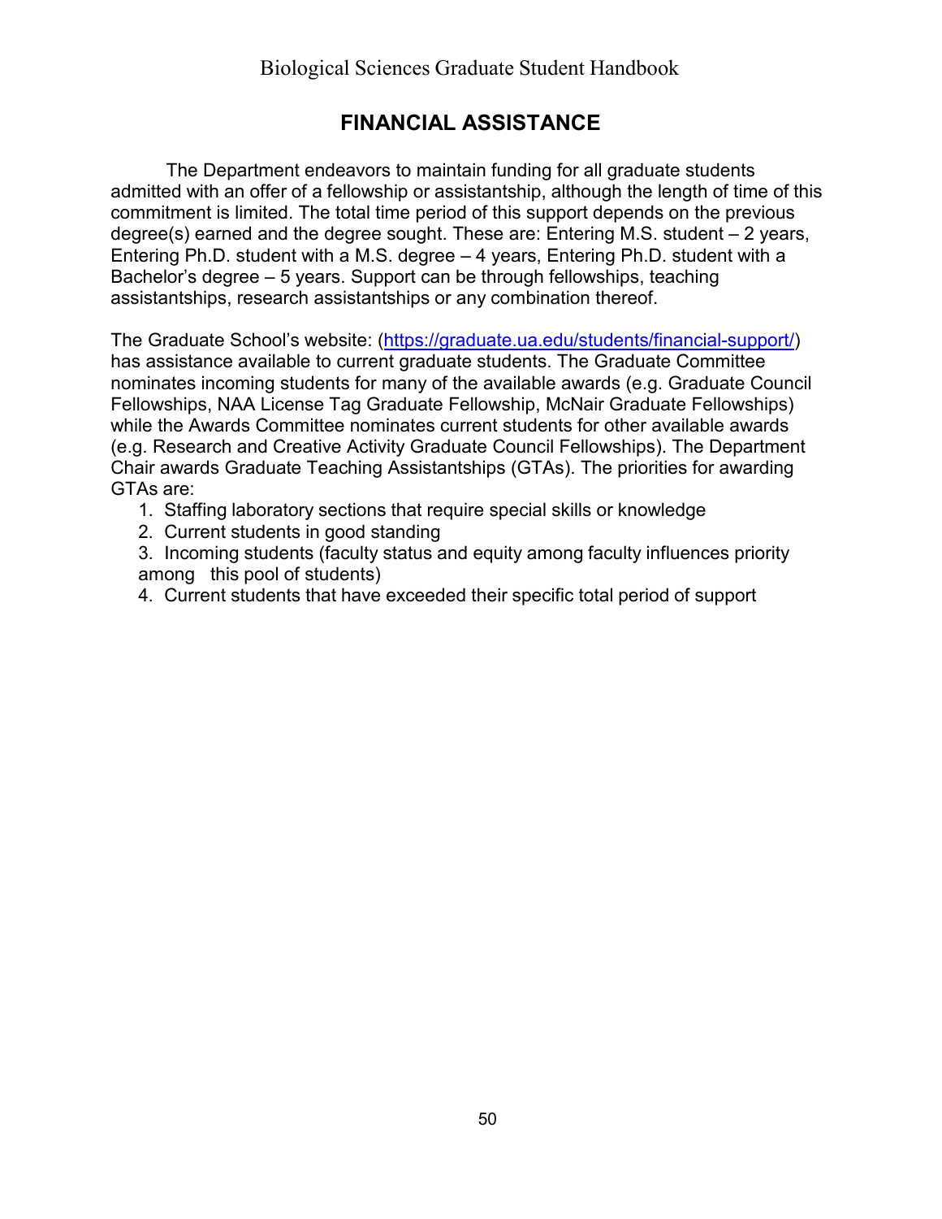## FINANCIAL ASSISTANCE

The Department endeavors to maintain funding for all graduate students admitted with an offer of a fellowship or assistantship, although the length of time of this commitment is limited. The total time period of this support depends on the previous degree(s) earned and the degree sought. These are: Entering M.S. student – 2 years, Entering Ph.D. student with a M.S. degree – 4 years, Entering Ph.D. student with a Bachelor's degree – 5 years. Support can be through fellowships, teaching assistantships, research assistantships or any combination thereof.

The Graduate School's website: (https://graduate.ua.edu/students/financial-support/) has assistance available to current graduate students. The Graduate Committee nominates incoming students for many of the available awards (e.g. Graduate Council Fellowships, NAA License Tag Graduate Fellowship, McNair Graduate Fellowships) while the Awards Committee nominates current students for other available awards (e.g. Research and Creative Activity Graduate Council Fellowships). The Department Chair awards Graduate Teaching Assistantships (GTAs). The priorities for awarding GTAs are:

1. Staffing laboratory sections that require special skills or knowledge
2. Current students in good standing
3. Incoming students (faculty status and equity among faculty influences priority among this pool of students)
4. Current students that have exceeded their specific total period of support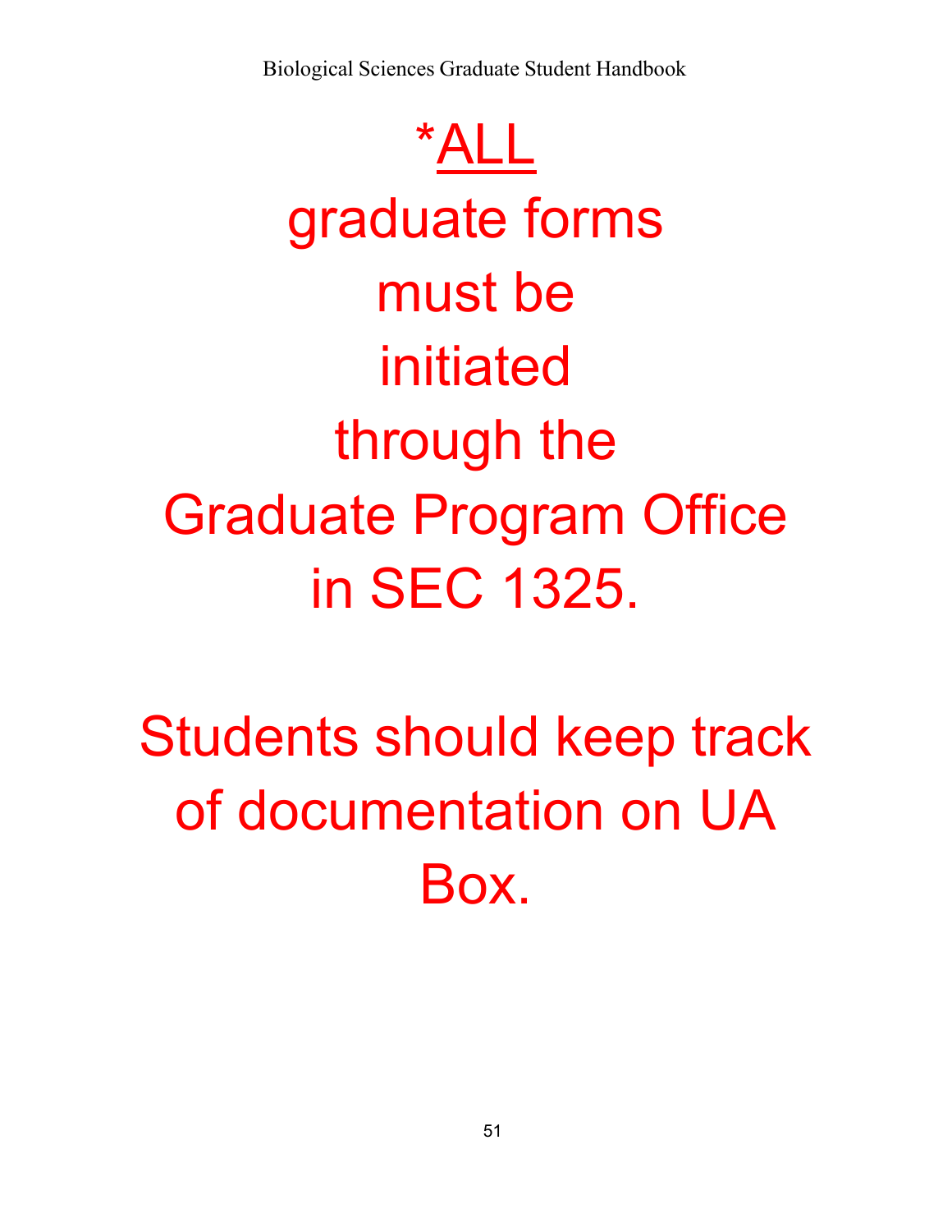*<u>ALL</u> graduate forms must be initiated through the Graduate Program Office in SEC 1325.

Students should keep track of documentation on UA Box.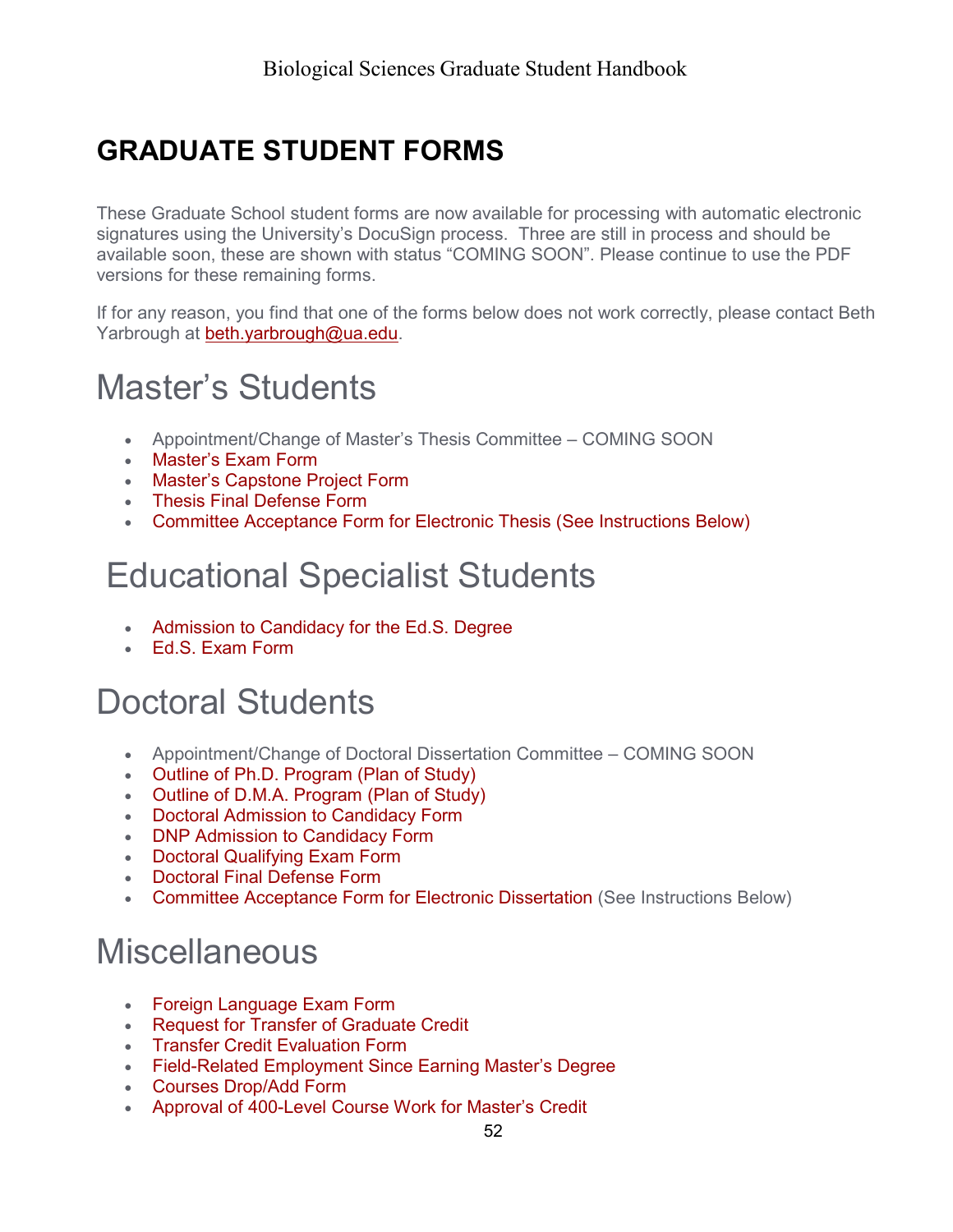# GRADUATE STUDENT FORMS

These Graduate School student forms are now available for processing with automatic electronic signatures using the University's DocuSign process. Three are still in process and should be available soon, these are shown with status "COMING SOON". Please continue to use the PDF versions for these remaining forms.

If for any reason, you find that one of the forms below does not work correctly, please contact Beth Yarbrough at beth.yarbrough@ua.edu.

## Master's Students

- Appointment/Change of Master's Thesis Committee – COMING SOON
- Master's Exam Form
- Master's Capstone Project Form
- Thesis Final Defense Form
- Committee Acceptance Form for Electronic Thesis (See Instructions Below)

## Educational Specialist Students

- Admission to Candidacy for the Ed.S. Degree
- Ed.S. Exam Form

## Doctoral Students

- Appointment/Change of Doctoral Dissertation Committee – COMING SOON
- Outline of Ph.D. Program (Plan of Study)
- Outline of D.M.A. Program (Plan of Study)
- Doctoral Admission to Candidacy Form
- DNP Admission to Candidacy Form
- Doctoral Qualifying Exam Form
- Doctoral Final Defense Form
- Committee Acceptance Form for Electronic Dissertation (See Instructions Below)

## Miscellaneous

- Foreign Language Exam Form
- Request for Transfer of Graduate Credit
- Transfer Credit Evaluation Form
- Field-Related Employment Since Earning Master's Degree
- Courses Drop/Add Form
- Approval of 400-Level Course Work for Master's Credit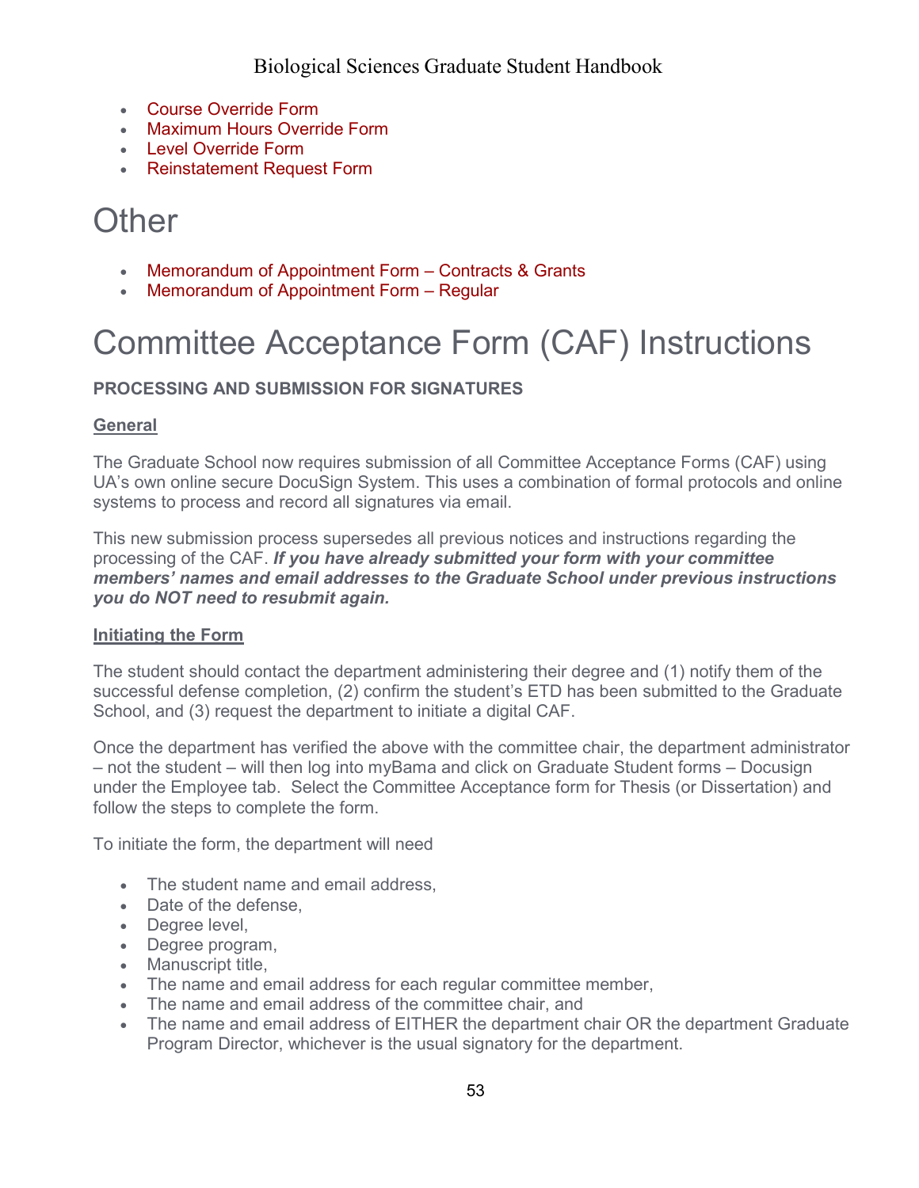- Course Override Form
- Maximum Hours Override Form
- Level Override Form
- Reinstatement Request Form

# Other

- Memorandum of Appointment Form – Contracts & Grants
- Memorandum of Appointment Form – Regular

# Committee Acceptance Form (CAF) Instructions

**PROCESSING AND SUBMISSION FOR SIGNATURES**

**General**

The Graduate School now requires submission of all Committee Acceptance Forms (CAF) using UA's own online secure DocuSign System. This uses a combination of formal protocols and online systems to process and record all signatures via email.

This new submission process supersedes all previous notices and instructions regarding the processing of the CAF. ***If you have already submitted your form with your committee members' names and email addresses to the Graduate School under previous instructions you do NOT need to resubmit again.***

**Initiating the Form**

The student should contact the department administering their degree and (1) notify them of the successful defense completion, (2) confirm the student's ETD has been submitted to the Graduate School, and (3) request the department to initiate a digital CAF.

Once the department has verified the above with the committee chair, the department administrator – not the student – will then log into myBama and click on Graduate Student forms – Docusign under the Employee tab. Select the Committee Acceptance form for Thesis (or Dissertation) and follow the steps to complete the form.

To initiate the form, the department will need

- The student name and email address,
- Date of the defense,
- Degree level,
- Degree program,
- Manuscript title,
- The name and email address for each regular committee member,
- The name and email address of the committee chair, and
- The name and email address of EITHER the department chair OR the department Graduate Program Director, whichever is the usual signatory for the department.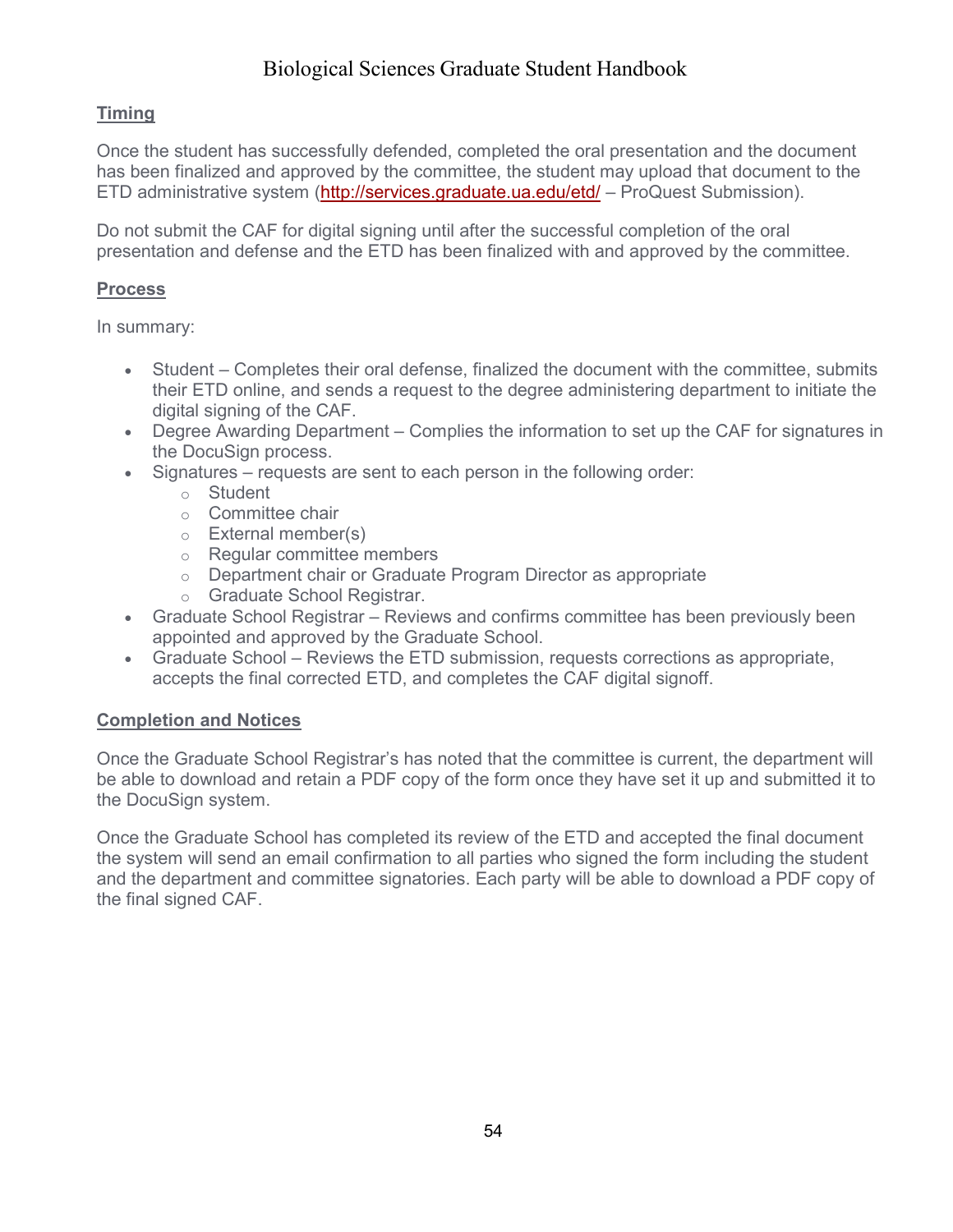## Timing

Once the student has successfully defended, completed the oral presentation and the document has been finalized and approved by the committee, the student may upload that document to the ETD administrative system (http://services.graduate.ua.edu/etd/ – ProQuest Submission).

Do not submit the CAF for digital signing until after the successful completion of the oral presentation and defense and the ETD has been finalized with and approved by the committee.

## Process

In summary:

- Student – Completes their oral defense, finalized the document with the committee, submits their ETD online, and sends a request to the degree administering department to initiate the digital signing of the CAF.
- Degree Awarding Department – Complies the information to set up the CAF for signatures in the DocuSign process.
- Signatures – requests are sent to each person in the following order:
  - Student
  - Committee chair
  - External member(s)
  - Regular committee members
  - Department chair or Graduate Program Director as appropriate
  - Graduate School Registrar.
- Graduate School Registrar – Reviews and confirms committee has been previously been appointed and approved by the Graduate School.
- Graduate School – Reviews the ETD submission, requests corrections as appropriate, accepts the final corrected ETD, and completes the CAF digital signoff.

## Completion and Notices

Once the Graduate School Registrar's has noted that the committee is current, the department will be able to download and retain a PDF copy of the form once they have set it up and submitted it to the DocuSign system.

Once the Graduate School has completed its review of the ETD and accepted the final document the system will send an email confirmation to all parties who signed the form including the student and the department and committee signatories. Each party will be able to download a PDF copy of the final signed CAF.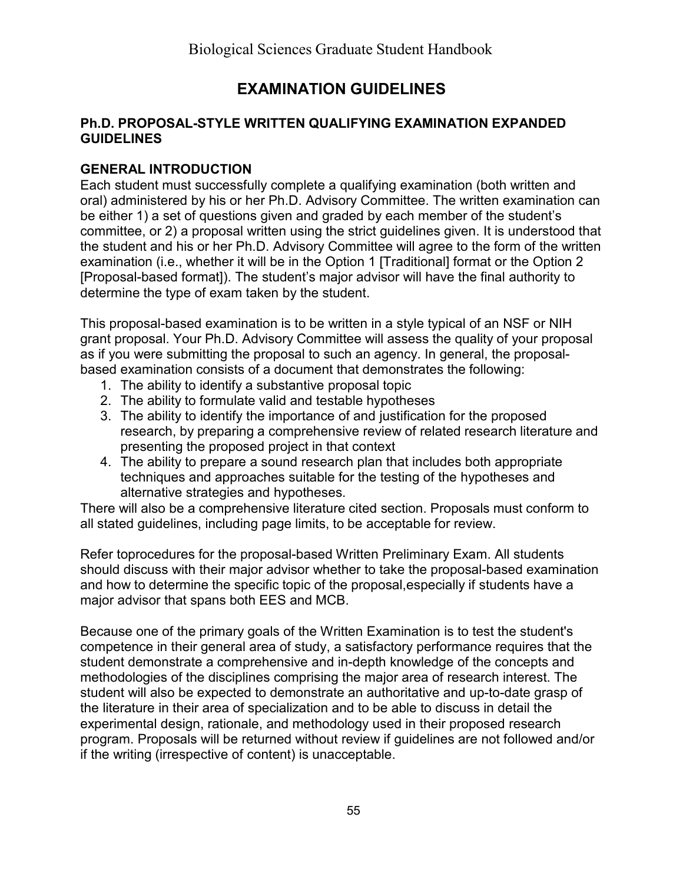# EXAMINATION GUIDELINES

## Ph.D. PROPOSAL-STYLE WRITTEN QUALIFYING EXAMINATION EXPANDED GUIDELINES

### GENERAL INTRODUCTION

Each student must successfully complete a qualifying examination (both written and oral) administered by his or her Ph.D. Advisory Committee. The written examination can be either 1) a set of questions given and graded by each member of the student's committee, or 2) a proposal written using the strict guidelines given. It is understood that the student and his or her Ph.D. Advisory Committee will agree to the form of the written examination (i.e., whether it will be in the Option 1 [Traditional] format or the Option 2 [Proposal-based format]). The student's major advisor will have the final authority to determine the type of exam taken by the student.

This proposal-based examination is to be written in a style typical of an NSF or NIH grant proposal. Your Ph.D. Advisory Committee will assess the quality of your proposal as if you were submitting the proposal to such an agency. In general, the proposal-based examination consists of a document that demonstrates the following:

1. The ability to identify a substantive proposal topic
2. The ability to formulate valid and testable hypotheses
3. The ability to identify the importance of and justification for the proposed research, by preparing a comprehensive review of related research literature and presenting the proposed project in that context
4. The ability to prepare a sound research plan that includes both appropriate techniques and approaches suitable for the testing of the hypotheses and alternative strategies and hypotheses.

There will also be a comprehensive literature cited section. Proposals must conform to all stated guidelines, including page limits, to be acceptable for review.

Refer toprocedures for the proposal-based Written Preliminary Exam. All students should discuss with their major advisor whether to take the proposal-based examination and how to determine the specific topic of the proposal,especially if students have a major advisor that spans both EES and MCB.

Because one of the primary goals of the Written Examination is to test the student's competence in their general area of study, a satisfactory performance requires that the student demonstrate a comprehensive and in-depth knowledge of the concepts and methodologies of the disciplines comprising the major area of research interest. The student will also be expected to demonstrate an authoritative and up-to-date grasp of the literature in their area of specialization and to be able to discuss in detail the experimental design, rationale, and methodology used in their proposed research program. Proposals will be returned without review if guidelines are not followed and/or if the writing (irrespective of content) is unacceptable.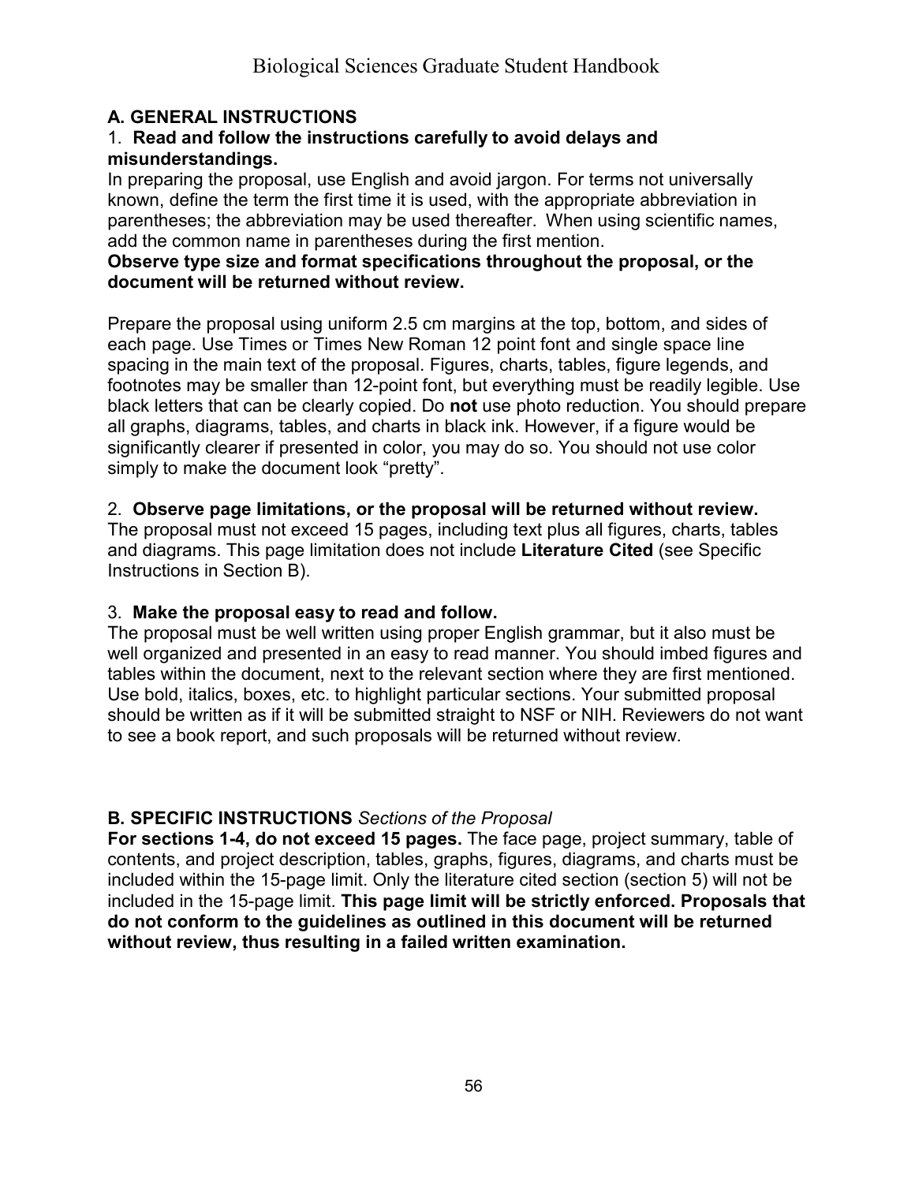## A. GENERAL INSTRUCTIONS

1. **Read and follow the instructions carefully to avoid delays and misunderstandings.**

In preparing the proposal, use English and avoid jargon. For terms not universally known, define the term the first time it is used, with the appropriate abbreviation in parentheses; the abbreviation may be used thereafter. When using scientific names, add the common name in parentheses during the first mention.

**Observe type size and format specifications throughout the proposal, or the document will be returned without review.**

Prepare the proposal using uniform 2.5 cm margins at the top, bottom, and sides of each page. Use Times or Times New Roman 12 point font and single space line spacing in the main text of the proposal. Figures, charts, tables, figure legends, and footnotes may be smaller than 12-point font, but everything must be readily legible. Use black letters that can be clearly copied. Do **not** use photo reduction. You should prepare all graphs, diagrams, tables, and charts in black ink. However, if a figure would be significantly clearer if presented in color, you may do so. You should not use color simply to make the document look “pretty”.

2. **Observe page limitations, or the proposal will be returned without review.**

The proposal must not exceed 15 pages, including text plus all figures, charts, tables and diagrams. This page limitation does not include **Literature Cited** (see Specific Instructions in Section B).

3. **Make the proposal easy to read and follow.**

The proposal must be well written using proper English grammar, but it also must be well organized and presented in an easy to read manner. You should imbed figures and tables within the document, next to the relevant section where they are first mentioned. Use bold, italics, boxes, etc. to highlight particular sections. Your submitted proposal should be written as if it will be submitted straight to NSF or NIH. Reviewers do not want to see a book report, and such proposals will be returned without review.

## B. SPECIFIC INSTRUCTIONS *Sections of the Proposal*

**For sections 1-4, do not exceed 15 pages.** The face page, project summary, table of contents, and project description, tables, graphs, figures, diagrams, and charts must be included within the 15-page limit. Only the literature cited section (section 5) will not be included in the 15-page limit. **This page limit will be strictly enforced. Proposals that do not conform to the guidelines as outlined in this document will be returned without review, thus resulting in a failed written examination.**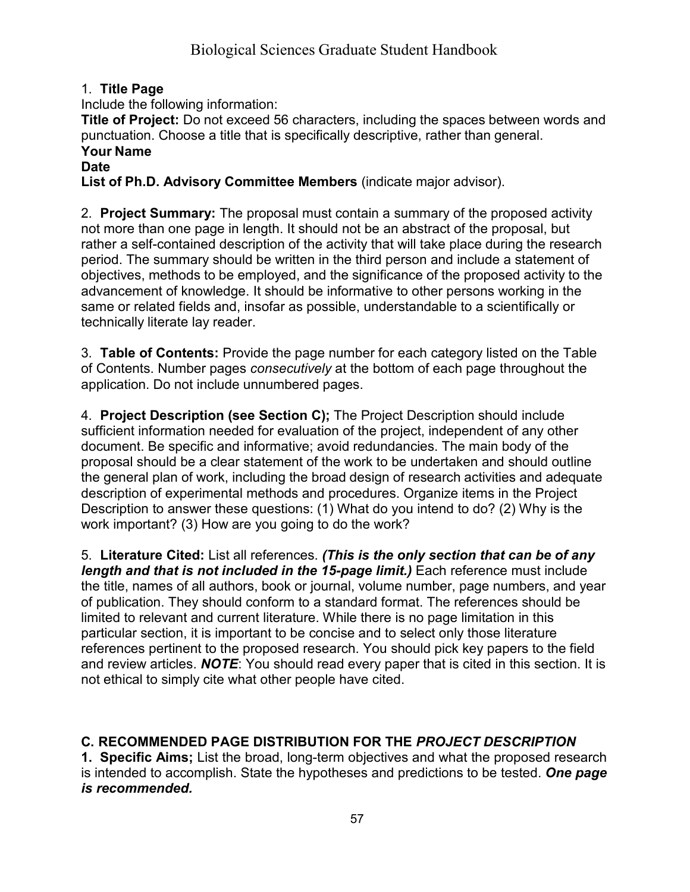1. **Title Page**

Include the following information:

**Title of Project:** Do not exceed 56 characters, including the spaces between words and punctuation. Choose a title that is specifically descriptive, rather than general.

**Your Name**

**Date**

**List of Ph.D. Advisory Committee Members** (indicate major advisor).

2. **Project Summary:** The proposal must contain a summary of the proposed activity not more than one page in length. It should not be an abstract of the proposal, but rather a self-contained description of the activity that will take place during the research period. The summary should be written in the third person and include a statement of objectives, methods to be employed, and the significance of the proposed activity to the advancement of knowledge. It should be informative to other persons working in the same or related fields and, insofar as possible, understandable to a scientifically or technically literate lay reader.

3. **Table of Contents:** Provide the page number for each category listed on the Table of Contents. Number pages *consecutively* at the bottom of each page throughout the application. Do not include unnumbered pages.

4. **Project Description (see Section C);** The Project Description should include sufficient information needed for evaluation of the project, independent of any other document. Be specific and informative; avoid redundancies. The main body of the proposal should be a clear statement of the work to be undertaken and should outline the general plan of work, including the broad design of research activities and adequate description of experimental methods and procedures. Organize items in the Project Description to answer these questions: (1) What do you intend to do? (2) Why is the work important? (3) How are you going to do the work?

5. **Literature Cited:** List all references. ***(This is the only section that can be of any length and that is not included in the 15-page limit.)*** Each reference must include the title, names of all authors, book or journal, volume number, page numbers, and year of publication. They should conform to a standard format. The references should be limited to relevant and current literature. While there is no page limitation in this particular section, it is important to be concise and to select only those literature references pertinent to the proposed research. You should pick key papers to the field and review articles. ***NOTE***: You should read every paper that is cited in this section. It is not ethical to simply cite what other people have cited.

### C. RECOMMENDED PAGE DISTRIBUTION FOR THE *PROJECT DESCRIPTION*

**1. Specific Aims;** List the broad, long-term objectives and what the proposed research is intended to accomplish. State the hypotheses and predictions to be tested. ***One page is recommended.***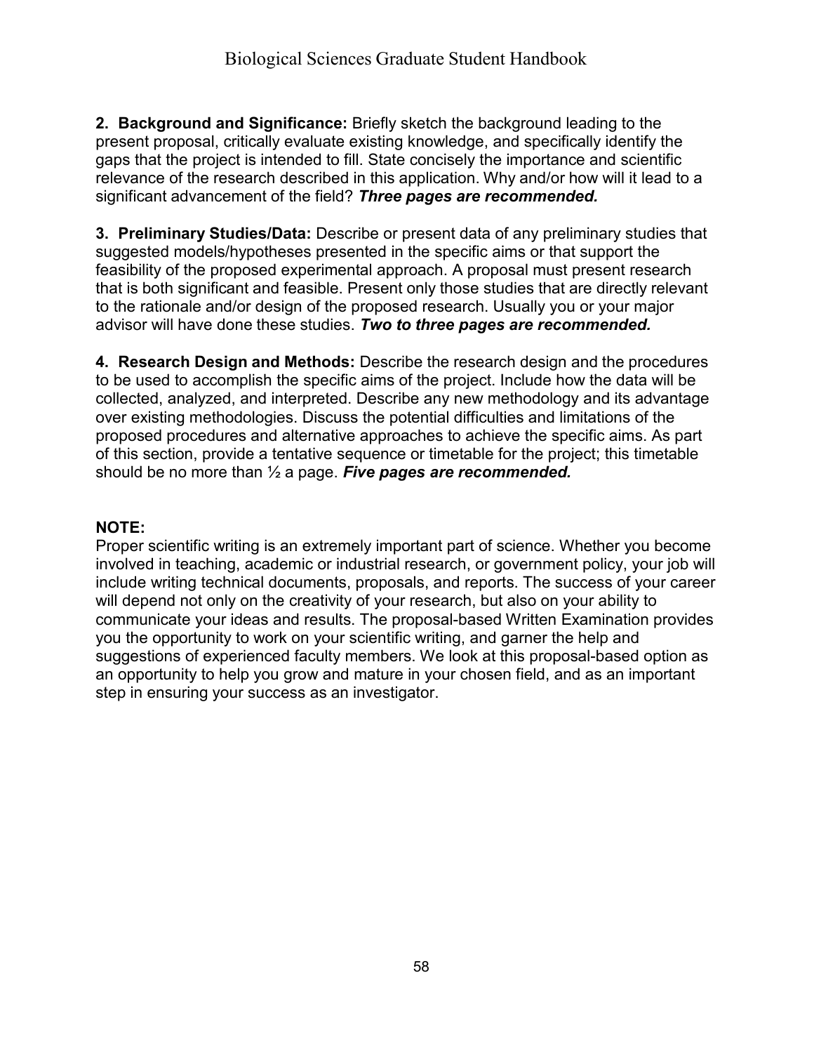**2. Background and Significance:** Briefly sketch the background leading to the present proposal, critically evaluate existing knowledge, and specifically identify the gaps that the project is intended to fill. State concisely the importance and scientific relevance of the research described in this application. Why and/or how will it lead to a significant advancement of the field? ***Three pages are recommended.***

**3. Preliminary Studies/Data:** Describe or present data of any preliminary studies that suggested models/hypotheses presented in the specific aims or that support the feasibility of the proposed experimental approach. A proposal must present research that is both significant and feasible. Present only those studies that are directly relevant to the rationale and/or design of the proposed research. Usually you or your major advisor will have done these studies. ***Two to three pages are recommended.***

**4. Research Design and Methods:** Describe the research design and the procedures to be used to accomplish the specific aims of the project. Include how the data will be collected, analyzed, and interpreted. Describe any new methodology and its advantage over existing methodologies. Discuss the potential difficulties and limitations of the proposed procedures and alternative approaches to achieve the specific aims. As part of this section, provide a tentative sequence or timetable for the project; this timetable should be no more than ½ a page. ***Five pages are recommended.***

**NOTE:**

Proper scientific writing is an extremely important part of science. Whether you become involved in teaching, academic or industrial research, or government policy, your job will include writing technical documents, proposals, and reports. The success of your career will depend not only on the creativity of your research, but also on your ability to communicate your ideas and results. The proposal-based Written Examination provides you the opportunity to work on your scientific writing, and garner the help and suggestions of experienced faculty members. We look at this proposal-based option as an opportunity to help you grow and mature in your chosen field, and as an important step in ensuring your success as an investigator.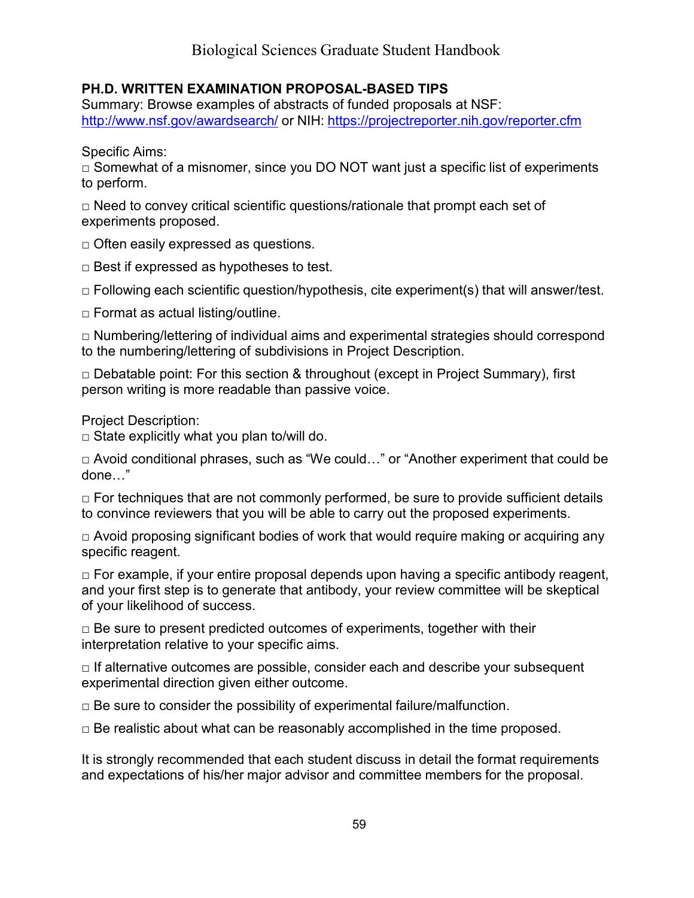## PH.D. WRITTEN EXAMINATION PROPOSAL-BASED TIPS

Summary: Browse examples of abstracts of funded proposals at NSF: http://www.nsf.gov/awardsearch/ or NIH: https://projectreporter.nih.gov/reporter.cfm

Specific Aims:

- Somewhat of a misnomer, since you DO NOT want just a specific list of experiments to perform.
- Need to convey critical scientific questions/rationale that prompt each set of experiments proposed.
- Often easily expressed as questions.
- Best if expressed as hypotheses to test.
- Following each scientific question/hypothesis, cite experiment(s) that will answer/test.
- Format as actual listing/outline.
- Numbering/lettering of individual aims and experimental strategies should correspond to the numbering/lettering of subdivisions in Project Description.
- Debatable point: For this section & throughout (except in Project Summary), first person writing is more readable than passive voice.

Project Description:

- State explicitly what you plan to/will do.
- Avoid conditional phrases, such as "We could…" or "Another experiment that could be done…"
- For techniques that are not commonly performed, be sure to provide sufficient details to convince reviewers that you will be able to carry out the proposed experiments.
- Avoid proposing significant bodies of work that would require making or acquiring any specific reagent.
- For example, if your entire proposal depends upon having a specific antibody reagent, and your first step is to generate that antibody, your review committee will be skeptical of your likelihood of success.
- Be sure to present predicted outcomes of experiments, together with their interpretation relative to your specific aims.
- If alternative outcomes are possible, consider each and describe your subsequent experimental direction given either outcome.
- Be sure to consider the possibility of experimental failure/malfunction.
- Be realistic about what can be reasonably accomplished in the time proposed.

It is strongly recommended that each student discuss in detail the format requirements and expectations of his/her major advisor and committee members for the proposal.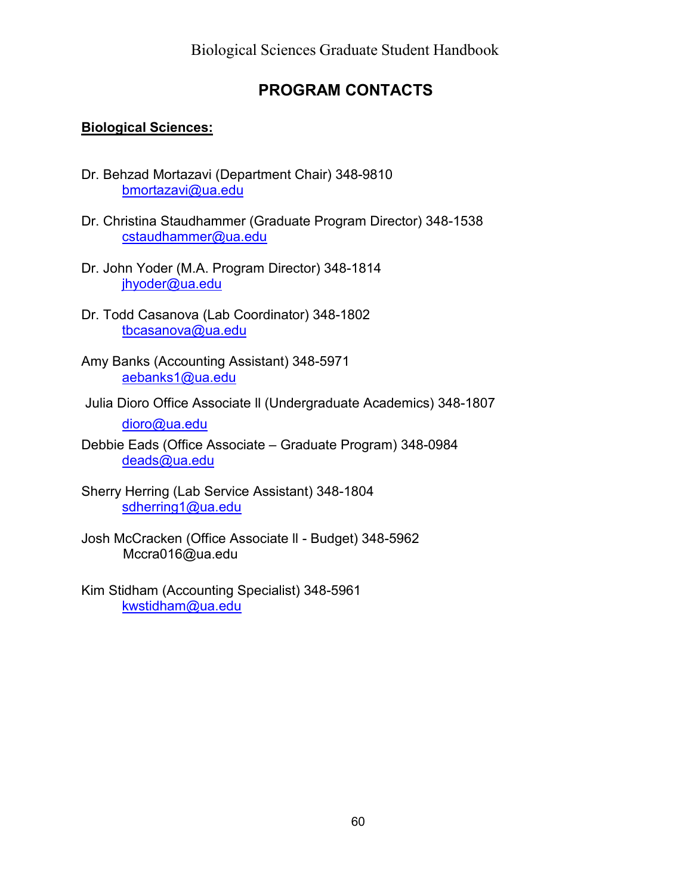## PROGRAM CONTACTS

**<u>Biological Sciences:</u>**

Dr. Behzad Mortazavi (Department Chair) 348-9810
bmortazavi@ua.edu

Dr. Christina Staudhammer (Graduate Program Director) 348-1538
cstaudhammer@ua.edu

Dr. John Yoder (M.A. Program Director) 348-1814
jhyoder@ua.edu

Dr. Todd Casanova (Lab Coordinator) 348-1802
tbcasanova@ua.edu

Amy Banks (Accounting Assistant) 348-5971
aebanks1@ua.edu

Julia Dioro Office Associate ll (Undergraduate Academics) 348-1807
dioro@ua.edu

Debbie Eads (Office Associate – Graduate Program) 348-0984
deads@ua.edu

Sherry Herring (Lab Service Assistant) 348-1804
sdherring1@ua.edu

Josh McCracken (Office Associate ll - Budget) 348-5962
Mccra016@ua.edu

Kim Stidham (Accounting Specialist) 348-5961
kwstidham@ua.edu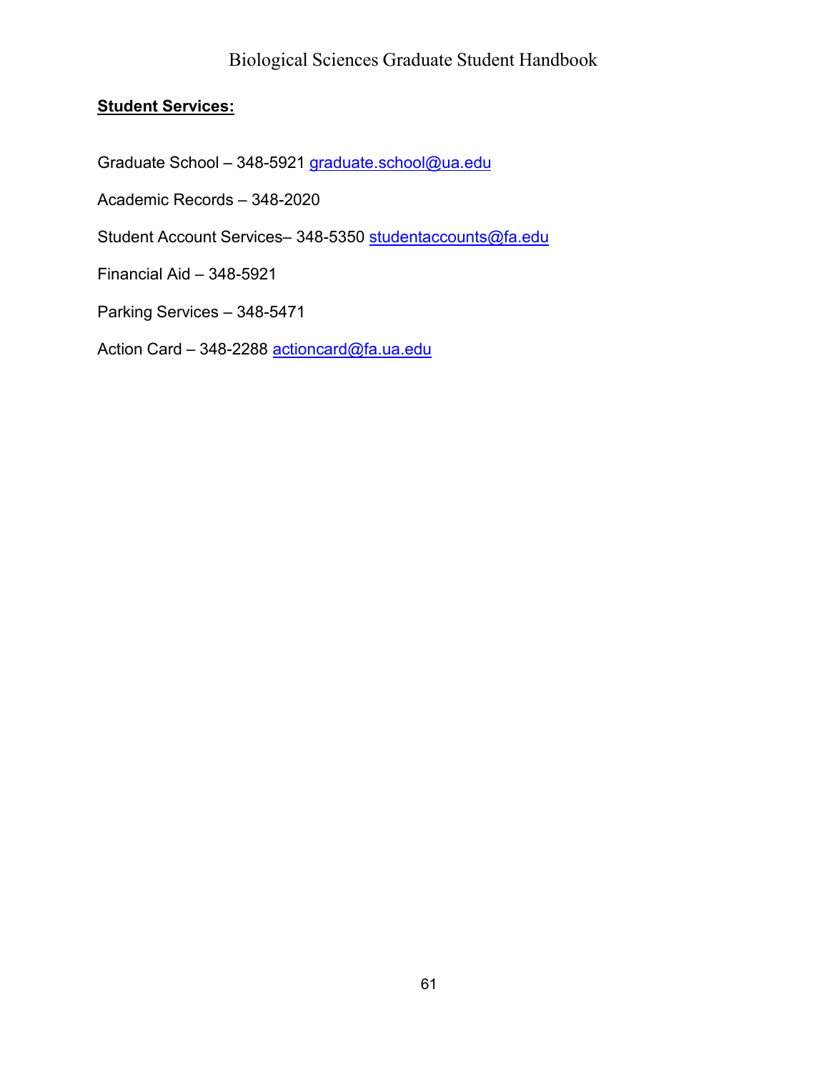## Student Services:

Graduate School – 348-5921 graduate.school@ua.edu

Academic Records – 348-2020

Student Account Services– 348-5350 studentaccounts@fa.edu

Financial Aid – 348-5921

Parking Services – 348-5471

Action Card – 348-2288 actioncard@fa.ua.edu